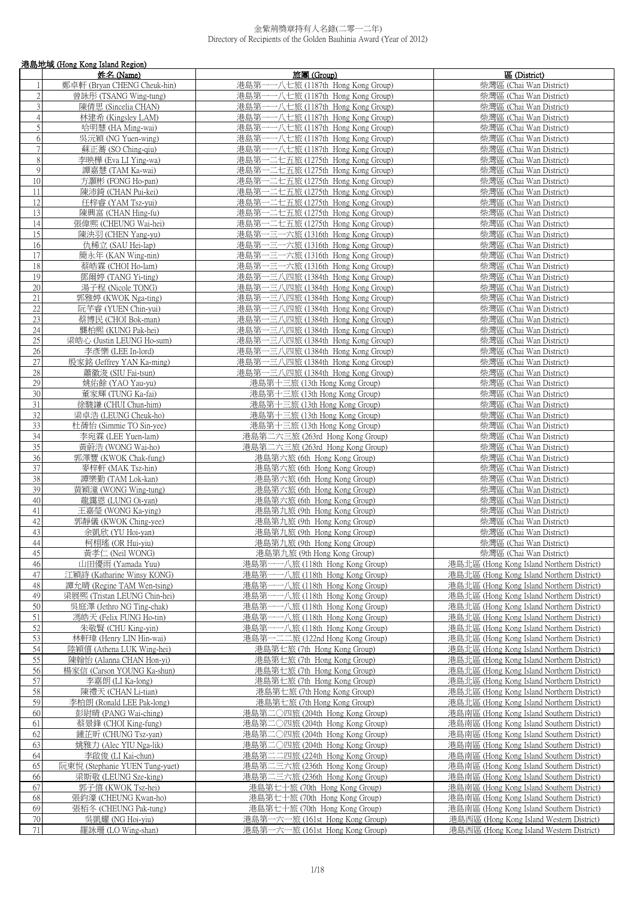# 金紫荊獎章持有人名錄(二零一二年)
Directory of Recipients of the Golden Bauhinia Award (Year of 2012)

## 港島地域 (Hong Kong Island Region)

| | 姓名 (Name) | 旅團 (Group) | 區 (District) |
|---|---|---|---|
| 1 | 鄭卓軒 (Bryan CHENG Cheuk-hin) | 港島第一一八七旅 (1187th Hong Kong Group) | 柴灣區 (Chai Wan District) |
| 2 | 曾詠彤 (TSANG Wing-tung) | 港島第一一八七旅 (1187th Hong Kong Group) | 柴灣區 (Chai Wan District) |
| 3 | 陳倩思 (Sincelia CHAN) | 港島第一一八七旅 (1187th Hong Kong Group) | 柴灣區 (Chai Wan District) |
| 4 | 林建希 (Kingsley LAM) | 港島第一一八七旅 (1187th Hong Kong Group) | 柴灣區 (Chai Wan District) |
| 5 | 哈明慧 (HA Ming-wai) | 港島第一一八七旅 (1187th Hong Kong Group) | 柴灣區 (Chai Wan District) |
| 6 | 吳沅穎 (NG Yuen-wing) | 港島第一一八七旅 (1187th Hong Kong Group) | 柴灣區 (Chai Wan District) |
| 7 | 蘇正蕎 (SO Ching-qiu) | 港島第一一八七旅 (1187th Hong Kong Group) | 柴灣區 (Chai Wan District) |
| 8 | 李映樺 (Eva LI Ying-wa) | 港島第一二七五旅 (1275th Hong Kong Group) | 柴灣區 (Chai Wan District) |
| 9 | 譚嘉慧 (TAM Ka-wai) | 港島第一二七五旅 (1275th Hong Kong Group) | 柴灣區 (Chai Wan District) |
| 10 | 方灝彬 (FONG Ho-pan) | 港島第一二七五旅 (1275th Hong Kong Group) | 柴灣區 (Chai Wan District) |
| 11 | 陳沛錡 (CHAN Pui-kei) | 港島第一二七五旅 (1275th Hong Kong Group) | 柴灣區 (Chai Wan District) |
| 12 | 任梓睿 (YAM Tsz-yui) | 港島第一二七五旅 (1275th Hong Kong Group) | 柴灣區 (Chai Wan District) |
| 13 | 陳興富 (CHAN Hing-fu) | 港島第一二七五旅 (1275th Hong Kong Group) | 柴灣區 (Chai Wan District) |
| 14 | 張偉熙 (CHEUNG Wai-hei) | 港島第一二七五旅 (1275th Hong Kong Group) | 柴灣區 (Chai Wan District) |
| 15 | 陳泱羽 (CHEN Yang-yu) | 港島第一三一六旅 (1316th Hong Kong Group) | 柴灣區 (Chai Wan District) |
| 16 | 仇稀立 (SAU Hei-lap) | 港島第一三一六旅 (1316th Hong Kong Group) | 柴灣區 (Chai Wan District) |
| 17 | 簡永年 (KAN Wing-nin) | 港島第一三一六旅 (1316th Hong Kong Group) | 柴灣區 (Chai Wan District) |
| 18 | 蔡皓霖 (CHOI Ho-lam) | 港島第一三一六旅 (1316th Hong Kong Group) | 柴灣區 (Chai Wan District) |
| 19 | 鄧爾婷 (TANG Yi-ting) | 港島第一三八四旅 (1384th Hong Kong Group) | 柴灣區 (Chai Wan District) |
| 20 | 湯子程 (Nicole TONG) | 港島第一三八四旅 (1384th Hong Kong Group) | 柴灣區 (Chai Wan District) |
| 21 | 郭雅婷 (KWOK Nga-ting) | 港島第一三八四旅 (1384th Hong Kong Group) | 柴灣區 (Chai Wan District) |
| 22 | 阮芊睿 (YUEN Chin-yui) | 港島第一三八四旅 (1384th Hong Kong Group) | 柴灣區 (Chai Wan District) |
| 23 | 蔡博民 (CHOI Bok-man) | 港島第一三八四旅 (1384th Hong Kong Group) | 柴灣區 (Chai Wan District) |
| 24 | 龔柏熙 (KUNG Pak-hei) | 港島第一三八四旅 (1384th Hong Kong Group) | 柴灣區 (Chai Wan District) |
| 25 | 梁皓心 (Justin LEUNG Ho-sum) | 港島第一三八四旅 (1384th Hong Kong Group) | 柴灣區 (Chai Wan District) |
| 26 | 李彥樂 (LEE In-lord) | 港島第一三八四旅 (1384th Hong Kong Group) | 柴灣區 (Chai Wan District) |
| 27 | 殷家銘 (Jeffrey YAN Ka-ming) | 港島第一三八四旅 (1384th Hong Kong Group) | 柴灣區 (Chai Wan District) |
| 28 | 蕭徽浚 (SIU Fai-tsun) | 港島第一三八四旅 (1384th Hong Kong Group) | 柴灣區 (Chai Wan District) |
| 29 | 姚佑餘 (YAO Yau-yu) | 港島第十三旅 (13th Hong Kong Group) | 柴灣區 (Chai Wan District) |
| 30 | 董家輝 (TUNG Ka-fai) | 港島第十三旅 (13th Hong Kong Group) | 柴灣區 (Chai Wan District) |
| 31 | 徐駿謙 (CHUI Chun-him) | 港島第十三旅 (13th Hong Kong Group) | 柴灣區 (Chai Wan District) |
| 32 | 梁卓浩 (LEUNG Cheuk-ho) | 港島第十三旅 (13th Hong Kong Group) | 柴灣區 (Chai Wan District) |
| 33 | 杜蒨怡 (Simmie TO Sin-yee) | 港島第十三旅 (13th Hong Kong Group) | 柴灣區 (Chai Wan District) |
| 34 | 李宛霖 (LEE Yuen-lam) | 港島第二六三旅 (263rd Hong Kong Group) | 柴灣區 (Chai Wan District) |
| 35 | 黃蔚浩 (WONG Wai-ho) | 港島第二六三旅 (263rd Hong Kong Group) | 柴灣區 (Chai Wan District) |
| 36 | 郭澤豐 (KWOK Chak-fung) | 港島第六旅 (6th Hong Kong Group) | 柴灣區 (Chai Wan District) |
| 37 | 麥梓軒 (MAK Tsz-hin) | 港島第六旅 (6th Hong Kong Group) | 柴灣區 (Chai Wan District) |
| 38 | 譚樂勤 (TAM Lok-kan) | 港島第六旅 (6th Hong Kong Group) | 柴灣區 (Chai Wan District) |
| 39 | 黃穎潼 (WONG Wing-tung) | 港島第六旅 (6th Hong Kong Group) | 柴灣區 (Chai Wan District) |
| 40 | 龍靄恩 (LUNG Oi-yan) | 港島第六旅 (6th Hong Kong Group) | 柴灣區 (Chai Wan District) |
| 41 | 王嘉瑩 (WONG Ka-ying) | 港島第九旅 (9th Hong Kong Group) | 柴灣區 (Chai Wan District) |
| 42 | 郭靜儀 (KWOK Ching-yee) | 港島第九旅 (9th Hong Kong Group) | 柴灣區 (Chai Wan District) |
| 43 | 余凱欣 (YU Hoi-yan) | 港島第九旅 (9th Hong Kong Group) | 柴灣區 (Chai Wan District) |
| 44 | 柯栩瑤 (OR Hui-yiu) | 港島第九旅 (9th Hong Kong Group) | 柴灣區 (Chai Wan District) |
| 45 | 黃孝仁 (Neil WONG) | 港島第九旅 (9th Hong Kong Group) | 柴灣區 (Chai Wan District) |
| 46 | 山田優雨 (Yamada Yuu) | 港島第一一八旅 (118th Hong Kong Group) | 港島北區 (Hong Kong Island Northern District) |
| 47 | 江穎詩 (Katharine Winsy KONG) | 港島第一一八旅 (118th Hong Kong Group) | 港島北區 (Hong Kong Island Northern District) |
| 48 | 譚允晴 (Regine TAM Wen-tsing) | 港島第一一八旅 (118th Hong Kong Group) | 港島北區 (Hong Kong Island Northern District) |
| 49 | 梁展熙 (Tristan LEUNG Chin-hei) | 港島第一一八旅 (118th Hong Kong Group) | 港島北區 (Hong Kong Island Northern District) |
| 50 | 吳庭澤 (Jethro NG Ting-chak) | 港島第一一八旅 (118th Hong Kong Group) | 港島北區 (Hong Kong Island Northern District) |
| 51 | 馮皓天 (Felix FUNG Ho-tin) | 港島第一一八旅 (118th Hong Kong Group) | 港島北區 (Hong Kong Island Northern District) |
| 52 | 朱敬賢 (CHU King-yin) | 港島第一一八旅 (118th Hong Kong Group) | 港島北區 (Hong Kong Island Northern District) |
| 53 | 林軒瑋 (Henry LIN Hin-wai) | 港島第一二二旅 (122nd Hong Kong Group) | 港島北區 (Hong Kong Island Northern District) |
| 54 | 陸穎僖 (Athena LUK Wing-hei) | 港島第七旅 (7th Hong Kong Group) | 港島北區 (Hong Kong Island Northern District) |
| 55 | 陳翰怡 (Alanna CHAN Hon-yi) | 港島第七旅 (7th Hong Kong Group) | 港島北區 (Hong Kong Island Northern District) |
| 56 | 楊家信 (Carson YOUNG Ka-shun) | 港島第七旅 (7th Hong Kong Group) | 港島北區 (Hong Kong Island Northern District) |
| 57 | 李嘉朗 (LI Ka-long) | 港島第七旅 (7th Hong Kong Group) | 港島北區 (Hong Kong Island Northern District) |
| 58 | 陳禮天 (CHAN Li-tian) | 港島第七旅 (7th Hong Kong Group) | 港島北區 (Hong Kong Island Northern District) |
| 59 | 李柏朗 (Ronald LEE Pak-long) | 港島第七旅 (7th Hong Kong Group) | 港島北區 (Hong Kong Island Northern District) |
| 60 | 彭尉晴 (PANG Wai-ching) | 港島第二〇四旅 (204th Hong Kong Group) | 港島南區 (Hong Kong Island Southern District) |
| 61 | 蔡景鋒 (CHOI King-fung) | 港島第二〇四旅 (204th Hong Kong Group) | 港島南區 (Hong Kong Island Southern District) |
| 62 | 鍾芷昕 (CHUNG Tsz-yan) | 港島第二〇四旅 (204th Hong Kong Group) | 港島南區 (Hong Kong Island Southern District) |
| 63 | 姚雅力 (Alec YIU Nga-lik) | 港島第二〇四旅 (204th Hong Kong Group) | 港島南區 (Hong Kong Island Southern District) |
| 64 | 李啟俊 (LI Kai-chun) | 港島第二二四旅 (224th Hong Kong Group) | 港島南區 (Hong Kong Island Southern District) |
| 65 | 阮東悅 (Stephanie YUEN Tung-yuet) | 港島第二三六旅 (236th Hong Kong Group) | 港島南區 (Hong Kong Island Southern District) |
| 66 | 梁斯敬 (LEUNG Sze-king) | 港島第二三六旅 (236th Hong Kong Group) | 港島南區 (Hong Kong Island Southern District) |
| 67 | 郭子僖 (KWOK Tsz-hei) | 港島第七十旅 (70th Hong Kong Group) | 港島南區 (Hong Kong Island Southern District) |
| 68 | 張鈞濠 (CHEUNG Kwan-ho) | 港島第七十旅 (70th Hong Kong Group) | 港島南區 (Hong Kong Island Southern District) |
| 69 | 張栢冬 (CHEUNG Pak-tung) | 港島第七十旅 (70th Hong Kong Group) | 港島南區 (Hong Kong Island Southern District) |
| 70 | 吳凱耀 (NG Hoi-yiu) | 港島第一六一旅 (161st Hong Kong Group) | 港島西區 (Hong Kong Island Western District) |
| 71 | 羅詠珊 (LO Wing-shan) | 港島第一六一旅 (161st Hong Kong Group) | 港島西區 (Hong Kong Island Western District) |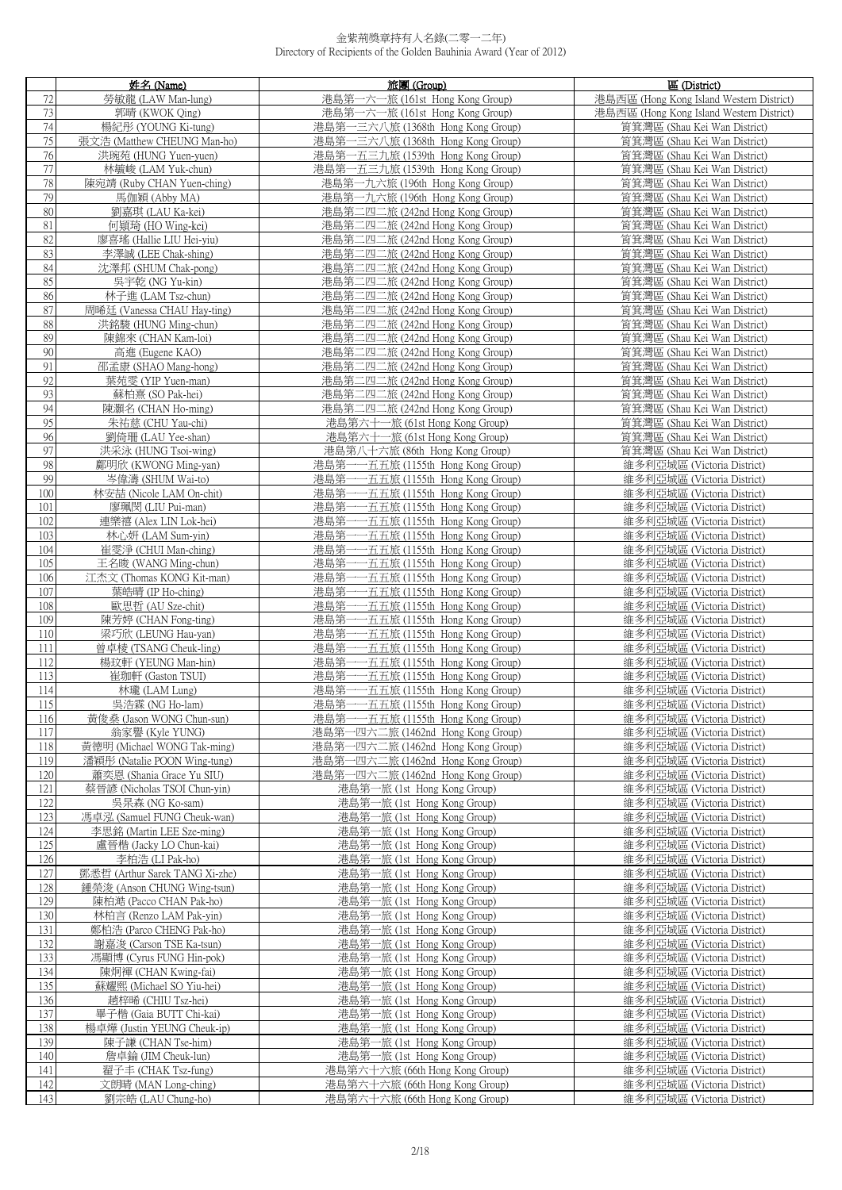金紫荊獎章持有人名錄(二零一二年)
Directory of Recipients of the Golden Bauhinia Award (Year of 2012)

| | 姓名 (Name) | 旅團 (Group) | 區 (District) |
|---|---|---|---|
| 72 | 勞敏龍 (LAW Man-lung) | 港島第一六一旅 (161st Hong Kong Group) | 港島西區 (Hong Kong Island Western District) |
| 73 | 郭晴 (KWOK Qing) | 港島第一六一旅 (161st Hong Kong Group) | 港島西區 (Hong Kong Island Western District) |
| 74 | 楊紀彤 (YOUNG Ki-tung) | 港島第一三六八旅 (1368th Hong Kong Group) | 筲箕灣區 (Shau Kei Wan District) |
| 75 | 張文浩 (Matthew CHEUNG Man-ho) | 港島第一三六八旅 (1368th Hong Kong Group) | 筲箕灣區 (Shau Kei Wan District) |
| 76 | 洪琬苑 (HUNG Yuen-yuen) | 港島第一五三九旅 (1539th Hong Kong Group) | 筲箕灣區 (Shau Kei Wan District) |
| 77 | 林毓峻 (LAM Yuk-chun) | 港島第一五三九旅 (1539th Hong Kong Group) | 筲箕灣區 (Shau Kei Wan District) |
| 78 | 陳宛靖 (Ruby CHAN Yuen-ching) | 港島第一九六旅 (196th Hong Kong Group) | 筲箕灣區 (Shau Kei Wan District) |
| 79 | 馬伽穎 (Abby MA) | 港島第一九六旅 (196th Hong Kong Group) | 筲箕灣區 (Shau Kei Wan District) |
| 80 | 劉嘉琪 (LAU Ka-kei) | 港島第二四二旅 (242nd Hong Kong Group) | 筲箕灣區 (Shau Kei Wan District) |
| 81 | 何穎琦 (HO Wing-kei) | 港島第二四二旅 (242nd Hong Kong Group) | 筲箕灣區 (Shau Kei Wan District) |
| 82 | 廖喜瑤 (Hallie LIU Hei-yiu) | 港島第二四二旅 (242nd Hong Kong Group) | 筲箕灣區 (Shau Kei Wan District) |
| 83 | 李澤誠 (LEE Chak-shing) | 港島第二四二旅 (242nd Hong Kong Group) | 筲箕灣區 (Shau Kei Wan District) |
| 84 | 沈澤邦 (SHUM Chak-pong) | 港島第二四二旅 (242nd Hong Kong Group) | 筲箕灣區 (Shau Kei Wan District) |
| 85 | 吳宇乾 (NG Yu-kin) | 港島第二四二旅 (242nd Hong Kong Group) | 筲箕灣區 (Shau Kei Wan District) |
| 86 | 林子進 (LAM Tsz-chun) | 港島第二四二旅 (242nd Hong Kong Group) | 筲箕灣區 (Shau Kei Wan District) |
| 87 | 周晞廷 (Vanessa CHAU Hay-ting) | 港島第二四二旅 (242nd Hong Kong Group) | 筲箕灣區 (Shau Kei Wan District) |
| 88 | 洪銘駿 (HUNG Ming-chun) | 港島第二四二旅 (242nd Hong Kong Group) | 筲箕灣區 (Shau Kei Wan District) |
| 89 | 陳錦來 (CHAN Kam-loi) | 港島第二四二旅 (242nd Hong Kong Group) | 筲箕灣區 (Shau Kei Wan District) |
| 90 | 高進 (Eugene KAO) | 港島第二四二旅 (242nd Hong Kong Group) | 筲箕灣區 (Shau Kei Wan District) |
| 91 | 邵孟康 (SHAO Mang-hong) | 港島第二四二旅 (242nd Hong Kong Group) | 筲箕灣區 (Shau Kei Wan District) |
| 92 | 葉苑雯 (YIP Yuen-man) | 港島第二四二旅 (242nd Hong Kong Group) | 筲箕灣區 (Shau Kei Wan District) |
| 93 | 蘇柏熹 (SO Pak-hei) | 港島第二四二旅 (242nd Hong Kong Group) | 筲箕灣區 (Shau Kei Wan District) |
| 94 | 陳灝名 (CHAN Ho-ming) | 港島第二四二旅 (242nd Hong Kong Group) | 筲箕灣區 (Shau Kei Wan District) |
| 95 | 朱祐慈 (CHU Yau-chi) | 港島第六十一旅 (61st Hong Kong Group) | 筲箕灣區 (Shau Kei Wan District) |
| 96 | 劉倚珊 (LAU Yee-shan) | 港島第六十一旅 (61st Hong Kong Group) | 筲箕灣區 (Shau Kei Wan District) |
| 97 | 洪采泳 (HUNG Tsoi-wing) | 港島第八十六旅 (86th Hong Kong Group) | 筲箕灣區 (Shau Kei Wan District) |
| 98 | 鄺明欣 (KWONG Ming-yan) | 港島第一一五五旅 (1155th Hong Kong Group) | 維多利亞城區 (Victoria District) |
| 99 | 岑偉濤 (SHUM Wai-to) | 港島第一一五五旅 (1155th Hong Kong Group) | 維多利亞城區 (Victoria District) |
| 100 | 林安喆 (Nicole LAM On-chit) | 港島第一一五五旅 (1155th Hong Kong Group) | 維多利亞城區 (Victoria District) |
| 101 | 廖珮閔 (LIU Pui-man) | 港島第一一五五旅 (1155th Hong Kong Group) | 維多利亞城區 (Victoria District) |
| 102 | 連樂禧 (Alex LIN Lok-hei) | 港島第一一五五旅 (1155th Hong Kong Group) | 維多利亞城區 (Victoria District) |
| 103 | 林心妍 (LAM Sum-yin) | 港島第一一五五旅 (1155th Hong Kong Group) | 維多利亞城區 (Victoria District) |
| 104 | 崔雯淨 (CHUI Man-ching) | 港島第一一五五旅 (1155th Hong Kong Group) | 維多利亞城區 (Victoria District) |
| 105 | 王名晙 (WANG Ming-chun) | 港島第一一五五旅 (1155th Hong Kong Group) | 維多利亞城區 (Victoria District) |
| 106 | 江杰文 (Thomas KONG Kit-man) | 港島第一一五五旅 (1155th Hong Kong Group) | 維多利亞城區 (Victoria District) |
| 107 | 葉皓晴 (IP Ho-ching) | 港島第一一五五旅 (1155th Hong Kong Group) | 維多利亞城區 (Victoria District) |
| 108 | 歐思哲 (AU Sze-chit) | 港島第一一五五旅 (1155th Hong Kong Group) | 維多利亞城區 (Victoria District) |
| 109 | 陳芳婷 (CHAN Fong-ting) | 港島第一一五五旅 (1155th Hong Kong Group) | 維多利亞城區 (Victoria District) |
| 110 | 梁巧欣 (LEUNG Hau-yan) | 港島第一一五五旅 (1155th Hong Kong Group) | 維多利亞城區 (Victoria District) |
| 111 | 曾卓棱 (TSANG Cheuk-ling) | 港島第一一五五旅 (1155th Hong Kong Group) | 維多利亞城區 (Victoria District) |
| 112 | 楊玟軒 (YEUNG Man-hin) | 港島第一一五五旅 (1155th Hong Kong Group) | 維多利亞城區 (Victoria District) |
| 113 | 崔珈軒 (Gaston TSUI) | 港島第一一五五旅 (1155th Hong Kong Group) | 維多利亞城區 (Victoria District) |
| 114 | 林瓏 (LAM Lung) | 港島第一一五五旅 (1155th Hong Kong Group) | 維多利亞城區 (Victoria District) |
| 115 | 吳浩霖 (NG Ho-lam) | 港島第一一五五旅 (1155th Hong Kong Group) | 維多利亞城區 (Victoria District) |
| 116 | 黃俊燊 (Jason WONG Chun-sun) | 港島第一一五五旅 (1155th Hong Kong Group) | 維多利亞城區 (Victoria District) |
| 117 | 翁家響 (Kyle YUNG) | 港島第一四六二旅 (1462nd Hong Kong Group) | 維多利亞城區 (Victoria District) |
| 118 | 黃德明 (Michael WONG Tak-ming) | 港島第一四六二旅 (1462nd Hong Kong Group) | 維多利亞城區 (Victoria District) |
| 119 | 潘穎彤 (Natalie POON Wing-tung) | 港島第一四六二旅 (1462nd Hong Kong Group) | 維多利亞城區 (Victoria District) |
| 120 | 蕭奕恩 (Shania Grace Yu SIU) | 港島第一四六二旅 (1462nd Hong Kong Group) | 維多利亞城區 (Victoria District) |
| 121 | 蔡晉諺 (Nicholas TSOI Chun-yin) | 港島第一旅 (1st Hong Kong Group) | 維多利亞城區 (Victoria District) |
| 122 | 吳杲森 (NG Ko-sam) | 港島第一旅 (1st Hong Kong Group) | 維多利亞城區 (Victoria District) |
| 123 | 馮卓泓 (Samuel FUNG Cheuk-wan) | 港島第一旅 (1st Hong Kong Group) | 維多利亞城區 (Victoria District) |
| 124 | 李思銘 (Martin LEE Sze-ming) | 港島第一旅 (1st Hong Kong Group) | 維多利亞城區 (Victoria District) |
| 125 | 盧晉楷 (Jacky LO Chun-kai) | 港島第一旅 (1st Hong Kong Group) | 維多利亞城區 (Victoria District) |
| 126 | 李柏浩 (LI Pak-ho) | 港島第一旅 (1st Hong Kong Group) | 維多利亞城區 (Victoria District) |
| 127 | 鄧悉哲 (Arthur Sarek TANG Xi-zhe) | 港島第一旅 (1st Hong Kong Group) | 維多利亞城區 (Victoria District) |
| 128 | 鍾榮浚 (Anson CHUNG Wing-tsun) | 港島第一旅 (1st Hong Kong Group) | 維多利亞城區 (Victoria District) |
| 129 | 陳柏澔 (Pacco CHAN Pak-ho) | 港島第一旅 (1st Hong Kong Group) | 維多利亞城區 (Victoria District) |
| 130 | 林柏言 (Renzo LAM Pak-yin) | 港島第一旅 (1st Hong Kong Group) | 維多利亞城區 (Victoria District) |
| 131 | 鄭柏浩 (Parco CHENG Pak-ho) | 港島第一旅 (1st Hong Kong Group) | 維多利亞城區 (Victoria District) |
| 132 | 謝嘉浚 (Carson TSE Ka-tsun) | 港島第一旅 (1st Hong Kong Group) | 維多利亞城區 (Victoria District) |
| 133 | 馮顯博 (Cyrus FUNG Hin-pok) | 港島第一旅 (1st Hong Kong Group) | 維多利亞城區 (Victoria District) |
| 134 | 陳炯褌 (CHAN Kwing-fai) | 港島第一旅 (1st Hong Kong Group) | 維多利亞城區 (Victoria District) |
| 135 | 蘇耀熙 (Michael SO Yiu-hei) | 港島第一旅 (1st Hong Kong Group) | 維多利亞城區 (Victoria District) |
| 136 | 趙梓晞 (CHIU Tsz-hei) | 港島第一旅 (1st Hong Kong Group) | 維多利亞城區 (Victoria District) |
| 137 | 畢子楷 (Gaia BUTT Chi-kai) | 港島第一旅 (1st Hong Kong Group) | 維多利亞城區 (Victoria District) |
| 138 | 楊卓燁 (Justin YEUNG Cheuk-ip) | 港島第一旅 (1st Hong Kong Group) | 維多利亞城區 (Victoria District) |
| 139 | 陳子謙 (CHAN Tse-him) | 港島第一旅 (1st Hong Kong Group) | 維多利亞城區 (Victoria District) |
| 140 | 詹卓綸 (JIM Cheuk-lun) | 港島第一旅 (1st Hong Kong Group) | 維多利亞城區 (Victoria District) |
| 141 | 翟子丰 (CHAK Tsz-fung) | 港島第六十六旅 (66th Hong Kong Group) | 維多利亞城區 (Victoria District) |
| 142 | 文朗晴 (MAN Long-ching) | 港島第六十六旅 (66th Hong Kong Group) | 維多利亞城區 (Victoria District) |
| 143 | 劉宗皓 (LAU Chung-ho) | 港島第六十六旅 (66th Hong Kong Group) | 維多利亞城區 (Victoria District) |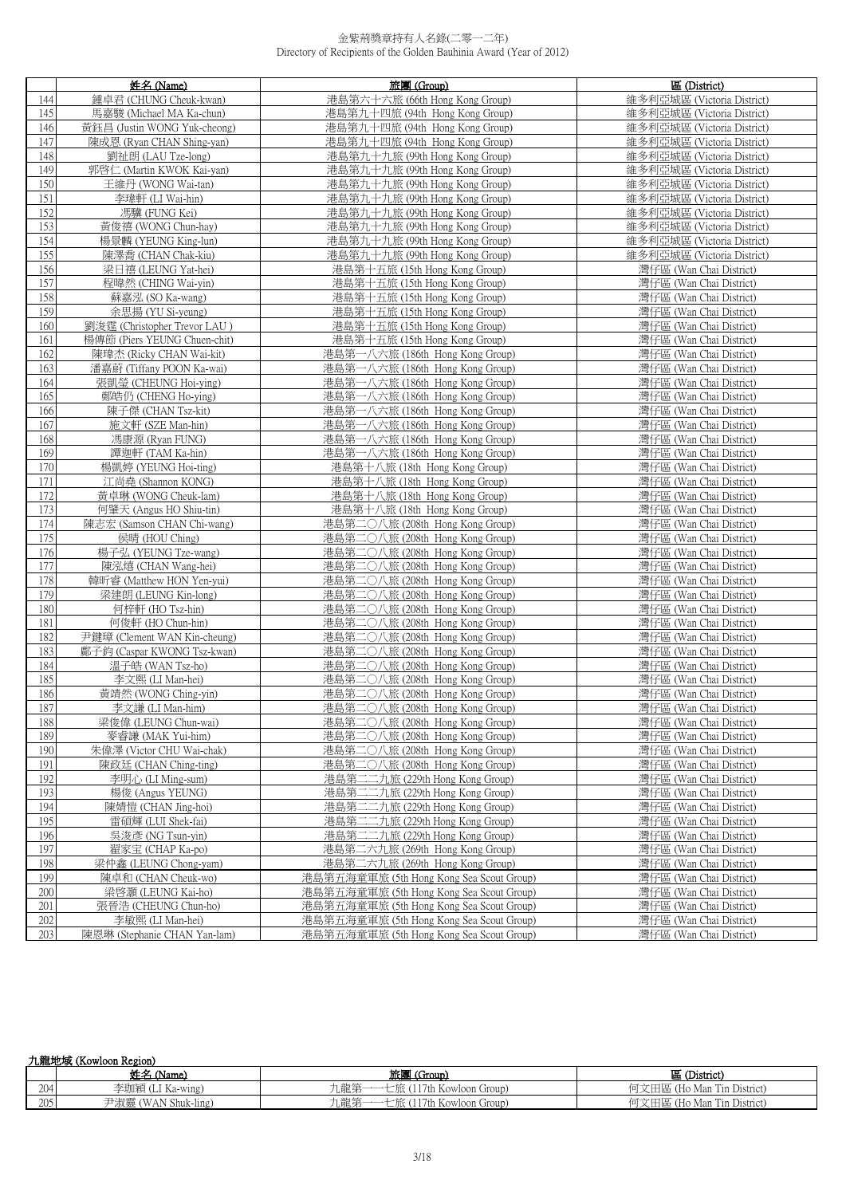| | 姓名 (Name) | 旅團 (Group) | 區 (District) |
|---|---|---|---|
| 144 | 鍾卓君 (CHUNG Cheuk-kwan) | 港島第六十六旅 (66th Hong Kong Group) | 維多利亞城區 (Victoria District) |
| 145 | 馬嘉駿 (Michael MA Ka-chun) | 港島第九十四旅 (94th Hong Kong Group) | 維多利亞城區 (Victoria District) |
| 146 | 黃鈺昌 (Justin WONG Yuk-cheong) | 港島第九十四旅 (94th Hong Kong Group) | 維多利亞城區 (Victoria District) |
| 147 | 陳成恩 (Ryan CHAN Shing-yan) | 港島第九十四旅 (94th Hong Kong Group) | 維多利亞城區 (Victoria District) |
| 148 | 劉祉朗 (LAU Tze-long) | 港島第九十九旅 (99th Hong Kong Group) | 維多利亞城區 (Victoria District) |
| 149 | 郭啓仁 (Martin KWOK Kai-yan) | 港島第九十九旅 (99th Hong Kong Group) | 維多利亞城區 (Victoria District) |
| 150 | 王維丹 (WONG Wai-tan) | 港島第九十九旅 (99th Hong Kong Group) | 維多利亞城區 (Victoria District) |
| 151 | 李瑋軒 (LI Wai-hin) | 港島第九十九旅 (99th Hong Kong Group) | 維多利亞城區 (Victoria District) |
| 152 | 馮驥 (FUNG Kei) | 港島第九十九旅 (99th Hong Kong Group) | 維多利亞城區 (Victoria District) |
| 153 | 黃俊禧 (WONG Chun-hay) | 港島第九十九旅 (99th Hong Kong Group) | 維多利亞城區 (Victoria District) |
| 154 | 楊景麟 (YEUNG King-lun) | 港島第九十九旅 (99th Hong Kong Group) | 維多利亞城區 (Victoria District) |
| 155 | 陳澤喬 (CHAN Chak-kiu) | 港島第九十九旅 (99th Hong Kong Group) | 維多利亞城區 (Victoria District) |
| 156 | 梁日禧 (LEUNG Yat-hei) | 港島第十五旅 (15th Hong Kong Group) | 灣仔區 (Wan Chai District) |
| 157 | 程暐然 (CHING Wai-yin) | 港島第十五旅 (15th Hong Kong Group) | 灣仔區 (Wan Chai District) |
| 158 | 蘇嘉泓 (SO Ka-wang) | 港島第十五旅 (15th Hong Kong Group) | 灣仔區 (Wan Chai District) |
| 159 | 余思揚 (YU Si-yeung) | 港島第十五旅 (15th Hong Kong Group) | 灣仔區 (Wan Chai District) |
| 160 | 劉浚霆 (Christopher Trevor LAU ) | 港島第十五旅 (15th Hong Kong Group) | 灣仔區 (Wan Chai District) |
| 161 | 楊傳節 (Piers YEUNG Chuen-chit) | 港島第十五旅 (15th Hong Kong Group) | 灣仔區 (Wan Chai District) |
| 162 | 陳瑋杰 (Ricky CHAN Wai-kit) | 港島第一八六旅 (186th Hong Kong Group) | 灣仔區 (Wan Chai District) |
| 163 | 潘嘉蔚 (Tiffany POON Ka-wai) | 港島第一八六旅 (186th Hong Kong Group) | 灣仔區 (Wan Chai District) |
| 164 | 張凱瑩 (CHEUNG Hoi-ying) | 港島第一八六旅 (186th Hong Kong Group) | 灣仔區 (Wan Chai District) |
| 165 | 鄭皓仍 (CHENG Ho-ying) | 港島第一八六旅 (186th Hong Kong Group) | 灣仔區 (Wan Chai District) |
| 166 | 陳子傑 (CHAN Tsz-kit) | 港島第一八六旅 (186th Hong Kong Group) | 灣仔區 (Wan Chai District) |
| 167 | 施文軒 (SZE Man-hin) | 港島第一八六旅 (186th Hong Kong Group) | 灣仔區 (Wan Chai District) |
| 168 | 馮康源 (Ryan FUNG) | 港島第一八六旅 (186th Hong Kong Group) | 灣仔區 (Wan Chai District) |
| 169 | 譚迦軒 (TAM Ka-hin) | 港島第一八六旅 (186th Hong Kong Group) | 灣仔區 (Wan Chai District) |
| 170 | 楊凱婷 (YEUNG Hoi-ting) | 港島第十八旅 (18th Hong Kong Group) | 灣仔區 (Wan Chai District) |
| 171 | 江尚堯 (Shannon KONG) | 港島第十八旅 (18th Hong Kong Group) | 灣仔區 (Wan Chai District) |
| 172 | 黃卓琳 (WONG Cheuk-lam) | 港島第十八旅 (18th Hong Kong Group) | 灣仔區 (Wan Chai District) |
| 173 | 何肇天 (Angus HO Shiu-tin) | 港島第十八旅 (18th Hong Kong Group) | 灣仔區 (Wan Chai District) |
| 174 | 陳志宏 (Samson CHAN Chi-wang) | 港島第二〇八旅 (208th Hong Kong Group) | 灣仔區 (Wan Chai District) |
| 175 | 侯晴 (HOU Ching) | 港島第二〇八旅 (208th Hong Kong Group) | 灣仔區 (Wan Chai District) |
| 176 | 楊子弘 (YEUNG Tze-wang) | 港島第二〇八旅 (208th Hong Kong Group) | 灣仔區 (Wan Chai District) |
| 177 | 陳泓熺 (CHAN Wang-hei) | 港島第二〇八旅 (208th Hong Kong Group) | 灣仔區 (Wan Chai District) |
| 178 | 韓昕睿 (Matthew HON Yen-yui) | 港島第二〇八旅 (208th Hong Kong Group) | 灣仔區 (Wan Chai District) |
| 179 | 梁建朗 (LEUNG Kin-long) | 港島第二〇八旅 (208th Hong Kong Group) | 灣仔區 (Wan Chai District) |
| 180 | 何梓軒 (HO Tsz-hin) | 港島第二〇八旅 (208th Hong Kong Group) | 灣仔區 (Wan Chai District) |
| 181 | 何俊軒 (HO Chun-hin) | 港島第二〇八旅 (208th Hong Kong Group) | 灣仔區 (Wan Chai District) |
| 182 | 尹鍵璋 (Clement WAN Kin-cheung) | 港島第二〇八旅 (208th Hong Kong Group) | 灣仔區 (Wan Chai District) |
| 183 | 鄺子鈞 (Caspar KWONG Tsz-kwan) | 港島第二〇八旅 (208th Hong Kong Group) | 灣仔區 (Wan Chai District) |
| 184 | 溫子皓 (WAN Tsz-ho) | 港島第二〇八旅 (208th Hong Kong Group) | 灣仔區 (Wan Chai District) |
| 185 | 李文熙 (LI Man-hei) | 港島第二〇八旅 (208th Hong Kong Group) | 灣仔區 (Wan Chai District) |
| 186 | 黃靖然 (WONG Ching-yin) | 港島第二〇八旅 (208th Hong Kong Group) | 灣仔區 (Wan Chai District) |
| 187 | 李文謙 (LI Man-him) | 港島第二〇八旅 (208th Hong Kong Group) | 灣仔區 (Wan Chai District) |
| 188 | 梁俊偉 (LEUNG Chun-wai) | 港島第二〇八旅 (208th Hong Kong Group) | 灣仔區 (Wan Chai District) |
| 189 | 麥睿謙 (MAK Yui-him) | 港島第二〇八旅 (208th Hong Kong Group) | 灣仔區 (Wan Chai District) |
| 190 | 朱偉澤 (Victor CHU Wai-chak) | 港島第二〇八旅 (208th Hong Kong Group) | 灣仔區 (Wan Chai District) |
| 191 | 陳政廷 (CHAN Ching-ting) | 港島第二〇八旅 (208th Hong Kong Group) | 灣仔區 (Wan Chai District) |
| 192 | 李明心 (LI Ming-sum) | 港島第二二九旅 (229th Hong Kong Group) | 灣仔區 (Wan Chai District) |
| 193 | 楊俊 (Angus YEUNG) | 港島第二二九旅 (229th Hong Kong Group) | 灣仔區 (Wan Chai District) |
| 194 | 陳婧愷 (CHAN Jing-hoi) | 港島第二二九旅 (229th Hong Kong Group) | 灣仔區 (Wan Chai District) |
| 195 | 雷碩輝 (LUI Shek-fai) | 港島第二二九旅 (229th Hong Kong Group) | 灣仔區 (Wan Chai District) |
| 196 | 吳浚彥 (NG Tsun-yin) | 港島第二二九旅 (229th Hong Kong Group) | 灣仔區 (Wan Chai District) |
| 197 | 翟家宝 (CHAP Ka-po) | 港島第二六九旅 (269th Hong Kong Group) | 灣仔區 (Wan Chai District) |
| 198 | 梁仲鑫 (LEUNG Chong-yam) | 港島第二六九旅 (269th Hong Kong Group) | 灣仔區 (Wan Chai District) |
| 199 | 陳卓和 (CHAN Cheuk-wo) | 港島第五海童軍旅 (5th Hong Kong Sea Scout Group) | 灣仔區 (Wan Chai District) |
| 200 | 梁啓灝 (LEUNG Kai-ho) | 港島第五海童軍旅 (5th Hong Kong Sea Scout Group) | 灣仔區 (Wan Chai District) |
| 201 | 張晉浩 (CHEUNG Chun-ho) | 港島第五海童軍旅 (5th Hong Kong Sea Scout Group) | 灣仔區 (Wan Chai District) |
| 202 | 李敏熙 (LI Man-hei) | 港島第五海童軍旅 (5th Hong Kong Sea Scout Group) | 灣仔區 (Wan Chai District) |
| 203 | 陳恩琳 (Stephanie CHAN Yan-lam) | 港島第五海童軍旅 (5th Hong Kong Sea Scout Group) | 灣仔區 (Wan Chai District) |

九龍地域 (Kowloon Region)

| | 姓名 (Name) | 旅團 (Group) | 區 (District) |
|---|---|---|---|
| 204 | 李珈穎 (LI Ka-wing) | 九龍第一一七旅 (117th Kowloon Group) | 何文田區 (Ho Man Tin District) |
| 205 | 尹淑靈 (WAN Shuk-ling) | 九龍第一一七旅 (117th Kowloon Group) | 何文田區 (Ho Man Tin District) |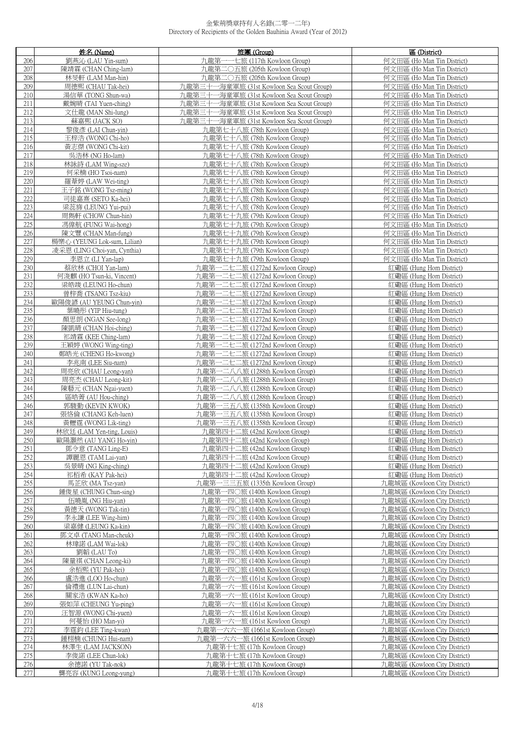金紫荊獎章持有人名錄(二零一二年)
Directory of Recipients of the Golden Bauhinia Award (Year of 2012)

| | 姓名 (Name) | 旅團 (Group) | 區 (District) |
|---|---|---|---|
| 206 | 劉燕沁 (LAU Yin-sum) | 九龍第一一七旅 (117th Kowloon Group) | 何文田區 (Ho Man Tin District) |
| 207 | 陳靖霖 (CHAN Ching-lam) | 九龍第二〇五旅 (205th Kowloon Group) | 何文田區 (Ho Man Tin District) |
| 208 | 林旻軒 (LAM Man-hin) | 九龍第二〇五旅 (205th Kowloon Group) | 何文田區 (Ho Man Tin District) |
| 209 | 周德熙 (CHAU Tak-hei) | 九龍第三十一海童軍旅 (31st Kowloon Sea Scout Group) | 何文田區 (Ho Man Tin District) |
| 210 | 湯信華 (TONG Shun-wa) | 九龍第三十一海童軍旅 (31st Kowloon Sea Scout Group) | 何文田區 (Ho Man Tin District) |
| 211 | 戴婉晴 (TAI Yuen-ching) | 九龍第三十一海童軍旅 (31st Kowloon Sea Scout Group) | 何文田區 (Ho Man Tin District) |
| 212 | 文仕龍 (MAN Shi-lung) | 九龍第三十一海童軍旅 (31st Kowloon Sea Scout Group) | 何文田區 (Ho Man Tin District) |
| 213 | 蘇嘉熙 (JACK SO) | 九龍第三十一海童軍旅 (31st Kowloon Sea Scout Group) | 何文田區 (Ho Man Tin District) |
| 214 | 黎俊彥 (LAI Chun-yin) | 九龍第七十八旅 (78th Kowloon Group) | 何文田區 (Ho Man Tin District) |
| 215 | 王梓浩 (WONG Chi-ho) | 九龍第七十八旅 (78th Kowloon Group) | 何文田區 (Ho Man Tin District) |
| 216 | 黃志傑 (WONG Chi-kit) | 九龍第七十八旅 (78th Kowloon Group) | 何文田區 (Ho Man Tin District) |
| 217 | 吳浩林 (NG Ho-lam) | 九龍第七十八旅 (78th Kowloon Group) | 何文田區 (Ho Man Tin District) |
| 218 | 林詠詩 (LAM Wing-sze) | 九龍第七十八旅 (78th Kowloon Group) | 何文田區 (Ho Man Tin District) |
| 219 | 何采楠 (HO Tsoi-nam) | 九龍第七十八旅 (78th Kowloon Group) | 何文田區 (Ho Man Tin District) |
| 220 | 羅葦婷 (LAW Wei-ting) | 九龍第七十八旅 (78th Kowloon Group) | 何文田區 (Ho Man Tin District) |
| 221 | 王子銘 (WONG Tsz-ming) | 九龍第七十八旅 (78th Kowloon Group) | 何文田區 (Ho Man Tin District) |
| 222 | 司徒嘉熹 (SETO Ka-hei) | 九龍第七十八旅 (78th Kowloon Group) | 何文田區 (Ho Man Tin District) |
| 223 | 梁蕊旆 (LEUNG Yui-pui) | 九龍第七十八旅 (78th Kowloon Group) | 何文田區 (Ho Man Tin District) |
| 224 | 周雋軒 (CHOW Chun-hin) | 九龍第七十九旅 (79th Kowloon Group) | 何文田區 (Ho Man Tin District) |
| 225 | 馮偉航 (FUNG Wai-hong) | 九龍第七十九旅 (79th Kowloon Group) | 何文田區 (Ho Man Tin District) |
| 226 | 陳文豐 (CHAN Man-fung) | 九龍第七十九旅 (79th Kowloon Group) | 何文田區 (Ho Man Tin District) |
| 227 | 楊樂心 (YEUNG Lok-sum, Lilian) | 九龍第七十九旅 (79th Kowloon Group) | 何文田區 (Ho Man Tin District) |
| 228 | 凌采恩 (LING Choi-yan, Cynthia) | 九龍第七十九旅 (79th Kowloon Group) | 何文田區 (Ho Man Tin District) |
| 229 | 李恩立 (LI Yan-lap) | 九龍第七十九旅 (79th Kowloon Group) | 何文田區 (Ho Man Tin District) |
| 230 | 蔡欣林 (CHOI Yan-lam) | 九龍第一二七二旅 (1272nd Kowloon Group) | 紅磡區 (Hung Hom District) |
| 231 | 何浚麒 (HO Tsun-ki, Vincent) | 九龍第一二七二旅 (1272nd Kowloon Group) | 紅磡區 (Hung Hom District) |
| 232 | 梁皓竣 (LEUNG Ho-chun) | 九龍第一二七二旅 (1272nd Kowloon Group) | 紅磡區 (Hung Hom District) |
| 233 | 曾梓喬 (TSANG Tsz-kiu) | 九龍第一二七二旅 (1272nd Kowloon Group) | 紅磡區 (Hung Hom District) |
| 234 | 歐陽俊諺 (AU YEUNG Chun-yin) | 九龍第一二七二旅 (1272nd Kowloon Group) | 紅磡區 (Hung Hom District) |
| 235 | 葉曉彤 (YIP Hiu-tung) | 九龍第一二七二旅 (1272nd Kowloon Group) | 紅磡區 (Hung Hom District) |
| 236 | 顏思朗 (NGAN See-long) | 九龍第一二七二旅 (1272nd Kowloon Group) | 紅磡區 (Hung Hom District) |
| 237 | 陳凱晴 (CHAN Hoi-ching) | 九龍第一二七二旅 (1272nd Kowloon Group) | 紅磡區 (Hung Hom District) |
| 238 | 祁靖霖 (KEE Ching-lam) | 九龍第一二七二旅 (1272nd Kowloon Group) | 紅磡區 (Hung Hom District) |
| 239 | 王穎婷 (WONG Wing-ting) | 九龍第一二七二旅 (1272nd Kowloon Group) | 紅磡區 (Hung Hom District) |
| 240 | 鄭皓光 (CHENG Ho-kwong) | 九龍第一二七二旅 (1272nd Kowloon Group) | 紅磡區 (Hung Hom District) |
| 241 | 李兆南 (LEE Siu-nam) | 九龍第一二七二旅 (1272nd Kowloon Group) | 紅磡區 (Hung Hom District) |
| 242 | 周亮欣 (CHAU Leong-yan) | 九龍第一二八八旅 (1288th Kowloon Group) | 紅磡區 (Hung Hom District) |
| 243 | 周亮杰 (CHAU Leong-kit) | 九龍第一二八八旅 (1288th Kowloon Group) | 紅磡區 (Hung Hom District) |
| 244 | 陳藝元 (CHAN Ngai-yuen) | 九龍第一二八八旅 (1288th Kowloon Group) | 紅磡區 (Hung Hom District) |
| 245 | 區皓菁 (AU Hou-ching) | 九龍第一二八八旅 (1288th Kowloon Group) | 紅磡區 (Hung Hom District) |
| 246 | 郭駿勤 (KEVIN KWOK) | 九龍第一三五八旅 (1358th Kowloon Group) | 紅磡區 (Hung Hom District) |
| 247 | 張格倫 (CHANG Keh-luen) | 九龍第一三五八旅 (1358th Kowloon Group) | 紅磡區 (Hung Hom District) |
| 248 | 黃櫟霆 (WONG Lik-ting) | 九龍第一三五八旅 (1358th Kowloon Group) | 紅磡區 (Hung Hom District) |
| 249 | 林欣廷 (LAM Yen-ting, Louis) | 九龍第四十二旅 (42nd Kowloon Group) | 紅磡區 (Hung Hom District) |
| 250 | 歐陽灝然 (AU YANG Ho-yin) | 九龍第四十二旅 (42nd Kowloon Group) | 紅磡區 (Hung Hom District) |
| 251 | 鄧令意 (TANG Ling-E) | 九龍第四十二旅 (42nd Kowloon Group) | 紅磡區 (Hung Hom District) |
| 252 | 譚麗恩 (TAM Lai-yan) | 九龍第四十二旅 (42nd Kowloon Group) | 紅磡區 (Hung Hom District) |
| 253 | 吳景晴 (NG King-ching) | 九龍第四十二旅 (42nd Kowloon Group) | 紅磡區 (Hung Hom District) |
| 254 | 祁栢希 (KAY Pak-hei) | 九龍第四十二旅 (42nd Kowloon Group) | 紅磡區 (Hung Hom District) |
| 255 | 馬芷欣 (MA Tsz-yan) | 九龍第一三三五旅 (1335th Kowloon Group) | 九龍城區 (Kowloon City District) |
| 256 | 鍾俊星 (CHUNG Chun-sing) | 九龍第一四〇旅 (140th Kowloon Group) | 九龍城區 (Kowloon City District) |
| 257 | 伍曉胤 (NG Hiu-yan) | 九龍第一四〇旅 (140th Kowloon Group) | 九龍城區 (Kowloon City District) |
| 258 | 黃德天 (WONG Tak-tin) | 九龍第一四〇旅 (140th Kowloon Group) | 九龍城區 (Kowloon City District) |
| 259 | 李永謙 (LEE Wing-him) | 九龍第一四〇旅 (140th Kowloon Group) | 九龍城區 (Kowloon City District) |
| 260 | 梁嘉健 (LEUNG Ka-kin) | 九龍第一四〇旅 (140th Kowloon Group) | 九龍城區 (Kowloon City District) |
| 261 | 鄧文卓 (TANG Man-cheuk) | 九龍第一四〇旅 (140th Kowloon Group) | 九龍城區 (Kowloon City District) |
| 262 | 林瑋諾 (LAM Wai-lok) | 九龍第一四〇旅 (140th Kowloon Group) | 九龍城區 (Kowloon City District) |
| 263 | 劉韜 (LAU To) | 九龍第一四〇旅 (140th Kowloon Group) | 九龍城區 (Kowloon City District) |
| 264 | 陳量祺 (CHAN Leong-ki) | 九龍第一四〇旅 (140th Kowloon Group) | 九龍城區 (Kowloon City District) |
| 265 | 余栢熙 (YU Pak-hei) | 九龍第一四〇旅 (140th Kowloon Group) | 九龍城區 (Kowloon City District) |
| 266 | 盧浩進 (LOO Ho-chun) | 九龍第一六一旅 (161st Kowloon Group) | 九龍城區 (Kowloon City District) |
| 267 | 倫禮進 (LUN Lai-chun) | 九龍第一六一旅 (161st Kowloon Group) | 九龍城區 (Kowloon City District) |
| 268 | 關家浩 (KWAN Ka-ho) | 九龍第一六一旅 (161st Kowloon Group) | 九龍城區 (Kowloon City District) |
| 269 | 張如萍 (CHEUNG Yu-ping) | 九龍第一六一旅 (161st Kowloon Group) | 九龍城區 (Kowloon City District) |
| 270 | 汪智源 (WONG Chi-yuen) | 九龍第一六一旅 (161st Kowloon Group) | 九龍城區 (Kowloon City District) |
| 271 | 何蔓怡 (HO Man-yi) | 九龍第一六一旅 (161st Kowloon Group) | 九龍城區 (Kowloon City District) |
| 272 | 李霆鈞 (LEE Ting-kwan) | 九龍第一六六一旅 (1661st Kowloon Group) | 九龍城區 (Kowloon City District) |
| 273 | 鍾栩楠 (CHUNG Hui-nam) | 九龍第一六六一旅 (1661st Kowloon Group) | 九龍城區 (Kowloon City District) |
| 274 | 林澤生 (LAM JACKSON) | 九龍第十七旅 (17th Kowloon Group) | 九龍城區 (Kowloon City District) |
| 275 | 李俊諾 (LEE Chun-lok) | 九龍第十七旅 (17th Kowloon Group) | 九龍城區 (Kowloon City District) |
| 276 | 余德諾 (YU Tak-nok) | 九龍第十七旅 (17th Kowloon Group) | 九龍城區 (Kowloon City District) |
| 277 | 龔亮容 (KUNG Leong-yung) | 九龍第十七旅 (17th Kowloon Group) | 九龍城區 (Kowloon City District) |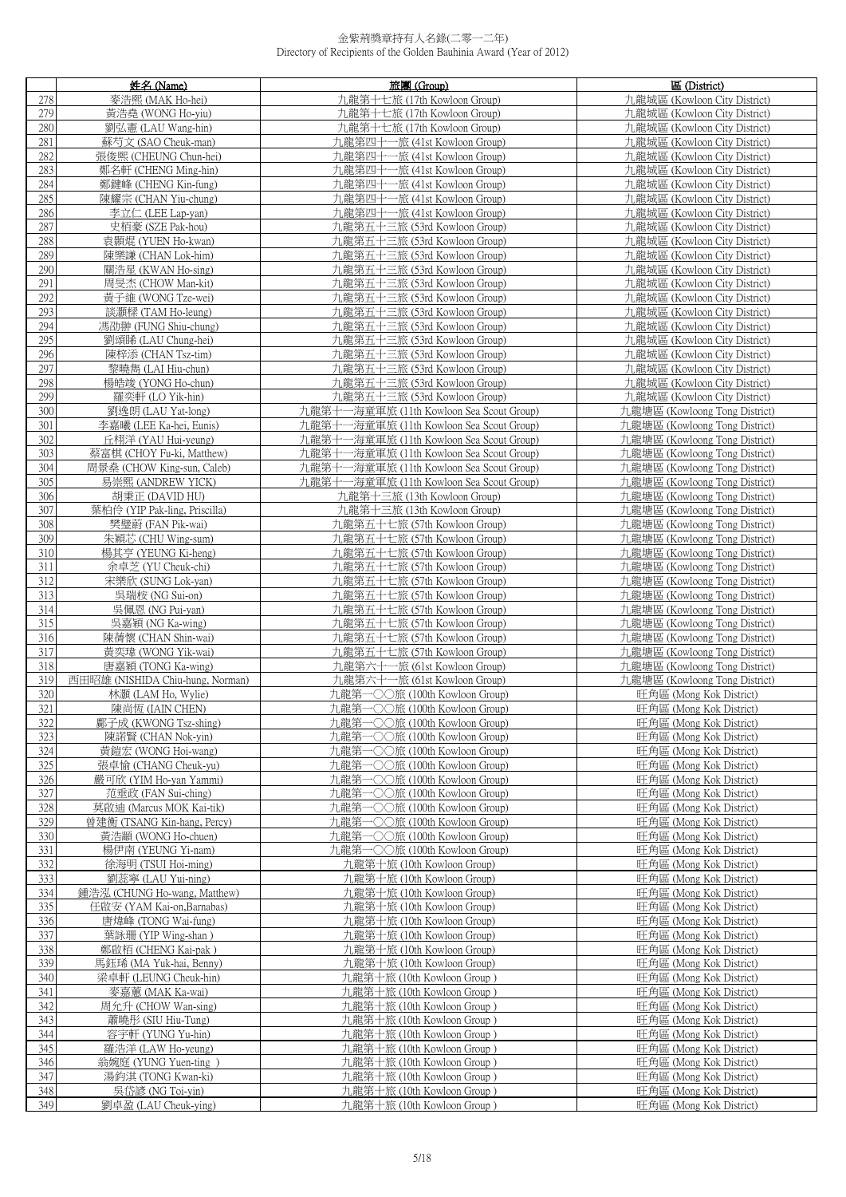金紫荊獎章持有人名錄(二零一二年)
Directory of Recipients of the Golden Bauhinia Award (Year of 2012)

| | 姓名 (Name) | 旅團 (Group) | 區 (District) |
|---|---|---|---|
| 278 | 麥浩熙 (MAK Ho-hei) | 九龍第十七旅 (17th Kowloon Group) | 九龍城區 (Kowloon City District) |
| 279 | 黃浩堯 (WONG Ho-yiu) | 九龍第十七旅 (17th Kowloon Group) | 九龍城區 (Kowloon City District) |
| 280 | 劉弘憲 (LAU Wang-hin) | 九龍第十七旅 (17th Kowloon Group) | 九龍城區 (Kowloon City District) |
| 281 | 蘇芍文 (SAO Cheuk-man) | 九龍第四十一旅 (41st Kowloon Group) | 九龍城區 (Kowloon City District) |
| 282 | 張俊熙 (CHEUNG Chun-hei) | 九龍第四十一旅 (41st Kowloon Group) | 九龍城區 (Kowloon City District) |
| 283 | 鄭名軒 (CHENG Ming-hin) | 九龍第四十一旅 (41st Kowloon Group) | 九龍城區 (Kowloon City District) |
| 284 | 鄭鍵峰 (CHENG Kin-fung) | 九龍第四十一旅 (41st Kowloon Group) | 九龍城區 (Kowloon City District) |
| 285 | 陳耀宗 (CHAN Yiu-chung) | 九龍第四十一旅 (41st Kowloon Group) | 九龍城區 (Kowloon City District) |
| 286 | 李立仁 (LEE Lap-yan) | 九龍第四十一旅 (41st Kowloon Group) | 九龍城區 (Kowloon City District) |
| 287 | 史栢豪 (SZE Pak-hou) | 九龍第五十三旅 (53rd Kowloon Group) | 九龍城區 (Kowloon City District) |
| 288 | 袁顥焜 (YUEN Ho-kwan) | 九龍第五十三旅 (53rd Kowloon Group) | 九龍城區 (Kowloon City District) |
| 289 | 陳樂謙 (CHAN Lok-him) | 九龍第五十三旅 (53rd Kowloon Group) | 九龍城區 (Kowloon City District) |
| 290 | 關浩星 (KWAN Ho-sing) | 九龍第五十三旅 (53rd Kowloon Group) | 九龍城區 (Kowloon City District) |
| 291 | 周旻杰 (CHOW Man-kit) | 九龍第五十三旅 (53rd Kowloon Group) | 九龍城區 (Kowloon City District) |
| 292 | 黃子維 (WONG Tze-wei) | 九龍第五十三旅 (53rd Kowloon Group) | 九龍城區 (Kowloon City District) |
| 293 | 談灝樑 (TAM Ho-leung) | 九龍第五十三旅 (53rd Kowloon Group) | 九龍城區 (Kowloon City District) |
| 294 | 馮劭翀 (FUNG Shiu-chung) | 九龍第五十三旅 (53rd Kowloon Group) | 九龍城區 (Kowloon City District) |
| 295 | 劉頌晞 (LAU Chung-hei) | 九龍第五十三旅 (53rd Kowloon Group) | 九龍城區 (Kowloon City District) |
| 296 | 陳梓添 (CHAN Tsz-tim) | 九龍第五十三旅 (53rd Kowloon Group) | 九龍城區 (Kowloon City District) |
| 297 | 黎曉雋 (LAI Hiu-chun) | 九龍第五十三旅 (53rd Kowloon Group) | 九龍城區 (Kowloon City District) |
| 298 | 楊皓竣 (YONG Ho-chun) | 九龍第五十三旅 (53rd Kowloon Group) | 九龍城區 (Kowloon City District) |
| 299 | 羅奕軒 (LO Yik-hin) | 九龍第五十三旅 (53rd Kowloon Group) | 九龍城區 (Kowloon City District) |
| 300 | 劉逸朗 (LAU Yat-long) | 九龍第十一海童軍旅 (11th Kowloon Sea Scout Group) | 九龍塘區 (Kowloong Tong District) |
| 301 | 李嘉曦 (LEE Ka-hei, Eunis) | 九龍第十一海童軍旅 (11th Kowloon Sea Scout Group) | 九龍塘區 (Kowloong Tong District) |
| 302 | 丘栩洋 (YAU Hui-yeung) | 九龍第十一海童軍旅 (11th Kowloon Sea Scout Group) | 九龍塘區 (Kowloong Tong District) |
| 303 | 蔡富棋 (CHOY Fu-ki, Matthew) | 九龍第十一海童軍旅 (11th Kowloon Sea Scout Group) | 九龍塘區 (Kowloong Tong District) |
| 304 | 周景燊 (CHOW King-sun, Caleb) | 九龍第十一海童軍旅 (11th Kowloon Sea Scout Group) | 九龍塘區 (Kowloong Tong District) |
| 305 | 易崇熙 (ANDREW YICK) | 九龍第十一海童軍旅 (11th Kowloon Sea Scout Group) | 九龍塘區 (Kowloong Tong District) |
| 306 | 胡秉正 (DAVID HU) | 九龍第十三旅 (13th Kowloon Group) | 九龍塘區 (Kowloong Tong District) |
| 307 | 葉柏伶 (YIP Pak-ling, Priscilla) | 九龍第十三旅 (13th Kowloon Group) | 九龍塘區 (Kowloong Tong District) |
| 308 | 樊壁蔚 (FAN Pik-wai) | 九龍第五十七旅 (57th Kowloon Group) | 九龍塘區 (Kowloong Tong District) |
| 309 | 朱穎芯 (CHU Wing-sum) | 九龍第五十七旅 (57th Kowloon Group) | 九龍塘區 (Kowloong Tong District) |
| 310 | 楊其亨 (YEUNG Ki-heng) | 九龍第五十七旅 (57th Kowloon Group) | 九龍塘區 (Kowloong Tong District) |
| 311 | 余卓芝 (YU Cheuk-chi) | 九龍第五十七旅 (57th Kowloon Group) | 九龍塘區 (Kowloong Tong District) |
| 312 | 宋樂欣 (SUNG Lok-yan) | 九龍第五十七旅 (57th Kowloon Group) | 九龍塘區 (Kowloong Tong District) |
| 313 | 吳瑞桉 (NG Sui-on) | 九龍第五十七旅 (57th Kowloon Group) | 九龍塘區 (Kowloong Tong District) |
| 314 | 吳佩恩 (NG Pui-yan) | 九龍第五十七旅 (57th Kowloon Group) | 九龍塘區 (Kowloong Tong District) |
| 315 | 吳嘉穎 (NG Ka-wing) | 九龍第五十七旅 (57th Kowloon Group) | 九龍塘區 (Kowloong Tong District) |
| 316 | 陳蒨懷 (CHAN Shin-wai) | 九龍第五十七旅 (57th Kowloon Group) | 九龍塘區 (Kowloong Tong District) |
| 317 | 黃奕瑋 (WONG Yik-wai) | 九龍第五十七旅 (57th Kowloon Group) | 九龍塘區 (Kowloong Tong District) |
| 318 | 唐嘉穎 (TONG Ka-wing) | 九龍第六十一旅 (61st Kowloon Group) | 九龍塘區 (Kowloong Tong District) |
| 319 | 西田昭雄 (NISHIDA Chiu-hung, Norman) | 九龍第六十一旅 (61st Kowloon Group) | 九龍塘區 (Kowloong Tong District) |
| 320 | 林灝 (LAM Ho, Wylie) | 九龍第一〇〇旅 (100th Kowloon Group) | 旺角區 (Mong Kok District) |
| 321 | 陳尚恆 (IAIN CHEN) | 九龍第一〇〇旅 (100th Kowloon Group) | 旺角區 (Mong Kok District) |
| 322 | 鄺子成 (KWONG Tsz-shing) | 九龍第一〇〇旅 (100th Kowloon Group) | 旺角區 (Mong Kok District) |
| 323 | 陳諾賢 (CHAN Nok-yin) | 九龍第一〇〇旅 (100th Kowloon Group) | 旺角區 (Mong Kok District) |
| 324 | 黃鎧宏 (WONG Hoi-wang) | 九龍第一〇〇旅 (100th Kowloon Group) | 旺角區 (Mong Kok District) |
| 325 | 張卓愉 (CHANG Cheuk-yu) | 九龍第一〇〇旅 (100th Kowloon Group) | 旺角區 (Mong Kok District) |
| 326 | 嚴可欣 (YIM Ho-yan Yammi) | 九龍第一〇〇旅 (100th Kowloon Group) | 旺角區 (Mong Kok District) |
| 327 | 范垂政 (FAN Sui-ching) | 九龍第一〇〇旅 (100th Kowloon Group) | 旺角區 (Mong Kok District) |
| 328 | 莫啟迪 (Marcus MOK Kai-tik) | 九龍第一〇〇旅 (100th Kowloon Group) | 旺角區 (Mong Kok District) |
| 329 | 曾建衡 (TSANG Kin-hang, Percy) | 九龍第一〇〇旅 (100th Kowloon Group) | 旺角區 (Mong Kok District) |
| 330 | 黃浩顓 (WONG Ho-chuen) | 九龍第一〇〇旅 (100th Kowloon Group) | 旺角區 (Mong Kok District) |
| 331 | 楊伊南 (YEUNG Yi-nam) | 九龍第一〇〇旅 (100th Kowloon Group) | 旺角區 (Mong Kok District) |
| 332 | 徐海明 (TSUI Hoi-ming) | 九龍第十旅 (10th Kowloon Group) | 旺角區 (Mong Kok District) |
| 333 | 劉蕊寧 (LAU Yui-ning) | 九龍第十旅 (10th Kowloon Group) | 旺角區 (Mong Kok District) |
| 334 | 鍾浩泓 (CHUNG Ho-wang, Matthew) | 九龍第十旅 (10th Kowloon Group) | 旺角區 (Mong Kok District) |
| 335 | 任啟安 (YAM Kai-on,Barnabas) | 九龍第十旅 (10th Kowloon Group) | 旺角區 (Mong Kok District) |
| 336 | 唐煒峰 (TONG Wai-fung) | 九龍第十旅 (10th Kowloon Group) | 旺角區 (Mong Kok District) |
| 337 | 葉詠珊 (YIP Wing-shan ) | 九龍第十旅 (10th Kowloon Group) | 旺角區 (Mong Kok District) |
| 338 | 鄭啟栢 (CHENG Kai-pak ) | 九龍第十旅 (10th Kowloon Group) | 旺角區 (Mong Kok District) |
| 339 | 馬鈺琋 (MA Yuk-hai, Benny) | 九龍第十旅 (10th Kowloon Group) | 旺角區 (Mong Kok District) |
| 340 | 梁卓軒 (LEUNG Cheuk-hin) | 九龍第十旅 (10th Kowloon Group ) | 旺角區 (Mong Kok District) |
| 341 | 麥嘉蕙 (MAK Ka-wai) | 九龍第十旅 (10th Kowloon Group ) | 旺角區 (Mong Kok District) |
| 342 | 周允升 (CHOW Wan-sing) | 九龍第十旅 (10th Kowloon Group ) | 旺角區 (Mong Kok District) |
| 343 | 蕭曉彤 (SIU Hiu-Tung) | 九龍第十旅 (10th Kowloon Group ) | 旺角區 (Mong Kok District) |
| 344 | 容宇軒 (YUNG Yu-hin) | 九龍第十旅 (10th Kowloon Group ) | 旺角區 (Mong Kok District) |
| 345 | 羅浩洋 (LAW Ho-yeung) | 九龍第十旅 (10th Kowloon Group ) | 旺角區 (Mong Kok District) |
| 346 | 翁婉庭 (YUNG Yuen-ting ) | 九龍第十旅 (10th Kowloon Group ) | 旺角區 (Mong Kok District) |
| 347 | 湯鈞淇 (TONG Kwan-ki) | 九龍第十旅 (10th Kowloon Group ) | 旺角區 (Mong Kok District) |
| 348 | 吳岱諺 (NG Toi-yin) | 九龍第十旅 (10th Kowloon Group ) | 旺角區 (Mong Kok District) |
| 349 | 劉卓盈 (LAU Cheuk-ying) | 九龍第十旅 (10th Kowloon Group ) | 旺角區 (Mong Kok District) |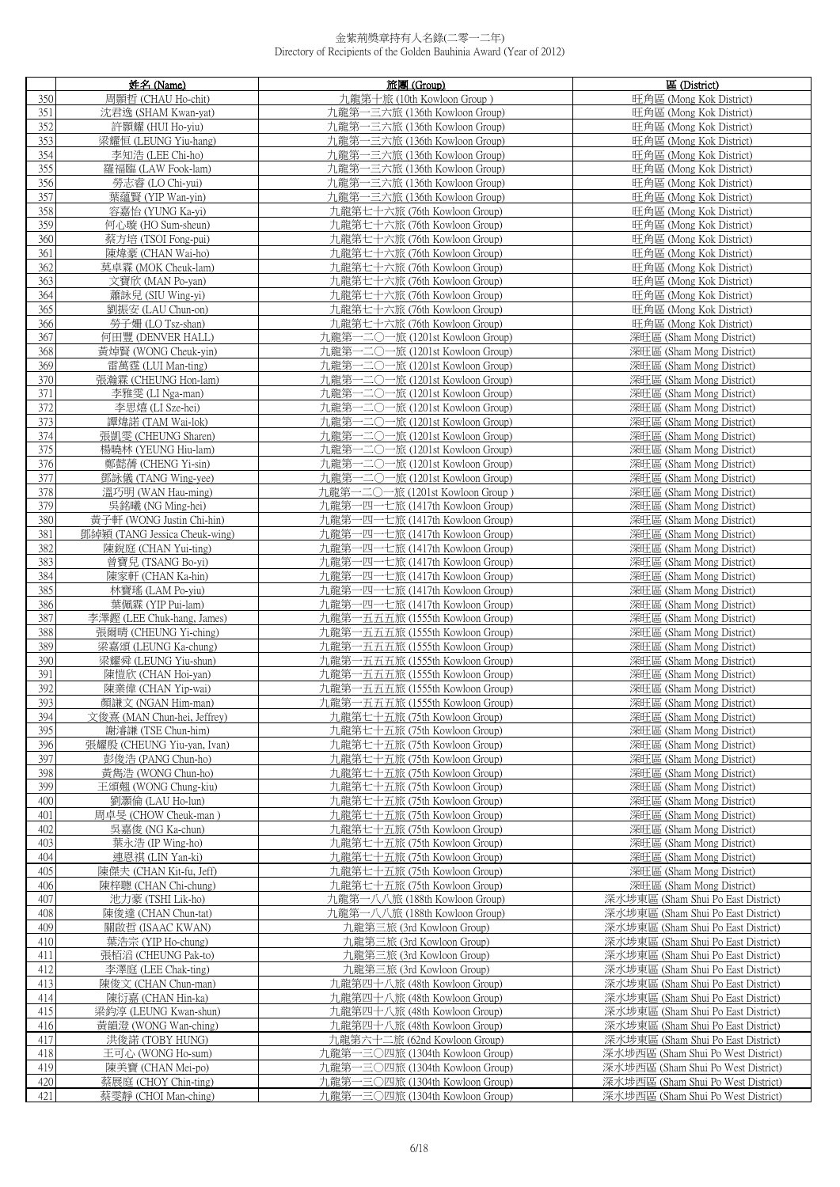金紫荊獎章持有人名錄(二零一二年)
Directory of Recipients of the Golden Bauhinia Award (Year of 2012)

| | 姓名 (Name) | 旅團 (Group) | 區 (District) |
|---|---|---|---|
| 350 | 周顥哲 (CHAU Ho-chit) | 九龍第十旅 (10th Kowloon Group ) | 旺角區 (Mong Kok District) |
| 351 | 沈君逸 (SHAM Kwan-yat) | 九龍第一三六旅 (136th Kowloon Group) | 旺角區 (Mong Kok District) |
| 352 | 許顥耀 (HUI Ho-yiu) | 九龍第一三六旅 (136th Kowloon Group) | 旺角區 (Mong Kok District) |
| 353 | 梁耀恒 (LEUNG Yiu-hang) | 九龍第一三六旅 (136th Kowloon Group) | 旺角區 (Mong Kok District) |
| 354 | 李知浩 (LEE Chi-ho) | 九龍第一三六旅 (136th Kowloon Group) | 旺角區 (Mong Kok District) |
| 355 | 羅福臨 (LAW Fook-lam) | 九龍第一三六旅 (136th Kowloon Group) | 旺角區 (Mong Kok District) |
| 356 | 勞志睿 (LO Chi-yui) | 九龍第一三六旅 (136th Kowloon Group) | 旺角區 (Mong Kok District) |
| 357 | 葉蘊賢 (YIP Wan-yin) | 九龍第一三六旅 (136th Kowloon Group) | 旺角區 (Mong Kok District) |
| 358 | 容嘉怡 (YUNG Ka-yi) | 九龍第七十六旅 (76th Kowloon Group) | 旺角區 (Mong Kok District) |
| 359 | 何心璇 (HO Sum-sheun) | 九龍第七十六旅 (76th Kowloon Group) | 旺角區 (Mong Kok District) |
| 360 | 蔡方培 (TSOI Fong-pui) | 九龍第七十六旅 (76th Kowloon Group) | 旺角區 (Mong Kok District) |
| 361 | 陳煒豪 (CHAN Wai-ho) | 九龍第七十六旅 (76th Kowloon Group) | 旺角區 (Mong Kok District) |
| 362 | 莫卓霖 (MOK Cheuk-lam) | 九龍第七十六旅 (76th Kowloon Group) | 旺角區 (Mong Kok District) |
| 363 | 文寶欣 (MAN Po-yan) | 九龍第七十六旅 (76th Kowloon Group) | 旺角區 (Mong Kok District) |
| 364 | 蕭詠兒 (SIU Wing-yi) | 九龍第七十六旅 (76th Kowloon Group) | 旺角區 (Mong Kok District) |
| 365 | 劉振安 (LAU Chun-on) | 九龍第七十六旅 (76th Kowloon Group) | 旺角區 (Mong Kok District) |
| 366 | 勞子姍 (LO Tsz-shan) | 九龍第七十六旅 (76th Kowloon Group) | 旺角區 (Mong Kok District) |
| 367 | 何田豐 (DENVER HALL) | 九龍第一二〇一旅 (1201st Kowloon Group) | 深旺區 (Sham Mong District) |
| 368 | 黃焯賢 (WONG Cheuk-yin) | 九龍第一二〇一旅 (1201st Kowloon Group) | 深旺區 (Sham Mong District) |
| 369 | 雷萬霆 (LUI Man-ting) | 九龍第一二〇一旅 (1201st Kowloon Group) | 深旺區 (Sham Mong District) |
| 370 | 張瀚霖 (CHEUNG Hon-lam) | 九龍第一二〇一旅 (1201st Kowloon Group) | 深旺區 (Sham Mong District) |
| 371 | 李雅雯 (LI Nga-man) | 九龍第一二〇一旅 (1201st Kowloon Group) | 深旺區 (Sham Mong District) |
| 372 | 李思熹 (LI Sze-hei) | 九龍第一二〇一旅 (1201st Kowloon Group) | 深旺區 (Sham Mong District) |
| 373 | 譚煒諾 (TAM Wai-lok) | 九龍第一二〇一旅 (1201st Kowloon Group) | 深旺區 (Sham Mong District) |
| 374 | 張凱雯 (CHEUNG Sharen) | 九龍第一二〇一旅 (1201st Kowloon Group) | 深旺區 (Sham Mong District) |
| 375 | 楊曉林 (YEUNG Hiu-lam) | 九龍第一二〇一旅 (1201st Kowloon Group) | 深旺區 (Sham Mong District) |
| 376 | 鄭懿蒨 (CHENG Yi-sin) | 九龍第一二〇一旅 (1201st Kowloon Group) | 深旺區 (Sham Mong District) |
| 377 | 鄧詠儀 (TANG Wing-yee) | 九龍第一二〇一旅 (1201st Kowloon Group) | 深旺區 (Sham Mong District) |
| 378 | 溫巧明 (WAN Hau-ming) | 九龍第一二〇一旅 (1201st Kowloon Group ) | 深旺區 (Sham Mong District) |
| 379 | 吳銘曦 (NG Ming-hei) | 九龍第一四一七旅 (1417th Kowloon Group) | 深旺區 (Sham Mong District) |
| 380 | 黃子軒 (WONG Justin Chi-hin) | 九龍第一四一七旅 (1417th Kowloon Group) | 深旺區 (Sham Mong District) |
| 381 | 鄧綽穎 (TANG Jessica Cheuk-wing) | 九龍第一四一七旅 (1417th Kowloon Group) | 深旺區 (Sham Mong District) |
| 382 | 陳鋭庭 (CHAN Yui-ting) | 九龍第一四一七旅 (1417th Kowloon Group) | 深旺區 (Sham Mong District) |
| 383 | 曾寶兒 (TSANG Bo-yi) | 九龍第一四一七旅 (1417th Kowloon Group) | 深旺區 (Sham Mong District) |
| 384 | 陳家軒 (CHAN Ka-hin) | 九龍第一四一七旅 (1417th Kowloon Group) | 深旺區 (Sham Mong District) |
| 385 | 林寶瑤 (LAM Po-yiu) | 九龍第一四一七旅 (1417th Kowloon Group) | 深旺區 (Sham Mong District) |
| 386 | 葉佩霖 (YIP Pui-lam) | 九龍第一四一七旅 (1417th Kowloon Group) | 深旺區 (Sham Mong District) |
| 387 | 李澤鏗 (LEE Chuk-hang, James) | 九龍第一五五五旅 (1555th Kowloon Group) | 深旺區 (Sham Mong District) |
| 388 | 張爾晴 (CHEUNG Yi-ching) | 九龍第一五五五旅 (1555th Kowloon Group) | 深旺區 (Sham Mong District) |
| 389 | 梁嘉頌 (LEUNG Ka-chung) | 九龍第一五五五旅 (1555th Kowloon Group) | 深旺區 (Sham Mong District) |
| 390 | 梁耀舜 (LEUNG Yiu-shun) | 九龍第一五五五旅 (1555th Kowloon Group) | 深旺區 (Sham Mong District) |
| 391 | 陳愷欣 (CHAN Hoi-yan) | 九龍第一五五五旅 (1555th Kowloon Group) | 深旺區 (Sham Mong District) |
| 392 | 陳業偉 (CHAN Yip-wai) | 九龍第一五五五旅 (1555th Kowloon Group) | 深旺區 (Sham Mong District) |
| 393 | 顏謙文 (NGAN Him-man) | 九龍第一五五五旅 (1555th Kowloon Group) | 深旺區 (Sham Mong District) |
| 394 | 文俊熹 (MAN Chun-hei, Jeffrey) | 九龍第七十五旅 (75th Kowloon Group) | 深旺區 (Sham Mong District) |
| 395 | 謝濬謙 (TSE Chun-him) | 九龍第七十五旅 (75th Kowloon Group) | 深旺區 (Sham Mong District) |
| 396 | 張耀殷 (CHEUNG Yiu-yan, Ivan) | 九龍第七十五旅 (75th Kowloon Group) | 深旺區 (Sham Mong District) |
| 397 | 彭俊浩 (PANG Chun-ho) | 九龍第七十五旅 (75th Kowloon Group) | 深旺區 (Sham Mong District) |
| 398 | 黃雋浩 (WONG Chun-ho) | 九龍第七十五旅 (75th Kowloon Group) | 深旺區 (Sham Mong District) |
| 399 | 王頌翹 (WONG Chung-kiu) | 九龍第七十五旅 (75th Kowloon Group) | 深旺區 (Sham Mong District) |
| 400 | 劉灝倫 (LAU Ho-lun) | 九龍第七十五旅 (75th Kowloon Group) | 深旺區 (Sham Mong District) |
| 401 | 周卓旻 (CHOW Cheuk-man ) | 九龍第七十五旅 (75th Kowloon Group) | 深旺區 (Sham Mong District) |
| 402 | 吳嘉俊 (NG Ka-chun) | 九龍第七十五旅 (75th Kowloon Group) | 深旺區 (Sham Mong District) |
| 403 | 葉永浩 (IP Wing-ho) | 九龍第七十五旅 (75th Kowloon Group) | 深旺區 (Sham Mong District) |
| 404 | 連恩祺 (LIN Yan-ki) | 九龍第七十五旅 (75th Kowloon Group) | 深旺區 (Sham Mong District) |
| 405 | 陳傑夫 (CHAN Kit-fu, Jeff) | 九龍第七十五旅 (75th Kowloon Group) | 深旺區 (Sham Mong District) |
| 406 | 陳梓聰 (CHAN Chi-chung) | 九龍第七十五旅 (75th Kowloon Group) | 深旺區 (Sham Mong District) |
| 407 | 池力豪 (TSHI Lik-ho) | 九龍第一八八旅 (188th Kowloon Group) | 深水埗東區 (Sham Shui Po East District) |
| 408 | 陳俊達 (CHAN Chun-tat) | 九龍第一八八旅 (188th Kowloon Group) | 深水埗東區 (Sham Shui Po East District) |
| 409 | 關啟哲 (ISAAC KWAN) | 九龍第三旅 (3rd Kowloon Group) | 深水埗東區 (Sham Shui Po East District) |
| 410 | 葉浩宗 (YIP Ho-chung) | 九龍第三旅 (3rd Kowloon Group) | 深水埗東區 (Sham Shui Po East District) |
| 411 | 張栢滔 (CHEUNG Pak-to) | 九龍第三旅 (3rd Kowloon Group) | 深水埗東區 (Sham Shui Po East District) |
| 412 | 李澤庭 (LEE Chak-ting) | 九龍第三旅 (3rd Kowloon Group) | 深水埗東區 (Sham Shui Po East District) |
| 413 | 陳俊文 (CHAN Chun-man) | 九龍第四十八旅 (48th Kowloon Group) | 深水埗東區 (Sham Shui Po East District) |
| 414 | 陳衍嘉 (CHAN Hin-ka) | 九龍第四十八旅 (48th Kowloon Group) | 深水埗東區 (Sham Shui Po East District) |
| 415 | 梁鈞淳 (LEUNG Kwan-shun) | 九龍第四十八旅 (48th Kowloon Group) | 深水埗東區 (Sham Shui Po East District) |
| 416 | 黃韻澄 (WONG Wan-ching) | 九龍第四十八旅 (48th Kowloon Group) | 深水埗東區 (Sham Shui Po East District) |
| 417 | 洪俊諾 (TOBY HUNG) | 九龍第六十二旅 (62nd Kowloon Group) | 深水埗東區 (Sham Shui Po East District) |
| 418 | 王可心 (WONG Ho-sum) | 九龍第一三〇四旅 (1304th Kowloon Group) | 深水埗西區 (Sham Shui Po West District) |
| 419 | 陳美寶 (CHAN Mei-po) | 九龍第一三〇四旅 (1304th Kowloon Group) | 深水埗西區 (Sham Shui Po West District) |
| 420 | 蔡展庭 (CHOY Chin-ting) | 九龍第一三〇四旅 (1304th Kowloon Group) | 深水埗西區 (Sham Shui Po West District) |
| 421 | 蔡雯靜 (CHOI Man-ching) | 九龍第一三〇四旅 (1304th Kowloon Group) | 深水埗西區 (Sham Shui Po West District) |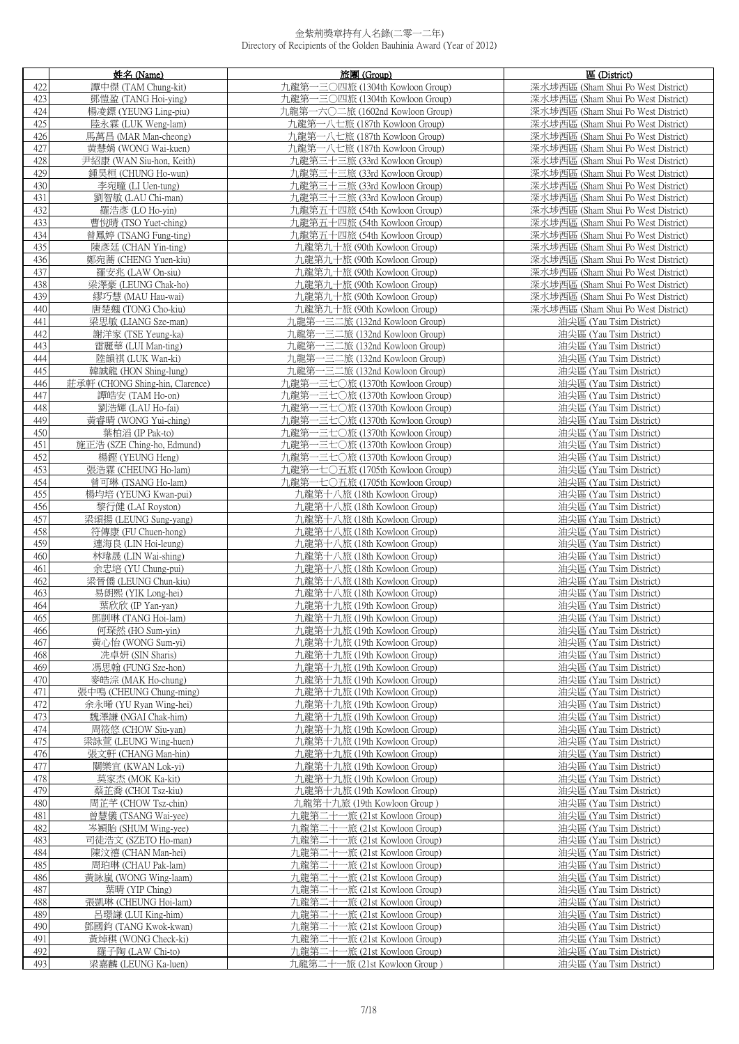# 金紫荊獎章持有人名錄(二零一二年)
Directory of Recipients of the Golden Bauhinia Award (Year of 2012)

| | 姓名 (Name) | 旅團 (Group) | 區 (District) |
|---|---|---|---|
| 422 | 譚中傑 (TAM Chung-kit) | 九龍第一三〇四旅 (1304th Kowloon Group) | 深水埗西區 (Sham Shui Po West District) |
| 423 | 鄧愷盈 (TANG Hoi-ying) | 九龍第一三〇四旅 (1304th Kowloon Group) | 深水埗西區 (Sham Shui Po West District) |
| 424 | 楊凌鏢 (YEUNG Ling-piu) | 九龍第一六〇二旅 (1602nd Kowloon Group) | 深水埗西區 (Sham Shui Po West District) |
| 425 | 陸永霖 (LUK Weng-lam) | 九龍第一八七旅 (187th Kowloon Group) | 深水埗西區 (Sham Shui Po West District) |
| 426 | 馬萬昌 (MAR Man-cheong) | 九龍第一八七旅 (187th Kowloon Group) | 深水埗西區 (Sham Shui Po West District) |
| 427 | 黃慧娟 (WONG Wai-kuen) | 九龍第一八七旅 (187th Kowloon Group) | 深水埗西區 (Sham Shui Po West District) |
| 428 | 尹紹康 (WAN Siu-hon, Keith) | 九龍第三十三旅 (33rd Kowloon Group) | 深水埗西區 (Sham Shui Po West District) |
| 429 | 鍾昊桓 (CHUNG Ho-wun) | 九龍第三十三旅 (33rd Kowloon Group) | 深水埗西區 (Sham Shui Po West District) |
| 430 | 李宛瞳 (LI Uen-tung) | 九龍第三十三旅 (33rd Kowloon Group) | 深水埗西區 (Sham Shui Po West District) |
| 431 | 劉智敏 (LAU Chi-man) | 九龍第三十三旅 (33rd Kowloon Group) | 深水埗西區 (Sham Shui Po West District) |
| 432 | 羅浩彥 (LO Ho-yin) | 九龍第五十四旅 (54th Kowloon Group) | 深水埗西區 (Sham Shui Po West District) |
| 433 | 曹悅晴 (TSO Yuet-ching) | 九龍第五十四旅 (54th Kowloon Group) | 深水埗西區 (Sham Shui Po West District) |
| 434 | 曾鳳婷 (TSANG Fung-ting) | 九龍第五十四旅 (54th Kowloon Group) | 深水埗西區 (Sham Shui Po West District) |
| 435 | 陳彥廷 (CHAN Yin-ting) | 九龍第九十旅 (90th Kowloon Group) | 深水埗西區 (Sham Shui Po West District) |
| 436 | 鄭宛蕎 (CHENG Yuen-kiu) | 九龍第九十旅 (90th Kowloon Group) | 深水埗西區 (Sham Shui Po West District) |
| 437 | 羅安兆 (LAW On-siu) | 九龍第九十旅 (90th Kowloon Group) | 深水埗西區 (Sham Shui Po West District) |
| 438 | 梁澤豪 (LEUNG Chak-ho) | 九龍第九十旅 (90th Kowloon Group) | 深水埗西區 (Sham Shui Po West District) |
| 439 | 繆巧慧 (MAU Hau-wai) | 九龍第九十旅 (90th Kowloon Group) | 深水埗西區 (Sham Shui Po West District) |
| 440 | 唐楚翹 (TONG Cho-kiu) | 九龍第九十旅 (90th Kowloon Group) | 深水埗西區 (Sham Shui Po West District) |
| 441 | 梁思敏 (LIANG Sze-man) | 九龍第一三二旅 (132nd Kowloon Group) | 油尖區 (Yau Tsim District) |
| 442 | 謝洋家 (TSE Yeung-ka) | 九龍第一三二旅 (132nd Kowloon Group) | 油尖區 (Yau Tsim District) |
| 443 | 雷麗華 (LUI Man-ting) | 九龍第一三二旅 (132nd Kowloon Group) | 油尖區 (Yau Tsim District) |
| 444 | 陸韻祺 (LUK Wan-ki) | 九龍第一三二旅 (132nd Kowloon Group) | 油尖區 (Yau Tsim District) |
| 445 | 韓誠龍 (HON Shing-lung) | 九龍第一三二旅 (132nd Kowloon Group) | 油尖區 (Yau Tsim District) |
| 446 | 莊承軒 (CHONG Shing-hin, Clarence) | 九龍第一三七〇旅 (1370th Kowloon Group) | 油尖區 (Yau Tsim District) |
| 447 | 譚皓安 (TAM Ho-on) | 九龍第一三七〇旅 (1370th Kowloon Group) | 油尖區 (Yau Tsim District) |
| 448 | 劉浩輝 (LAU Ho-fai) | 九龍第一三七〇旅 (1370th Kowloon Group) | 油尖區 (Yau Tsim District) |
| 449 | 黃睿晴 (WONG Yui-ching) | 九龍第一三七〇旅 (1370th Kowloon Group) | 油尖區 (Yau Tsim District) |
| 450 | 葉柏滔 (IP Pak-to) | 九龍第一三七〇旅 (1370th Kowloon Group) | 油尖區 (Yau Tsim District) |
| 451 | 施正浩 (SZE Ching-ho, Edmund) | 九龍第一三七〇旅 (1370th Kowloon Group) | 油尖區 (Yau Tsim District) |
| 452 | 楊鏗 (YEUNG Heng) | 九龍第一三七〇旅 (1370th Kowloon Group) | 油尖區 (Yau Tsim District) |
| 453 | 張浩霖 (CHEUNG Ho-lam) | 九龍第一七〇五旅 (1705th Kowloon Group) | 油尖區 (Yau Tsim District) |
| 454 | 曾可琳 (TSANG Ho-lam) | 九龍第一七〇五旅 (1705th Kowloon Group) | 油尖區 (Yau Tsim District) |
| 455 | 楊均培 (YEUNG Kwan-pui) | 九龍第十八旅 (18th Kowloon Group) | 油尖區 (Yau Tsim District) |
| 456 | 黎行健 (LAI Royston) | 九龍第十八旅 (18th Kowloon Group) | 油尖區 (Yau Tsim District) |
| 457 | 梁頌揚 (LEUNG Sung-yang) | 九龍第十八旅 (18th Kowloon Group) | 油尖區 (Yau Tsim District) |
| 458 | 符傳康 (FU Chuen-hong) | 九龍第十八旅 (18th Kowloon Group) | 油尖區 (Yau Tsim District) |
| 459 | 連海良 (LIN Hoi-leung) | 九龍第十八旅 (18th Kowloon Group) | 油尖區 (Yau Tsim District) |
| 460 | 林瑋晟 (LIN Wai-shing) | 九龍第十八旅 (18th Kowloon Group) | 油尖區 (Yau Tsim District) |
| 461 | 余忠培 (YU Chung-pui) | 九龍第十八旅 (18th Kowloon Group) | 油尖區 (Yau Tsim District) |
| 462 | 梁晉僑 (LEUNG Chun-kiu) | 九龍第十八旅 (18th Kowloon Group) | 油尖區 (Yau Tsim District) |
| 463 | 易朗熙 (YIK Long-hei) | 九龍第十八旅 (18th Kowloon Group) | 油尖區 (Yau Tsim District) |
| 464 | 葉欣欣 (IP Yan-yan) | 九龍第十九旅 (19th Kowloon Group) | 油尖區 (Yau Tsim District) |
| 465 | 鄧剴琳 (TANG Hoi-lam) | 九龍第十九旅 (19th Kowloon Group) | 油尖區 (Yau Tsim District) |
| 466 | 何琛然 (HO Sum-yin) | 九龍第十九旅 (19th Kowloon Group) | 油尖區 (Yau Tsim District) |
| 467 | 黃心怡 (WONG Sum-yi) | 九龍第十九旅 (19th Kowloon Group) | 油尖區 (Yau Tsim District) |
| 468 | 冼卓妍 (SIN Sharis) | 九龍第十九旅 (19th Kowloon Group) | 油尖區 (Yau Tsim District) |
| 469 | 馮思翰 (FUNG Sze-hon) | 九龍第十九旅 (19th Kowloon Group) | 油尖區 (Yau Tsim District) |
| 470 | 麥皓淙 (MAK Ho-chung) | 九龍第十九旅 (19th Kowloon Group) | 油尖區 (Yau Tsim District) |
| 471 | 張中鳴 (CHEUNG Chung-ming) | 九龍第十九旅 (19th Kowloon Group) | 油尖區 (Yau Tsim District) |
| 472 | 余永晞 (YU Ryan Wing-hei) | 九龍第十九旅 (19th Kowloon Group) | 油尖區 (Yau Tsim District) |
| 473 | 魏澤謙 (NGAI Chak-him) | 九龍第十九旅 (19th Kowloon Group) | 油尖區 (Yau Tsim District) |
| 474 | 周筱悠 (CHOW Siu-yan) | 九龍第十九旅 (19th Kowloon Group) | 油尖區 (Yau Tsim District) |
| 475 | 梁詠萱 (LEUNG Wing-huen) | 九龍第十九旅 (19th Kowloon Group) | 油尖區 (Yau Tsim District) |
| 476 | 張文軒 (CHANG Man-hin) | 九龍第十九旅 (19th Kowloon Group) | 油尖區 (Yau Tsim District) |
| 477 | 關樂宜 (KWAN Lok-yi) | 九龍第十九旅 (19th Kowloon Group) | 油尖區 (Yau Tsim District) |
| 478 | 莫家杰 (MOK Ka-kit) | 九龍第十九旅 (19th Kowloon Group) | 油尖區 (Yau Tsim District) |
| 479 | 蔡芷喬 (CHOI Tsz-kiu) | 九龍第十九旅 (19th Kowloon Group) | 油尖區 (Yau Tsim District) |
| 480 | 周芷芊 (CHOW Tsz-chin) | 九龍第十九旅 (19th Kowloon Group ) | 油尖區 (Yau Tsim District) |
| 481 | 曾慧儀 (TSANG Wai-yee) | 九龍第二十一旅 (21st Kowloon Group) | 油尖區 (Yau Tsim District) |
| 482 | 岑穎貽 (SHUM Wing-yee) | 九龍第二十一旅 (21st Kowloon Group) | 油尖區 (Yau Tsim District) |
| 483 | 司徒浩文 (SZETO Ho-man) | 九龍第二十一旅 (21st Kowloon Group) | 油尖區 (Yau Tsim District) |
| 484 | 陳汶禧 (CHAN Man-hei) | 九龍第二十一旅 (21st Kowloon Group) | 油尖區 (Yau Tsim District) |
| 485 | 周珀琳 (CHAU Pak-lam) | 九龍第二十一旅 (21st Kowloon Group) | 油尖區 (Yau Tsim District) |
| 486 | 黃詠嵐 (WONG Wing-laam) | 九龍第二十一旅 (21st Kowloon Group) | 油尖區 (Yau Tsim District) |
| 487 | 葉晴 (YIP Ching) | 九龍第二十一旅 (21st Kowloon Group) | 油尖區 (Yau Tsim District) |
| 488 | 張凱琳 (CHEUNG Hoi-lam) | 九龍第二十一旅 (21st Kowloon Group) | 油尖區 (Yau Tsim District) |
| 489 | 呂璟謙 (LUI King-him) | 九龍第二十一旅 (21st Kowloon Group) | 油尖區 (Yau Tsim District) |
| 490 | 鄧國鈞 (TANG Kwok-kwan) | 九龍第二十一旅 (21st Kowloon Group) | 油尖區 (Yau Tsim District) |
| 491 | 黃焯棋 (WONG Check-ki) | 九龍第二十一旅 (21st Kowloon Group) | 油尖區 (Yau Tsim District) |
| 492 | 羅子陶 (LAW Chi-to) | 九龍第二十一旅 (21st Kowloon Group) | 油尖區 (Yau Tsim District) |
| 493 | 梁嘉麟 (LEUNG Ka-luen) | 九龍第二十一旅 (21st Kowloon Group ) | 油尖區 (Yau Tsim District) |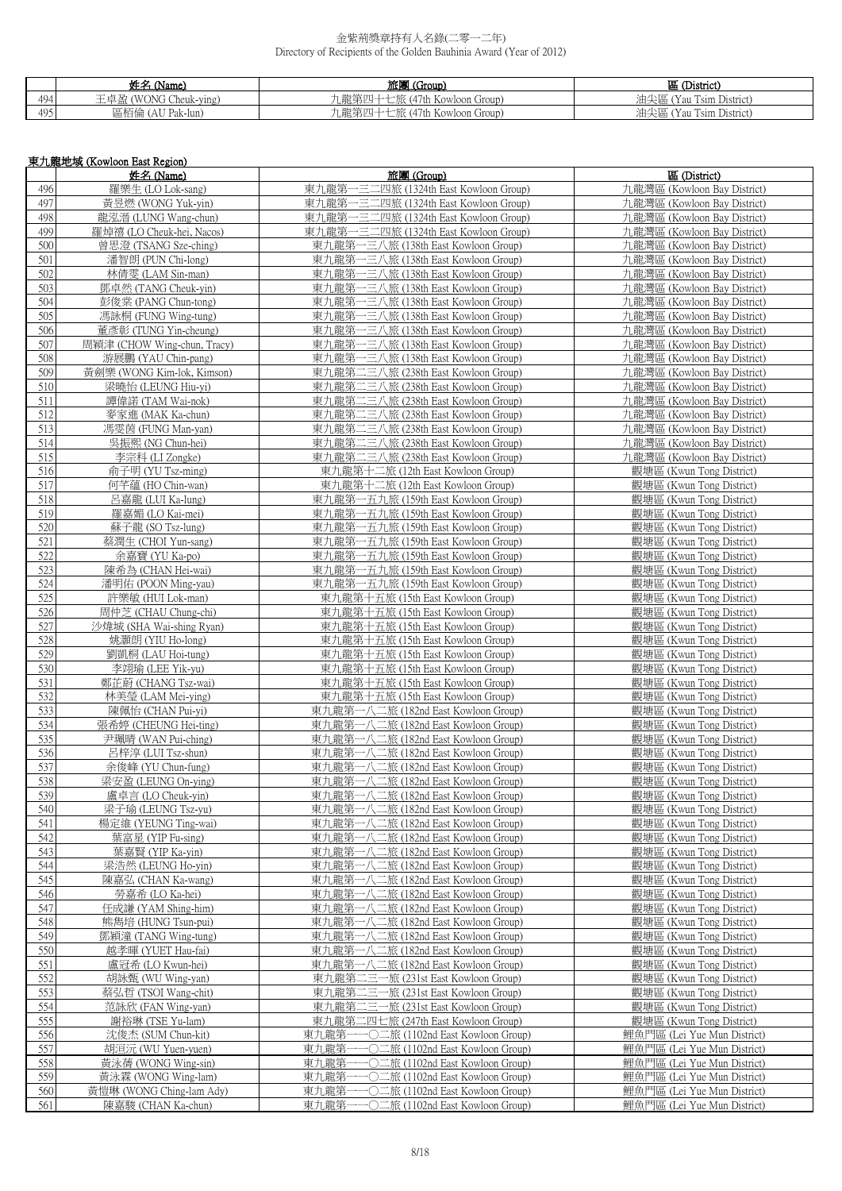金紫荊獎章持有人名錄(二零一二年)
Directory of Recipients of the Golden Bauhinia Award (Year of 2012)

| | 姓名 (Name) | 旅團 (Group) | 區 (District) |
|---|---|---|---|
| 494 | 王卓盈 (WONG Cheuk-ying) | 九龍第四十七旅 (47th Kowloon Group) | 油尖區 (Yau Tsim District) |
| 495 | 區栢倫 (AU Pak-lun) | 九龍第四十七旅 (47th Kowloon Group) | 油尖區 (Yau Tsim District) |

## 東九龍地域 (Kowloon East Region)

| | 姓名 (Name) | 旅團 (Group) | 區 (District) |
|---|---|---|---|
| 496 | 羅樂生 (LO Lok-sang) | 東九龍第一三二四旅 (1324th East Kowloon Group) | 九龍灣區 (Kowloon Bay District) |
| 497 | 黃昱燃 (WONG Yuk-yin) | 東九龍第一三二四旅 (1324th East Kowloon Group) | 九龍灣區 (Kowloon Bay District) |
| 498 | 龍泓溍 (LUNG Wang-chun) | 東九龍第一三二四旅 (1324th East Kowloon Group) | 九龍灣區 (Kowloon Bay District) |
| 499 | 羅焯禧 (LO Cheuk-hei, Nacos) | 東九龍第一三二四旅 (1324th East Kowloon Group) | 九龍灣區 (Kowloon Bay District) |
| 500 | 曾思澄 (TSANG Sze-ching) | 東九龍第一三八旅 (138th East Kowloon Group) | 九龍灣區 (Kowloon Bay District) |
| 501 | 潘智朗 (PUN Chi-long) | 東九龍第一三八旅 (138th East Kowloon Group) | 九龍灣區 (Kowloon Bay District) |
| 502 | 林倩雯 (LAM Sin-man) | 東九龍第一三八旅 (138th East Kowloon Group) | 九龍灣區 (Kowloon Bay District) |
| 503 | 鄧卓然 (TANG Cheuk-yin) | 東九龍第一三八旅 (138th East Kowloon Group) | 九龍灣區 (Kowloon Bay District) |
| 504 | 彭俊棠 (PANG Chun-tong) | 東九龍第一三八旅 (138th East Kowloon Group) | 九龍灣區 (Kowloon Bay District) |
| 505 | 馮詠桐 (FUNG Wing-tung) | 東九龍第一三八旅 (138th East Kowloon Group) | 九龍灣區 (Kowloon Bay District) |
| 506 | 董彥彰 (TUNG Yin-cheung) | 東九龍第一三八旅 (138th East Kowloon Group) | 九龍灣區 (Kowloon Bay District) |
| 507 | 周穎津 (CHOW Wing-chun, Tracy) | 東九龍第一三八旅 (138th East Kowloon Group) | 九龍灣區 (Kowloon Bay District) |
| 508 | 游展鵬 (YAU Chin-pang) | 東九龍第一三八旅 (138th East Kowloon Group) | 九龍灣區 (Kowloon Bay District) |
| 509 | 黃劍樂 (WONG Kim-lok, Kimson) | 東九龍第二三八旅 (238th East Kowloon Group) | 九龍灣區 (Kowloon Bay District) |
| 510 | 梁曉怡 (LEUNG Hiu-yi) | 東九龍第二三八旅 (238th East Kowloon Group) | 九龍灣區 (Kowloon Bay District) |
| 511 | 譚偉諾 (TAM Wai-nok) | 東九龍第二三八旅 (238th East Kowloon Group) | 九龍灣區 (Kowloon Bay District) |
| 512 | 麥家進 (MAK Ka-chun) | 東九龍第二三八旅 (238th East Kowloon Group) | 九龍灣區 (Kowloon Bay District) |
| 513 | 馮雯茵 (FUNG Man-yan) | 東九龍第二三八旅 (238th East Kowloon Group) | 九龍灣區 (Kowloon Bay District) |
| 514 | 吳振熙 (NG Chun-hei) | 東九龍第二三八旅 (238th East Kowloon Group) | 九龍灣區 (Kowloon Bay District) |
| 515 | 李宗科 (LI Zongke) | 東九龍第二三八旅 (238th East Kowloon Group) | 九龍灣區 (Kowloon Bay District) |
| 516 | 俞子明 (YU Tsz-ming) | 東九龍第十二旅 (12th East Kowloon Group) | 觀塘區 (Kwun Tong District) |
| 517 | 何芊蘊 (HO Chin-wan) | 東九龍第十二旅 (12th East Kowloon Group) | 觀塘區 (Kwun Tong District) |
| 518 | 呂嘉龍 (LUI Ka-lung) | 東九龍第一五九旅 (159th East Kowloon Group) | 觀塘區 (Kwun Tong District) |
| 519 | 羅嘉媚 (LO Kai-mei) | 東九龍第一五九旅 (159th East Kowloon Group) | 觀塘區 (Kwun Tong District) |
| 520 | 蘇子龍 (SO Tsz-lung) | 東九龍第一五九旅 (159th East Kowloon Group) | 觀塘區 (Kwun Tong District) |
| 521 | 蔡潤生 (CHOI Yun-sang) | 東九龍第一五九旅 (159th East Kowloon Group) | 觀塘區 (Kwun Tong District) |
| 522 | 余嘉寶 (YU Ka-po) | 東九龍第一五九旅 (159th East Kowloon Group) | 觀塘區 (Kwun Tong District) |
| 523 | 陳希為 (CHAN Hei-wai) | 東九龍第一五九旅 (159th East Kowloon Group) | 觀塘區 (Kwun Tong District) |
| 524 | 潘明佑 (POON Ming-yau) | 東九龍第一五九旅 (159th East Kowloon Group) | 觀塘區 (Kwun Tong District) |
| 525 | 許樂敏 (HUI Lok-man) | 東九龍第十五旅 (15th East Kowloon Group) | 觀塘區 (Kwun Tong District) |
| 526 | 周仲芝 (CHAU Chung-chi) | 東九龍第十五旅 (15th East Kowloon Group) | 觀塘區 (Kwun Tong District) |
| 527 | 沙煒城 (SHA Wai-shing Ryan) | 東九龍第十五旅 (15th East Kowloon Group) | 觀塘區 (Kwun Tong District) |
| 528 | 姚灝朗 (YIU Ho-long) | 東九龍第十五旅 (15th East Kowloon Group) | 觀塘區 (Kwun Tong District) |
| 529 | 劉凱桐 (LAU Hoi-tung) | 東九龍第十五旅 (15th East Kowloon Group) | 觀塘區 (Kwun Tong District) |
| 530 | 李翊瑜 (LEE Yik-yu) | 東九龍第十五旅 (15th East Kowloon Group) | 觀塘區 (Kwun Tong District) |
| 531 | 鄭芷蔚 (CHANG Tsz-wai) | 東九龍第十五旅 (15th East Kowloon Group) | 觀塘區 (Kwun Tong District) |
| 532 | 林美瑩 (LAM Mei-ying) | 東九龍第十五旅 (15th East Kowloon Group) | 觀塘區 (Kwun Tong District) |
| 533 | 陳佩怡 (CHAN Pui-yi) | 東九龍第一八二旅 (182nd East Kowloon Group) | 觀塘區 (Kwun Tong District) |
| 534 | 張希婷 (CHEUNG Hei-ting) | 東九龍第一八二旅 (182nd East Kowloon Group) | 觀塘區 (Kwun Tong District) |
| 535 | 尹珮晴 (WAN Pui-ching) | 東九龍第一八二旅 (182nd East Kowloon Group) | 觀塘區 (Kwun Tong District) |
| 536 | 呂梓淳 (LUI Tsz-shun) | 東九龍第一八二旅 (182nd East Kowloon Group) | 觀塘區 (Kwun Tong District) |
| 537 | 余俊峰 (YU Chun-fung) | 東九龍第一八二旅 (182nd East Kowloon Group) | 觀塘區 (Kwun Tong District) |
| 538 | 梁安盈 (LEUNG On-ying) | 東九龍第一八二旅 (182nd East Kowloon Group) | 觀塘區 (Kwun Tong District) |
| 539 | 盧卓言 (LO Cheuk-yin) | 東九龍第一八二旅 (182nd East Kowloon Group) | 觀塘區 (Kwun Tong District) |
| 540 | 梁子瑜 (LEUNG Tsz-yu) | 東九龍第一八二旅 (182nd East Kowloon Group) | 觀塘區 (Kwun Tong District) |
| 541 | 楊定維 (YEUNG Ting-wai) | 東九龍第一八二旅 (182nd East Kowloon Group) | 觀塘區 (Kwun Tong District) |
| 542 | 葉富星 (YIP Fu-sing) | 東九龍第一八二旅 (182nd East Kowloon Group) | 觀塘區 (Kwun Tong District) |
| 543 | 葉嘉賢 (YIP Ka-yin) | 東九龍第一八二旅 (182nd East Kowloon Group) | 觀塘區 (Kwun Tong District) |
| 544 | 梁浩然 (LEUNG Ho-yin) | 東九龍第一八二旅 (182nd East Kowloon Group) | 觀塘區 (Kwun Tong District) |
| 545 | 陳嘉弘 (CHAN Ka-wang) | 東九龍第一八二旅 (182nd East Kowloon Group) | 觀塘區 (Kwun Tong District) |
| 546 | 勞嘉希 (LO Ka-hei) | 東九龍第一八二旅 (182nd East Kowloon Group) | 觀塘區 (Kwun Tong District) |
| 547 | 任成謙 (YAM Shing-him) | 東九龍第一八二旅 (182nd East Kowloon Group) | 觀塘區 (Kwun Tong District) |
| 548 | 熊雋培 (HUNG Tsun-pui) | 東九龍第一八二旅 (182nd East Kowloon Group) | 觀塘區 (Kwun Tong District) |
| 549 | 鄧穎潼 (TANG Wing-tung) | 東九龍第一八二旅 (182nd East Kowloon Group) | 觀塘區 (Kwun Tong District) |
| 550 | 越孝暉 (YUET Hau-fai) | 東九龍第一八二旅 (182nd East Kowloon Group) | 觀塘區 (Kwun Tong District) |
| 551 | 盧冠希 (LO Kwun-hei) | 東九龍第一八二旅 (182nd East Kowloon Group) | 觀塘區 (Kwun Tong District) |
| 552 | 胡詠甄 (WU Wing-yan) | 東九龍第二三一旅 (231st East Kowloon Group) | 觀塘區 (Kwun Tong District) |
| 553 | 蔡弘哲 (TSOI Wang-chit) | 東九龍第二三一旅 (231st East Kowloon Group) | 觀塘區 (Kwun Tong District) |
| 554 | 范詠欣 (FAN Wing-yan) | 東九龍第二三一旅 (231st East Kowloon Group) | 觀塘區 (Kwun Tong District) |
| 555 | 謝裕琳 (TSE Yu-lam) | 東九龍第二四七旅 (247th East Kowloon Group) | 觀塘區 (Kwun Tong District) |
| 556 | 沈俊杰 (SUM Chun-kit) | 東九龍第一一〇二旅 (1102nd East Kowloon Group) | 鯉魚門區 (Lei Yue Mun District) |
| 557 | 胡润沅 (WU Yuen-yuen) | 東九龍第一一〇二旅 (1102nd East Kowloon Group) | 鯉魚門區 (Lei Yue Mun District) |
| 558 | 黃泳蒨 (WONG Wing-sin) | 東九龍第一一〇二旅 (1102nd East Kowloon Group) | 鯉魚門區 (Lei Yue Mun District) |
| 559 | 黃泳霖 (WONG Wing-lam) | 東九龍第一一〇二旅 (1102nd East Kowloon Group) | 鯉魚門區 (Lei Yue Mun District) |
| 560 | 黃愷琳 (WONG Ching-lam Ady) | 東九龍第一一〇二旅 (1102nd East Kowloon Group) | 鯉魚門區 (Lei Yue Mun District) |
| 561 | 陳嘉駿 (CHAN Ka-chun) | 東九龍第一一〇二旅 (1102nd East Kowloon Group) | 鯉魚門區 (Lei Yue Mun District) |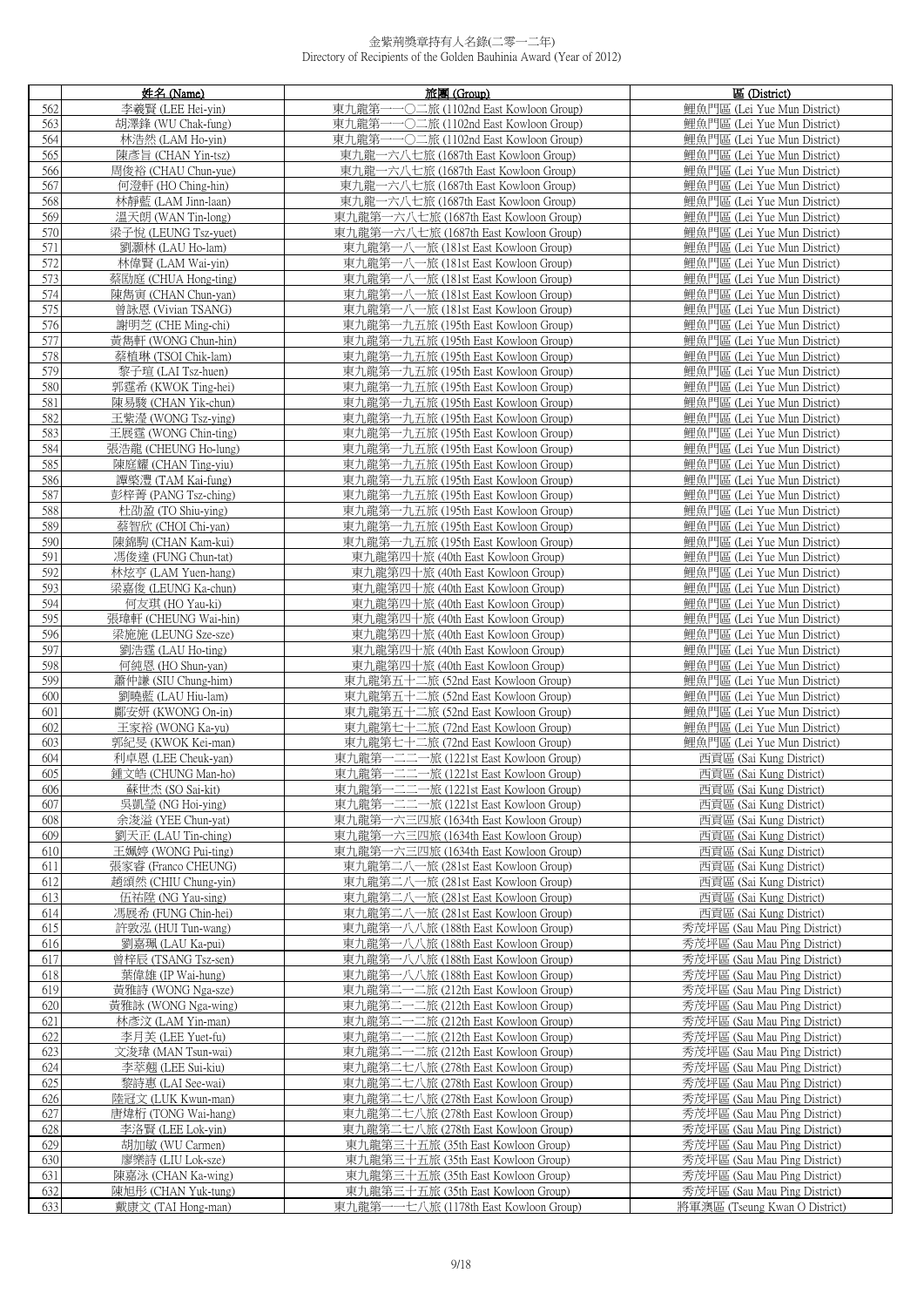# 金紫荊獎章持有人名錄(二零一二年)
Directory of Recipients of the Golden Bauhinia Award (Year of 2012)

| | 姓名 (Name) | 旅團 (Group) | 區 (District) |
|---|---|---|---|
| 562 | 李羲賢 (LEE Hei-yin) | 東九龍第一一〇二旅 (1102nd East Kowloon Group) | 鯉魚門區 (Lei Yue Mun District) |
| 563 | 胡澤鋒 (WU Chak-fung) | 東九龍第一一〇二旅 (1102nd East Kowloon Group) | 鯉魚門區 (Lei Yue Mun District) |
| 564 | 林浩然 (LAM Ho-yin) | 東九龍第一一〇二旅 (1102nd East Kowloon Group) | 鯉魚門區 (Lei Yue Mun District) |
| 565 | 陳彥旨 (CHAN Yin-tsz) | 東九龍一六八七旅 (1687th East Kowloon Group) | 鯉魚門區 (Lei Yue Mun District) |
| 566 | 周俊裕 (CHAU Chun-yue) | 東九龍一六八七旅 (1687th East Kowloon Group) | 鯉魚門區 (Lei Yue Mun District) |
| 567 | 何澄軒 (HO Ching-hin) | 東九龍一六八七旅 (1687th East Kowloon Group) | 鯉魚門區 (Lei Yue Mun District) |
| 568 | 林靜藍 (LAM Jinn-laan) | 東九龍一六八七旅 (1687th East Kowloon Group) | 鯉魚門區 (Lei Yue Mun District) |
| 569 | 溫天朗 (WAN Tin-long) | 東九龍第一六八七旅 (1687th East Kowloon Group) | 鯉魚門區 (Lei Yue Mun District) |
| 570 | 梁子悅 (LEUNG Tsz-yuet) | 東九龍第一六八七旅 (1687th East Kowloon Group) | 鯉魚門區 (Lei Yue Mun District) |
| 571 | 劉灝林 (LAU Ho-lam) | 東九龍第一八一旅 (181st East Kowloon Group) | 鯉魚門區 (Lei Yue Mun District) |
| 572 | 林偉賢 (LAM Wai-yin) | 東九龍第一八一旅 (181st East Kowloon Group) | 鯉魚門區 (Lei Yue Mun District) |
| 573 | 蔡康庭 (CHUA Hong-ting) | 東九龍第一八一旅 (181st East Kowloon Group) | 鯉魚門區 (Lei Yue Mun District) |
| 574 | 陳雋寅 (CHAN Chun-yan) | 東九龍第一八一旅 (181st East Kowloon Group) | 鯉魚門區 (Lei Yue Mun District) |
| 575 | 曾詠恩 (Vivian TSANG) | 東九龍第一八一旅 (181st East Kowloon Group) | 鯉魚門區 (Lei Yue Mun District) |
| 576 | 謝明芝 (CHE Ming-chi) | 東九龍第一九五旅 (195th East Kowloon Group) | 鯉魚門區 (Lei Yue Mun District) |
| 577 | 黃雋軒 (WONG Chun-hin) | 東九龍第一九五旅 (195th East Kowloon Group) | 鯉魚門區 (Lei Yue Mun District) |
| 578 | 蔡植琳 (TSOI Chik-lam) | 東九龍第一九五旅 (195th East Kowloon Group) | 鯉魚門區 (Lei Yue Mun District) |
| 579 | 黎子瑄 (LAI Tsz-huen) | 東九龍第一九五旅 (195th East Kowloon Group) | 鯉魚門區 (Lei Yue Mun District) |
| 580 | 郭霆希 (KWOK Ting-hei) | 東九龍第一九五旅 (195th East Kowloon Group) | 鯉魚門區 (Lei Yue Mun District) |
| 581 | 陳易駿 (CHAN Yik-chun) | 東九龍第一九五旅 (195th East Kowloon Group) | 鯉魚門區 (Lei Yue Mun District) |
| 582 | 王紫瀅 (WONG Tsz-ying) | 東九龍第一九五旅 (195th East Kowloon Group) | 鯉魚門區 (Lei Yue Mun District) |
| 583 | 王展霆 (WONG Chin-ting) | 東九龍第一九五旅 (195th East Kowloon Group) | 鯉魚門區 (Lei Yue Mun District) |
| 584 | 張浩龍 (CHEUNG Ho-lung) | 東九龍第一九五旅 (195th East Kowloon Group) | 鯉魚門區 (Lei Yue Mun District) |
| 585 | 陳庭耀 (CHAN Ting-yiu) | 東九龍第一九五旅 (195th East Kowloon Group) | 鯉魚門區 (Lei Yue Mun District) |
| 586 | 譚啓灃 (TAM Kai-fung) | 東九龍第一九五旅 (195th East Kowloon Group) | 鯉魚門區 (Lei Yue Mun District) |
| 587 | 彭梓菁 (PANG Tsz-ching) | 東九龍第一九五旅 (195th East Kowloon Group) | 鯉魚門區 (Lei Yue Mun District) |
| 588 | 杜劭盈 (TO Shiu-ying) | 東九龍第一九五旅 (195th East Kowloon Group) | 鯉魚門區 (Lei Yue Mun District) |
| 589 | 蔡智欣 (CHOI Chi-yan) | 東九龍第一九五旅 (195th East Kowloon Group) | 鯉魚門區 (Lei Yue Mun District) |
| 590 | 陳錦駒 (CHAN Kam-kui) | 東九龍第一九五旅 (195th East Kowloon Group) | 鯉魚門區 (Lei Yue Mun District) |
| 591 | 馮俊達 (FUNG Chun-tat) | 東九龍第四十旅 (40th East Kowloon Group) | 鯉魚門區 (Lei Yue Mun District) |
| 592 | 林炫亨 (LAM Yuen-hang) | 東九龍第四十旅 (40th East Kowloon Group) | 鯉魚門區 (Lei Yue Mun District) |
| 593 | 梁嘉俊 (LEUNG Ka-chun) | 東九龍第四十旅 (40th East Kowloon Group) | 鯉魚門區 (Lei Yue Mun District) |
| 594 | 何友琪 (HO Yau-ki) | 東九龍第四十旅 (40th East Kowloon Group) | 鯉魚門區 (Lei Yue Mun District) |
| 595 | 張瑋軒 (CHEUNG Wai-hin) | 東九龍第四十旅 (40th East Kowloon Group) | 鯉魚門區 (Lei Yue Mun District) |
| 596 | 梁施施 (LEUNG Sze-sze) | 東九龍第四十旅 (40th East Kowloon Group) | 鯉魚門區 (Lei Yue Mun District) |
| 597 | 劉浩霆 (LAU Ho-ting) | 東九龍第四十旅 (40th East Kowloon Group) | 鯉魚門區 (Lei Yue Mun District) |
| 598 | 何純恩 (HO Shun-yan) | 東九龍第四十旅 (40th East Kowloon Group) | 鯉魚門區 (Lei Yue Mun District) |
| 599 | 蕭仲謙 (SIU Chung-him) | 東九龍第五十二旅 (52nd East Kowloon Group) | 鯉魚門區 (Lei Yue Mun District) |
| 600 | 劉曉藍 (LAU Hiu-lam) | 東九龍第五十二旅 (52nd East Kowloon Group) | 鯉魚門區 (Lei Yue Mun District) |
| 601 | 鄺安妍 (KWONG On-in) | 東九龍第五十二旅 (52nd East Kowloon Group) | 鯉魚門區 (Lei Yue Mun District) |
| 602 | 王家裕 (WONG Ka-yu) | 東九龍第七十二旅 (72nd East Kowloon Group) | 鯉魚門區 (Lei Yue Mun District) |
| 603 | 郭紀旻 (KWOK Kei-man) | 東九龍第七十二旅 (72nd East Kowloon Group) | 鯉魚門區 (Lei Yue Mun District) |
| 604 | 利卓恩 (LEE Cheuk-yan) | 東九龍第一二二一旅 (1221st East Kowloon Group) | 西貢區 (Sai Kung District) |
| 605 | 鍾文皓 (CHUNG Man-ho) | 東九龍第一二二一旅 (1221st East Kowloon Group) | 西貢區 (Sai Kung District) |
| 606 | 蘇世杰 (SO Sai-kit) | 東九龍第一二二一旅 (1221st East Kowloon Group) | 西貢區 (Sai Kung District) |
| 607 | 吳凱瑩 (NG Hoi-ying) | 東九龍第一二二一旅 (1221st East Kowloon Group) | 西貢區 (Sai Kung District) |
| 608 | 余浚溢 (YEE Chun-yat) | 東九龍第一六三四旅 (1634th East Kowloon Group) | 西貢區 (Sai Kung District) |
| 609 | 劉天正 (LAU Tin-ching) | 東九龍第一六三四旅 (1634th East Kowloon Group) | 西貢區 (Sai Kung District) |
| 610 | 王姵婷 (WONG Pui-ting) | 東九龍第一六三四旅 (1634th East Kowloon Group) | 西貢區 (Sai Kung District) |
| 611 | 張家睿 (Franco CHEUNG) | 東九龍第二八一旅 (281st East Kowloon Group) | 西貢區 (Sai Kung District) |
| 612 | 趙頌然 (CHIU Chung-yin) | 東九龍第二八一旅 (281st East Kowloon Group) | 西貢區 (Sai Kung District) |
| 613 | 伍祐陞 (NG Yau-sing) | 東九龍第二八一旅 (281st East Kowloon Group) | 西貢區 (Sai Kung District) |
| 614 | 馮展希 (FUNG Chin-hei) | 東九龍第二八一旅 (281st East Kowloon Group) | 西貢區 (Sai Kung District) |
| 615 | 許敦泓 (HUI Tun-wang) | 東九龍第一八八旅 (188th East Kowloon Group) | 秀茂坪區 (Sau Mau Ping District) |
| 616 | 劉嘉珮 (LAU Ka-pui) | 東九龍第一八八旅 (188th East Kowloon Group) | 秀茂坪區 (Sau Mau Ping District) |
| 617 | 曾梓辰 (TSANG Tsz-sen) | 東九龍第一八八旅 (188th East Kowloon Group) | 秀茂坪區 (Sau Mau Ping District) |
| 618 | 葉偉雄 (IP Wai-hung) | 東九龍第一八八旅 (188th East Kowloon Group) | 秀茂坪區 (Sau Mau Ping District) |
| 619 | 黃雅詩 (WONG Nga-sze) | 東九龍第二一二旅 (212th East Kowloon Group) | 秀茂坪區 (Sau Mau Ping District) |
| 620 | 黃雅詠 (WONG Nga-wing) | 東九龍第二一二旅 (212th East Kowloon Group) | 秀茂坪區 (Sau Mau Ping District) |
| 621 | 林彥汶 (LAM Yin-man) | 東九龍第二一二旅 (212th East Kowloon Group) | 秀茂坪區 (Sau Mau Ping District) |
| 622 | 李月芙 (LEE Yuet-fu) | 東九龍第二一二旅 (212th East Kowloon Group) | 秀茂坪區 (Sau Mau Ping District) |
| 623 | 文浚瑋 (MAN Tsun-wai) | 東九龍第二一二旅 (212th East Kowloon Group) | 秀茂坪區 (Sau Mau Ping District) |
| 624 | 李萃翹 (LEE Sui-kiu) | 東九龍第二七八旅 (278th East Kowloon Group) | 秀茂坪區 (Sau Mau Ping District) |
| 625 | 黎詩惠 (LAI See-wai) | 東九龍第二七八旅 (278th East Kowloon Group) | 秀茂坪區 (Sau Mau Ping District) |
| 626 | 陸冠文 (LUK Kwun-man) | 東九龍第二七八旅 (278th East Kowloon Group) | 秀茂坪區 (Sau Mau Ping District) |
| 627 | 唐煒桁 (TONG Wai-hang) | 東九龍第二七八旅 (278th East Kowloon Group) | 秀茂坪區 (Sau Mau Ping District) |
| 628 | 李洛賢 (LEE Lok-yin) | 東九龍第二七八旅 (278th East Kowloon Group) | 秀茂坪區 (Sau Mau Ping District) |
| 629 | 胡加敏 (WU Carmen) | 東九龍第三十五旅 (35th East Kowloon Group) | 秀茂坪區 (Sau Mau Ping District) |
| 630 | 廖樂詩 (LIU Lok-sze) | 東九龍第三十五旅 (35th East Kowloon Group) | 秀茂坪區 (Sau Mau Ping District) |
| 631 | 陳嘉泳 (CHAN Ka-wing) | 東九龍第三十五旅 (35th East Kowloon Group) | 秀茂坪區 (Sau Mau Ping District) |
| 632 | 陳旭彤 (CHAN Yuk-tung) | 東九龍第三十五旅 (35th East Kowloon Group) | 秀茂坪區 (Sau Mau Ping District) |
| 633 | 戴康文 (TAI Hong-man) | 東九龍第一一七八旅 (1178th East Kowloon Group) | 將軍澳區 (Tseung Kwan O District) |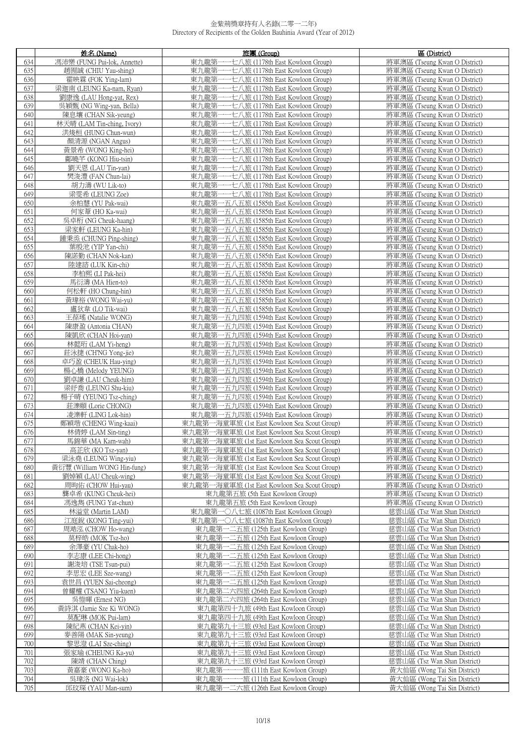金紫荊獎章持有人名錄(二零一二年)
Directory of Recipients of the Golden Bauhinia Award (Year of 2012)

| | 姓名 (Name) | 旅團 (Group) | 區 (District) |
|---|---|---|---|
| 634 | 馮沛樂 (FUNG Pui-lok, Annette) | 東九龍第一一七八旅 (1178th East Kowloon Group) | 將軍澳區 (Tseung Kwan O District) |
| 635 | 趙囿誠 (CHIU Yau-shing) | 東九龍第一一七八旅 (1178th East Kowloon Group) | 將軍澳區 (Tseung Kwan O District) |
| 636 | 霍映霖 (FOK Ying-lam) | 東九龍第一一七八旅 (1178th East Kowloon Group) | 將軍澳區 (Tseung Kwan O District) |
| 637 | 梁迦南 (LEUNG Ka-nam, Ryan) | 東九龍第一一七八旅 (1178th East Kowloon Group) | 將軍澳區 (Tseung Kwan O District) |
| 638 | 劉康逸 (LAU Hong-yat, Rex) | 東九龍第一一七八旅 (1178th East Kowloon Group) | 將軍澳區 (Tseung Kwan O District) |
| 639 | 吳穎甄 (NG Wing-yan, Bella) | 東九龍第一一七八旅 (1178th East Kowloon Group) | 將軍澳區 (Tseung Kwan O District) |
| 640 | 陳息壤 (CHAN Sik-yeung) | 東九龍第一一七八旅 (1178th East Kowloon Group) | 將軍澳區 (Tseung Kwan O District) |
| 641 | 林天晴 (LAM Tin-ching, Ivory) | 東九龍第一一七八旅 (1178th East Kowloon Group) | 將軍澳區 (Tseung Kwan O District) |
| 642 | 洪焌桓 (HUNG Chun-wun) | 東九龍第一一七八旅 (1178th East Kowloon Group) | 將軍澳區 (Tseung Kwan O District) |
| 643 | 顏清源 (NGAN Angus) | 東九龍第一一七八旅 (1178th East Kowloon Group) | 將軍澳區 (Tseung Kwan O District) |
| 644 | 黃景希 (WONG King-hei) | 東九龍第一一七八旅 (1178th East Kowloon Group) | 將軍澳區 (Tseung Kwan O District) |
| 645 | 鄺曉芊 (KONG Hiu-tsin) | 東九龍第一一七八旅 (1178th East Kowloon Group) | 將軍澳區 (Tseung Kwan O District) |
| 646 | 劉天恩 (LAU Tin-yan) | 東九龍第一一七八旅 (1178th East Kowloon Group) | 將軍澳區 (Tseung Kwan O District) |
| 647 | 樊浚澧 (FAN Chun-lai) | 東九龍第一一七八旅 (1178th East Kowloon Group) | 將軍澳區 (Tseung Kwan O District) |
| 648 | 胡力濤 (WU Lik-to) | 東九龍第一一七八旅 (1178th East Kowloon Group) | 將軍澳區 (Tseung Kwan O District) |
| 649 | 梁雯希 (LEUNG Zoe) | 東九龍第一一七八旅 (1178th East Kowloon Group) | 將軍澳區 (Tseung Kwan O District) |
| 650 | 余柏慧 (YU Pak-wai) | 東九龍第一五八五旅 (1585th East Kowloon Group) | 將軍澳區 (Tseung Kwan O District) |
| 651 | 何家葦 (HO Ka-wai) | 東九龍第一五八五旅 (1585th East Kowloon Group) | 將軍澳區 (Tseung Kwan O District) |
| 652 | 吳卓桁 (NG Cheuk-haang) | 東九龍第一五八五旅 (1585th East Kowloon Group) | 將軍澳區 (Tseung Kwan O District) |
| 653 | 梁家軒 (LEUNG Ka-hin) | 東九龍第一五八五旅 (1585th East Kowloon Group) | 將軍澳區 (Tseung Kwan O District) |
| 654 | 鍾秉丞 (CHUNG Ping-shing) | 東九龍第一五八五旅 (1585th East Kowloon Group) | 將軍澳區 (Tseung Kwan O District) |
| 655 | 葉殷池 (YIP Yan-chi) | 東九龍第一五八五旅 (1585th East Kowloon Group) | 將軍澳區 (Tseung Kwan O District) |
| 656 | 陳諾勤 (CHAN Nok-kan) | 東九龍第一五八五旅 (1585th East Kowloon Group) | 將軍澳區 (Tseung Kwan O District) |
| 657 | 陸建諮 (LUK Kin-chi) | 東九龍第一五八五旅 (1585th East Kowloon Group) | 將軍澳區 (Tseung Kwan O District) |
| 658 | 李柏熙 (LI Pak-hei) | 東九龍第一五八五旅 (1585th East Kowloon Group) | 將軍澳區 (Tseung Kwan O District) |
| 659 | 馬衍濤 (MA Hien-to) | 東九龍第一五八五旅 (1585th East Kowloon Group) | 將軍澳區 (Tseung Kwan O District) |
| 660 | 何松軒 (HO Chung-hin) | 東九龍第一五八五旅 (1585th East Kowloon Group) | 將軍澳區 (Tseung Kwan O District) |
| 661 | 黃瑋裕 (WONG Wai-yu) | 東九龍第一五八五旅 (1585th East Kowloon Group) | 將軍澳區 (Tseung Kwan O District) |
| 662 | 盧狄韋 (LO Tik-wai) | 東九龍第一五八五旅 (1585th East Kowloon Group) | 將軍澳區 (Tseung Kwan O District) |
| 663 | 王蓓瑤 (Natalie WONG) | 東九龍第一五九四旅 (1594th East Kowloon Group) | 將軍澳區 (Tseung Kwan O District) |
| 664 | 陳康盈 (Antonia CHAN) | 東九龍第一五九四旅 (1594th East Kowloon Group) | 將軍澳區 (Tseung Kwan O District) |
| 665 | 陳凱欣 (CHAN Hoi-yan) | 東九龍第一五九四旅 (1594th East Kowloon Group) | 將軍澳區 (Tseung Kwan O District) |
| 666 | 林懿珩 (LAM Yi-heng) | 東九龍第一五九四旅 (1594th East Kowloon Group) | 將軍澳區 (Tseung Kwan O District) |
| 667 | 莊泳捷 (CH'NG Yong-jie) | 東九龍第一五九四旅 (1594th East Kowloon Group) | 將軍澳區 (Tseung Kwan O District) |
| 668 | 卓巧盈 (CHEUK Hau-ying) | 東九龍第一五九四旅 (1594th East Kowloon Group) | 將軍澳區 (Tseung Kwan O District) |
| 669 | 楊心橋 (Melody YEUNG) | 東九龍第一五九四旅 (1594th East Kowloon Group) | 將軍澳區 (Tseung Kwan O District) |
| 670 | 劉卓謙 (LAU Cheuk-him) | 東九龍第一五九四旅 (1594th East Kowloon Group) | 將軍澳區 (Tseung Kwan O District) |
| 671 | 梁紓喬 (LEUNG Shu-kiu) | 東九龍第一五九四旅 (1594th East Kowloon Group) | 將軍澳區 (Tseung Kwan O District) |
| 672 | 楊子晴 (YEUNG Tsz-ching) | 東九龍第一五九四旅 (1594th East Kowloon Group) | 將軍澳區 (Tseung Kwan O District) |
| 673 | 莊漂頤 (Lorie CHONG) | 東九龍第一五九四旅 (1594th East Kowloon Group) | 將軍澳區 (Tseung Kwan O District) |
| 674 | 凌濼軒 (LING Lok-hin) | 東九龍第一五九四旅 (1594th East Kowloon Group) | 將軍澳區 (Tseung Kwan O District) |
| 675 | 鄭穎堦 (CHENG Wing-kaai) | 東九龍第一海童軍旅 (1st East Kowloon Sea Scout Group) | 將軍澳區 (Tseung Kwan O District) |
| 676 | 林倩婷 (LAM Sin-ting) | 東九龍第一海童軍旅 (1st East Kowloon Sea Scout Group) | 將軍澳區 (Tseung Kwan O District) |
| 677 | 馬錦華 (MA Kam-wah) | 東九龍第一海童軍旅 (1st East Kowloon Sea Scout Group) | 將軍澳區 (Tseung Kwan O District) |
| 678 | 高芷欣 (KO Tsz-yan) | 東九龍第一海童軍旅 (1st East Kowloon Sea Scout Group) | 將軍澳區 (Tseung Kwan O District) |
| 679 | 梁泳堯 (LEUNG Wing-yiu) | 東九龍第一海童軍旅 (1st East Kowloon Sea Scout Group) | 將軍澳區 (Tseung Kwan O District) |
| 680 | 黃衍豐 (William WONG Hin-fung) | 東九龍第一海童軍旅 (1st East Kowloon Sea Scout Group) | 將軍澳區 (Tseung Kwan O District) |
| 681 | 劉焯穎 (LAU Cheuk-wing) | 東九龍第一海童軍旅 (1st East Kowloon Sea Scout Group) | 將軍澳區 (Tseung Kwan O District) |
| 682 | 周昫佑 (CHOW Hui-yau) | 東九龍第一海童軍旅 (1st East Kowloon Sea Scout Group) | 將軍澳區 (Tseung Kwan O District) |
| 683 | 龔卓希 (KUNG Cheuk-hei) | 東九龍第五旅 (5th East Kowloon Group) | 將軍澳區 (Tseung Kwan O District) |
| 684 | 馮逸雋 (FUNG Yat-chun) | 東九龍第五旅 (5th East Kowloon Group) | 將軍澳區 (Tseung Kwan O District) |
| 685 | 林溢堂 (Martin LAM) | 東九龍第一〇八七旅 (1087th East Kowloon Group) | 慈雲山區 (Tsz Wan Shan District) |
| 686 | 江庭銳 (KONG Ting-yui) | 東九龍第一〇八七旅 (1087th East Kowloon Group) | 慈雲山區 (Tsz Wan Shan District) |
| 687 | 周澔泓 (CHOW Ho-wang) | 東九龍第一二五旅 (125th East Kowloon Group) | 慈雲山區 (Tsz Wan Shan District) |
| 688 | 莫梓皓 (MOK Tsz-ho) | 東九龍第一二五旅 (125th East Kowloon Group) | 慈雲山區 (Tsz Wan Shan District) |
| 689 | 余澤豪 (YU Chak-ho) | 東九龍第一二五旅 (125th East Kowloon Group) | 慈雲山區 (Tsz Wan Shan District) |
| 690 | 李志康 (LEE Chi-hong) | 東九龍第一二五旅 (125th East Kowloon Group) | 慈雲山區 (Tsz Wan Shan District) |
| 691 | 謝浚培 (TSE Tsun-pui) | 東九龍第一二五旅 (125th East Kowloon Group) | 慈雲山區 (Tsz Wan Shan District) |
| 692 | 李思宏 (LEE Sze-wang) | 東九龍第一二五旅 (125th East Kowloon Group) | 慈雲山區 (Tsz Wan Shan District) |
| 693 | 袁世昌 (YUEN Sai-cheong) | 東九龍第一二五旅 (125th East Kowloon Group) | 慈雲山區 (Tsz Wan Shan District) |
| 694 | 曾耀權 (TSANG Yiu-kuen) | 東九龍第二六四旅 (264th East Kowloon Group) | 慈雲山區 (Tsz Wan Shan District) |
| 695 | 吳愷暉 (Ernest NG) | 東九龍第二六四旅 (264th East Kowloon Group) | 慈雲山區 (Tsz Wan Shan District) |
| 696 | 黃詩淇 (Jamie Sze Ki WONG) | 東九龍第四十九旅 (49th East Kowloon Group) | 慈雲山區 (Tsz Wan Shan District) |
| 697 | 莫配琳 (MOK Pui-lam) | 東九龍第四十九旅 (49th East Kowloon Group) | 慈雲山區 (Tsz Wan Shan District) |
| 698 | 陳紀燕 (CHAN Kei-yin) | 東九龍第九十三旅 (93rd East Kowloon Group) | 慈雲山區 (Tsz Wan Shan District) |
| 699 | 麥善陽 (MAK Sin-yeung) | 東九龍第九十三旅 (93rd East Kowloon Group) | 慈雲山區 (Tsz Wan Shan District) |
| 700 | 黎思澄 (LAI Sze-ching) | 東九龍第九十三旅 (93rd East Kowloon Group) | 慈雲山區 (Tsz Wan Shan District) |
| 701 | 張家瑜 (CHEUNG Ka-yu) | 東九龍第九十三旅 (93rd East Kowloon Group) | 慈雲山區 (Tsz Wan Shan District) |
| 702 | 陳靖 (CHAN Ching) | 東九龍第九十三旅 (93rd East Kowloon Group) | 慈雲山區 (Tsz Wan Shan District) |
| 703 | 黃嘉豪 (WONG Ka-ho) | 東九龍第一一一旅 (111th East Kowloon Group) | 黃大仙區 (Wong Tai Sin District) |
| 704 | 吳瑋洛 (NG Wai-lok) | 東九龍第一一一旅 (111th East Kowloon Group) | 黃大仙區 (Wong Tai Sin District) |
| 705 | 邱玟琛 (YAU Man-sum) | 東九龍第一二六旅 (126th East Kowloon Group) | 黃大仙區 (Wong Tai Sin District) |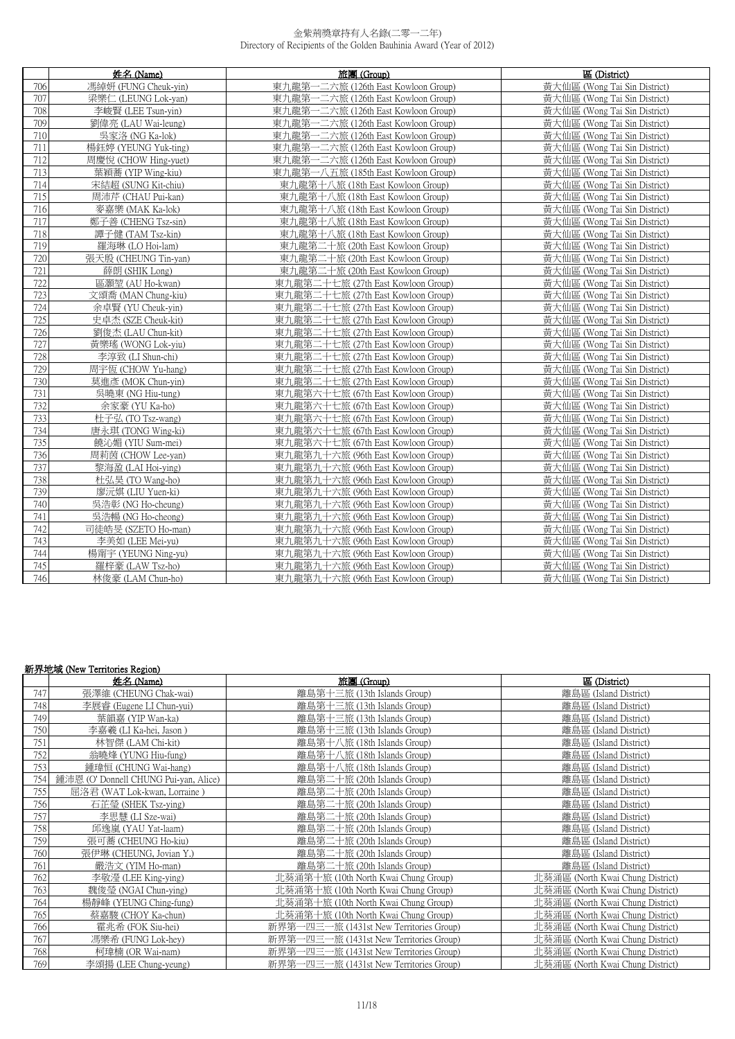金紫荊獎章持有人名錄(二零一二年)
Directory of Recipients of the Golden Bauhinia Award (Year of 2012)

| | 姓名 (Name) | 旅團 (Group) | 區 (District) |
|---|---|---|---|
| 706 | 馮綽妍 (FUNG Cheuk-yin) | 東九龍第一二六旅 (126th East Kowloon Group) | 黃大仙區 (Wong Tai Sin District) |
| 707 | 梁樂仁 (LEUNG Lok-yan) | 東九龍第一二六旅 (126th East Kowloon Group) | 黃大仙區 (Wong Tai Sin District) |
| 708 | 李峻賢 (LEE Tsun-yin) | 東九龍第一二六旅 (126th East Kowloon Group) | 黃大仙區 (Wong Tai Sin District) |
| 709 | 劉偉亮 (LAU Wai-leung) | 東九龍第一二六旅 (126th East Kowloon Group) | 黃大仙區 (Wong Tai Sin District) |
| 710 | 吳家洛 (NG Ka-lok) | 東九龍第一二六旅 (126th East Kowloon Group) | 黃大仙區 (Wong Tai Sin District) |
| 711 | 楊鈺婷 (YEUNG Yuk-ting) | 東九龍第一二六旅 (126th East Kowloon Group) | 黃大仙區 (Wong Tai Sin District) |
| 712 | 周慶悅 (CHOW Hing-yuet) | 東九龍第一二六旅 (126th East Kowloon Group) | 黃大仙區 (Wong Tai Sin District) |
| 713 | 葉穎蕎 (YIP Wing-kiu) | 東九龍第一八五旅 (185th East Kowloon Group) | 黃大仙區 (Wong Tai Sin District) |
| 714 | 宋結超 (SUNG Kit-chiu) | 東九龍第十八旅 (18th East Kowloon Group) | 黃大仙區 (Wong Tai Sin District) |
| 715 | 周沛芹 (CHAU Pui-kan) | 東九龍第十八旅 (18th East Kowloon Group) | 黃大仙區 (Wong Tai Sin District) |
| 716 | 麥嘉樂 (MAK Ka-lok) | 東九龍第十八旅 (18th East Kowloon Group) | 黃大仙區 (Wong Tai Sin District) |
| 717 | 鄭子善 (CHENG Tsz-sin) | 東九龍第十八旅 (18th East Kowloon Group) | 黃大仙區 (Wong Tai Sin District) |
| 718 | 譚子健 (TAM Tsz-kin) | 東九龍第十八旅 (18th East Kowloon Group) | 黃大仙區 (Wong Tai Sin District) |
| 719 | 羅海琳 (LO Hoi-lam) | 東九龍第二十旅 (20th East Kowloon Group) | 黃大仙區 (Wong Tai Sin District) |
| 720 | 張天殷 (CHEUNG Tin-yan) | 東九龍第二十旅 (20th East Kowloon Group) | 黃大仙區 (Wong Tai Sin District) |
| 721 | 薛朗 (SHIK Long) | 東九龍第二十旅 (20th East Kowloon Group) | 黃大仙區 (Wong Tai Sin District) |
| 722 | 區灝聖 (AU Ho-kwan) | 東九龍第二十七旅 (27th East Kowloon Group) | 黃大仙區 (Wong Tai Sin District) |
| 723 | 文頌喬 (MAN Chung-kiu) | 東九龍第二十七旅 (27th East Kowloon Group) | 黃大仙區 (Wong Tai Sin District) |
| 724 | 余卓賢 (YU Cheuk-yin) | 東九龍第二十七旅 (27th East Kowloon Group) | 黃大仙區 (Wong Tai Sin District) |
| 725 | 史卓杰 (SZE Cheuk-kit) | 東九龍第二十七旅 (27th East Kowloon Group) | 黃大仙區 (Wong Tai Sin District) |
| 726 | 劉俊杰 (LAU Chun-kit) | 東九龍第二十七旅 (27th East Kowloon Group) | 黃大仙區 (Wong Tai Sin District) |
| 727 | 黃樂瑤 (WONG Lok-yiu) | 東九龍第二十七旅 (27th East Kowloon Group) | 黃大仙區 (Wong Tai Sin District) |
| 728 | 李淳致 (LI Shun-chi) | 東九龍第二十七旅 (27th East Kowloon Group) | 黃大仙區 (Wong Tai Sin District) |
| 729 | 周宇恆 (CHOW Yu-hang) | 東九龍第二十七旅 (27th East Kowloon Group) | 黃大仙區 (Wong Tai Sin District) |
| 730 | 莫進彥 (MOK Chun-yin) | 東九龍第二十七旅 (27th East Kowloon Group) | 黃大仙區 (Wong Tai Sin District) |
| 731 | 吳曉東 (NG Hiu-tung) | 東九龍第六十七旅 (67th East Kowloon Group) | 黃大仙區 (Wong Tai Sin District) |
| 732 | 余家豪 (YU Ka-ho) | 東九龍第六十七旅 (67th East Kowloon Group) | 黃大仙區 (Wong Tai Sin District) |
| 733 | 杜子弘 (TO Tsz-wang) | 東九龍第六十七旅 (67th East Kowloon Group) | 黃大仙區 (Wong Tai Sin District) |
| 734 | 唐永琪 (TONG Wing-ki) | 東九龍第六十七旅 (67th East Kowloon Group) | 黃大仙區 (Wong Tai Sin District) |
| 735 | 饒沁媚 (YIU Sum-mei) | 東九龍第六十七旅 (67th East Kowloon Group) | 黃大仙區 (Wong Tai Sin District) |
| 736 | 周莉茵 (CHOW Lee-yan) | 東九龍第九十六旅 (96th East Kowloon Group) | 黃大仙區 (Wong Tai Sin District) |
| 737 | 黎海盈 (LAI Hoi-ying) | 東九龍第九十六旅 (96th East Kowloon Group) | 黃大仙區 (Wong Tai Sin District) |
| 738 | 杜弘昊 (TO Wang-ho) | 東九龍第九十六旅 (96th East Kowloon Group) | 黃大仙區 (Wong Tai Sin District) |
| 739 | 廖沅娸 (LIU Yuen-ki) | 東九龍第九十六旅 (96th East Kowloon Group) | 黃大仙區 (Wong Tai Sin District) |
| 740 | 吳浩彰 (NG Ho-cheung) | 東九龍第九十六旅 (96th East Kowloon Group) | 黃大仙區 (Wong Tai Sin District) |
| 741 | 吳浩暢 (NG Ho-cheong) | 東九龍第九十六旅 (96th East Kowloon Group) | 黃大仙區 (Wong Tai Sin District) |
| 742 | 司徒皓旻 (SZETO Ho-man) | 東九龍第九十六旅 (96th East Kowloon Group) | 黃大仙區 (Wong Tai Sin District) |
| 743 | 李美如 (LEE Mei-yu) | 東九龍第九十六旅 (96th East Kowloon Group) | 黃大仙區 (Wong Tai Sin District) |
| 744 | 楊甯宇 (YEUNG Ning-yu) | 東九龍第九十六旅 (96th East Kowloon Group) | 黃大仙區 (Wong Tai Sin District) |
| 745 | 羅梓豪 (LAW Tsz-ho) | 東九龍第九十六旅 (96th East Kowloon Group) | 黃大仙區 (Wong Tai Sin District) |
| 746 | 林俊豪 (LAM Chun-ho) | 東九龍第九十六旅 (96th East Kowloon Group) | 黃大仙區 (Wong Tai Sin District) |

**新界地域 (New Territories Region)**

| | 姓名 (Name) | 旅團 (Group) | 區 (District) |
|---|---|---|---|
| 747 | 張澤維 (CHEUNG Chak-wai) | 離島第十三旅 (13th Islands Group) | 離島區 (Island District) |
| 748 | 李展睿 (Eugene LI Chun-yui) | 離島第十三旅 (13th Islands Group) | 離島區 (Island District) |
| 749 | 葉韻嘉 (YIP Wan-ka) | 離島第十三旅 (13th Islands Group) | 離島區 (Island District) |
| 750 | 李嘉羲 (LI Ka-hei, Jason ) | 離島第十三旅 (13th Islands Group) | 離島區 (Island District) |
| 751 | 林智傑 (LAM Chi-kit) | 離島第十八旅 (18th Islands Group) | 離島區 (Island District) |
| 752 | 翁曉烽 (YUNG Hiu-fung) | 離島第十八旅 (18th Islands Group) | 離島區 (Island District) |
| 753 | 鍾瑋恒 (CHUNG Wai-hang) | 離島第十八旅 (18th Islands Group) | 離島區 (Island District) |
| 754 | 鍾沛恩 (O' Donnell CHUNG Pui-yan, Alice) | 離島第二十旅 (20th Islands Group) | 離島區 (Island District) |
| 755 | 屈洛君 (WAT Lok-kwan, Lorraine ) | 離島第二十旅 (20th Islands Group) | 離島區 (Island District) |
| 756 | 石芷瑩 (SHEK Tsz-ying) | 離島第二十旅 (20th Islands Group) | 離島區 (Island District) |
| 757 | 李思慧 (LI Sze-wai) | 離島第二十旅 (20th Islands Group) | 離島區 (Island District) |
| 758 | 邱逸嵐 (YAU Yat-laam) | 離島第二十旅 (20th Islands Group) | 離島區 (Island District) |
| 759 | 張可蕎 (CHEUNG Ho-kiu) | 離島第二十旅 (20th Islands Group) | 離島區 (Island District) |
| 760 | 張伊琳 (CHEUNG, Jovian Y.) | 離島第二十旅 (20th Islands Group) | 離島區 (Island District) |
| 761 | 嚴浩文 (YIM Ho-man) | 離島第二十旅 (20th Islands Group) | 離島區 (Island District) |
| 762 | 李敬瀅 (LEE King-ying) | 北葵涌第十旅 (10th North Kwai Chung Group) | 北葵涌區 (North Kwai Chung District) |
| 763 | 魏俊瑩 (NGAI Chun-ying) | 北葵涌第十旅 (10th North Kwai Chung Group) | 北葵涌區 (North Kwai Chung District) |
| 764 | 楊靜峰 (YEUNG Ching-fung) | 北葵涌第十旅 (10th North Kwai Chung Group) | 北葵涌區 (North Kwai Chung District) |
| 765 | 蔡嘉駿 (CHOY Ka-chun) | 北葵涌第十旅 (10th North Kwai Chung Group) | 北葵涌區 (North Kwai Chung District) |
| 766 | 霍兆希 (FOK Siu-hei) | 新界第一四三一旅 (1431st New Territories Group) | 北葵涌區 (North Kwai Chung District) |
| 767 | 馮樂希 (FUNG Lok-hey) | 新界第一四三一旅 (1431st New Territories Group) | 北葵涌區 (North Kwai Chung District) |
| 768 | 柯瑋楠 (OR Wai-nam) | 新界第一四三一旅 (1431st New Territories Group) | 北葵涌區 (North Kwai Chung District) |
| 769 | 李頌揚 (LEE Chung-yeung) | 新界第一四三一旅 (1431st New Territories Group) | 北葵涌區 (North Kwai Chung District) |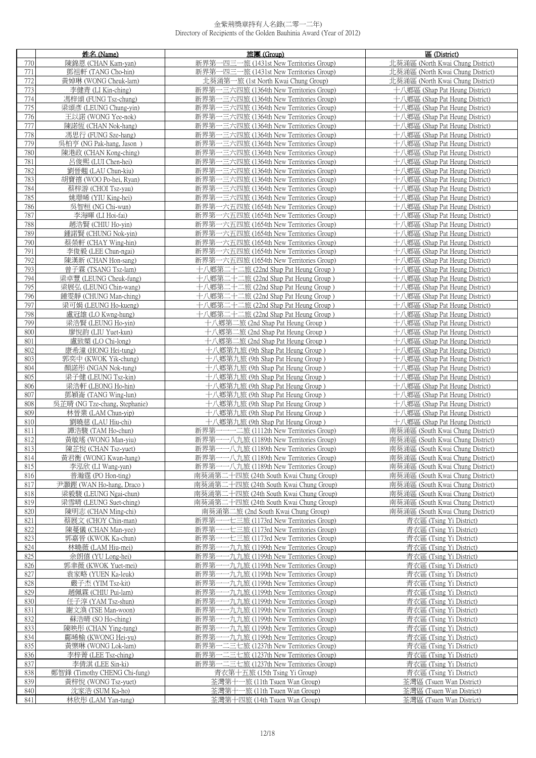# 金紫荊獎章持有人名錄(二零一二年)
Directory of Recipients of the Golden Bauhinia Award (Year of 2012)

| | 姓名 (Name) | 旅團 (Group) | 區 (District) |
|---|---|---|---|
| 770 | 陳錦恩 (CHAN Kam-yan) | 新界第一四三一旅 (1431st New Territories Group) | 北葵涌區 (North Kwai Chung District) |
| 771 | 鄧祖軒 (TANG Cho-hin) | 新界第一四三一旅 (1431st New Territories Group) | 北葵涌區 (North Kwai Chung District) |
| 772 | 黃焯琳 (WONG Cheuk-lam) | 北葵涌第一旅 (1st North Kwai Chung Group) | 北葵涌區 (North Kwai Chung District) |
| 773 | 李健青 (LI Kin-ching) | 新界第一三六四旅 (1364th New Territories Group) | 十八鄉區 (Shap Pat Heung District) |
| 774 | 馮梓頌 (FUNG Tsz-chung) | 新界第一三六四旅 (1364th New Territories Group) | 十八鄉區 (Shap Pat Heung District) |
| 775 | 梁頌彥 (LEUNG Chung-yin) | 新界第一三六四旅 (1364th New Territories Group) | 十八鄉區 (Shap Pat Heung District) |
| 776 | 王以諾 (WONG Yee-nok) | 新界第一三六四旅 (1364th New Territories Group) | 十八鄉區 (Shap Pat Heung District) |
| 777 | 陳諾恆 (CHAN Nok-hang) | 新界第一三六四旅 (1364th New Territories Group) | 十八鄉區 (Shap Pat Heung District) |
| 778 | 馮思行 (FUNG Sze-hang) | 新界第一三六四旅 (1364th New Territories Group) | 十八鄉區 (Shap Pat Heung District) |
| 779 | 吳柏亨 (NG Pak-hang, Jason ) | 新界第一三六四旅 (1364th New Territories Group) | 十八鄉區 (Shap Pat Heung District) |
| 780 | 陳港政 (CHAN Kong-ching) | 新界第一三六四旅 (1364th New Territories Group) | 十八鄉區 (Shap Pat Heung District) |
| 781 | 呂俊熙 (LUI Chen-hei) | 新界第一三六四旅 (1364th New Territories Group) | 十八鄉區 (Shap Pat Heung District) |
| 782 | 劉晉翹 (LAU Chun-kiu) | 新界第一三六四旅 (1364th New Territories Group) | 十八鄉區 (Shap Pat Heung District) |
| 783 | 胡寶禧 (WOO Po-hei, Ryan) | 新界第一三六四旅 (1364th New Territories Group) | 十八鄉區 (Shap Pat Heung District) |
| 784 | 蔡梓游 (CHOI Tsz-yau) | 新界第一三六四旅 (1364th New Territories Group) | 十八鄉區 (Shap Pat Heung District) |
| 785 | 姚璟晞 (YIU King-hei) | 新界第一三六四旅 (1364th New Territories Group) | 十八鄉區 (Shap Pat Heung District) |
| 786 | 吳智桓 (NG Chi-wun) | 新界第一六五四旅 (1654th New Territories Group) | 十八鄉區 (Shap Pat Heung District) |
| 787 | 李海暉 (LI Hoi-fai) | 新界第一六五四旅 (1654th New Territories Group) | 十八鄉區 (Shap Pat Heung District) |
| 788 | 趙浩賢 (CHIU Ho-yin) | 新界第一六五四旅 (1654th New Territories Group) | 十八鄉區 (Shap Pat Heung District) |
| 789 | 鍾諾賢 (CHUNG Nok-yin) | 新界第一六五四旅 (1654th New Territories Group) | 十八鄉區 (Shap Pat Heung District) |
| 790 | 蔡榮軒 (CHAY Wing-hin) | 新界第一六五四旅 (1654th New Territories Group) | 十八鄉區 (Shap Pat Heung District) |
| 791 | 李俊毅 (LEE Chun-ngai) | 新界第一六五四旅 (1654th New Territories Group) | 十八鄉區 (Shap Pat Heung District) |
| 792 | 陳漢新 (CHAN Hon-sang) | 新界第一六五四旅 (1654th New Territories Group) | 十八鄉區 (Shap Pat Heung District) |
| 793 | 曾子霖 (TSANG Tsz-lam) | 十八鄉第二十二旅 (22nd Shap Pat Heung Group ) | 十八鄉區 (Shap Pat Heung District) |
| 794 | 梁卓豐 (LEUNG Cheuk-fung) | 十八鄉第二十二旅 (22nd Shap Pat Heung Group ) | 十八鄉區 (Shap Pat Heung District) |
| 795 | 梁展弘 (LEUNG Chin-wang) | 十八鄉第二十二旅 (22nd Shap Pat Heung Group ) | 十八鄉區 (Shap Pat Heung District) |
| 796 | 鍾雯靜 (CHUNG Man-ching) | 十八鄉第二十二旅 (22nd Shap Pat Heung Group ) | 十八鄉區 (Shap Pat Heung District) |
| 797 | 梁可娟 (LEUNG Ho-kueng) | 十八鄉第二十二旅 (22nd Shap Pat Heung Group ) | 十八鄉區 (Shap Pat Heung District) |
| 798 | 盧冠雄 (LO Kwng-hung) | 十八鄉第二十二旅 (22nd Shap Pat Heung Group ) | 十八鄉區 (Shap Pat Heung District) |
| 799 | 梁浩賢 (LEUNG Ho-yin) | 十八鄉第二旅 (2nd Shap Pat Heung Group ) | 十八鄉區 (Shap Pat Heung District) |
| 800 | 廖悅鈞 (LIU Yuet-kun) | 十八鄉第二旅 (2nd Shap Pat Heung Group ) | 十八鄉區 (Shap Pat Heung District) |
| 801 | 盧致槼 (LO Chi-long) | 十八鄉第二旅 (2nd Shap Pat Heung Group ) | 十八鄉區 (Shap Pat Heung District) |
| 802 | 康希潼 (HONG Hei-tung) | 十八鄉第九旅 (9th Shap Pat Heung Group ) | 十八鄉區 (Shap Pat Heung District) |
| 803 | 郭奕中 (KWOK Yik-chung) | 十八鄉第九旅 (9th Shap Pat Heung Group ) | 十八鄉區 (Shap Pat Heung District) |
| 804 | 顏諾彤 (NGAN Nok-tung) | 十八鄉第九旅 (9th Shap Pat Heung Group ) | 十八鄉區 (Shap Pat Heung District) |
| 805 | 梁子健 (LEUNG Tsz-kin) | 十八鄉第九旅 (9th Shap Pat Heung Group ) | 十八鄉區 (Shap Pat Heung District) |
| 806 | 梁浩軒 (LEONG Ho-hin) | 十八鄉第九旅 (9th Shap Pat Heung Group ) | 十八鄉區 (Shap Pat Heung District) |
| 807 | 鄧穎崙 (TANG Wing-lun) | 十八鄉第九旅 (9th Shap Pat Heung Group ) | 十八鄉區 (Shap Pat Heung District) |
| 808 | 吳芷晴 (NG Tze-chang, Stephanie) | 十八鄉第九旅 (9th Shap Pat Heung Group ) | 十八鄉區 (Shap Pat Heung District) |
| 809 | 林晉業 (LAM Chun-yip) | 十八鄉第九旅 (9th Shap Pat Heung Group ) | 十八鄉區 (Shap Pat Heung District) |
| 810 | 劉曉慈 (LAU Hiu-chi) | 十八鄉第九旅 (9th Shap Pat Heung Group ) | 十八鄉區 (Shap Pat Heung District) |
| 811 | 譚浩駿 (TAM Ho-chun) | 新界第一一一二旅 (1112th New Territories Group) | 南葵涌區 (South Kwai Chung District) |
| 812 | 黃敏瑤 (WONG Man-yiu) | 新界第一一八九旅 (1189th New Territories Group) | 南葵涌區 (South Kwai Chung District) |
| 813 | 陳芷悅 (CHAN Tsz-yuet) | 新界第一一八九旅 (1189th New Territories Group) | 南葵涌區 (South Kwai Chung District) |
| 814 | 黃君衡 (WONG Kwan-hang) | 新界第一一八九旅 (1189th New Territories Group) | 南葵涌區 (South Kwai Chung District) |
| 815 | 李泓欣 (LI Wang-yan) | 新界第一一八九旅 (1189th New Territories Group) | 南葵涌區 (South Kwai Chung District) |
| 816 | 普瀚霆 (PO Hon-ting) | 南葵涌第二十四旅 (24th South Kwai Chung Group) | 南葵涌區 (South Kwai Chung District) |
| 817 | 尹灝鏗 (WAN Ho-hang, Draco ) | 南葵涌第二十四旅 (24th South Kwai Chung Group) | 南葵涌區 (South Kwai Chung District) |
| 818 | 梁毅駿 (LEUNG Ngai-chun) | 南葵涌第二十四旅 (24th South Kwai Chung Group) | 南葵涌區 (South Kwai Chung District) |
| 819 | 梁雪晴 (LEUNG Suet-ching) | 南葵涌第二十四旅 (24th South Kwai Chung Group) | 南葵涌區 (South Kwai Chung District) |
| 820 | 陳明志 (CHAN Ming-chi) | 南葵涌第二旅 (2nd South Kwai Chung Group) | 南葵涌區 (South Kwai Chung District) |
| 821 | 蔡展文 (CHOY Chin-man) | 新界第一一七三旅 (1173rd New Territories Group) | 青衣區 (Tsing Yi District) |
| 822 | 陳蔓儀 (CHAN Man-yee) | 新界第一一七三旅 (1173rd New Territories Group) | 青衣區 (Tsing Yi District) |
| 823 | 郭嘉晉 (KWOK Ka-chun) | 新界第一一七三旅 (1173rd New Territories Group) | 青衣區 (Tsing Yi District) |
| 824 | 林曉薇 (LAM Hiu-mei) | 新界第一一九九旅 (1199th New Territories Group) | 青衣區 (Tsing Yi District) |
| 825 | 余朗僖 (YU Long-hei) | 新界第一一九九旅 (1199th New Territories Group) | 青衣區 (Tsing Yi District) |
| 826 | 郭聿薇 (KWOK Yuet-mei) | 新界第一一九九旅 (1199th New Territories Group) | 青衣區 (Tsing Yi District) |
| 827 | 袁家略 (YUEN Ka-leuk) | 新界第一一九九旅 (1199th New Territories Group) | 青衣區 (Tsing Yi District) |
| 828 | 嚴子杰 (YIM Tsz-kit) | 新界第一一九九旅 (1199th New Territories Group) | 青衣區 (Tsing Yi District) |
| 829 | 趙佩霖 (CHIU Pui-lam) | 新界第一一九九旅 (1199th New Territories Group) | 青衣區 (Tsing Yi District) |
| 830 | 任子淳 (YAM Tsz-shun) | 新界第一一九九旅 (1199th New Territories Group) | 青衣區 (Tsing Yi District) |
| 831 | 謝文渙 (TSE Man-woon) | 新界第一一九九旅 (1199th New Territories Group) | 青衣區 (Tsing Yi District) |
| 832 | 蘇浩晴 (SO Ho-ching) | 新界第一一九九旅 (1199th New Territories Group) | 青衣區 (Tsing Yi District) |
| 833 | 陳映彤 (CHAN Ying-tung) | 新界第一一九九旅 (1199th New Territories Group) | 青衣區 (Tsing Yi District) |
| 834 | 鄺晞榆 (KWONG Hei-yu) | 新界第一一九九旅 (1199th New Territories Group) | 青衣區 (Tsing Yi District) |
| 835 | 黃樂琳 (WONG Lok-lam) | 新界第一二三七旅 (1237th New Territories Group) | 青衣區 (Tsing Yi District) |
| 836 | 李梓菁 (LEE Tsz-ching) | 新界第一二三七旅 (1237th New Territories Group) | 青衣區 (Tsing Yi District) |
| 837 | 李倩淇 (LEE Sin-ki) | 新界第一二三七旅 (1237th New Territories Group) | 青衣區 (Tsing Yi District) |
| 838 | 鄭智鋒 (Timothy CHENG Chi-fung) | 青衣第十五旅 (15th Tsing Yi Group) | 青衣區 (Tsing Yi District) |
| 839 | 黃梓悅 (WONG Tsz-yuet) | 荃灣第十一旅 (11th Tsuen Wan Group) | 荃灣區 (Tsuen Wan District) |
| 840 | 沈家浩 (SUM Ka-ho) | 荃灣第十一旅 (11th Tsuen Wan Group) | 荃灣區 (Tsuen Wan District) |
| 841 | 林欣彤 (LAM Yan-tung) | 荃灣第十四旅 (14th Tsuen Wan Group) | 荃灣區 (Tsuen Wan District) |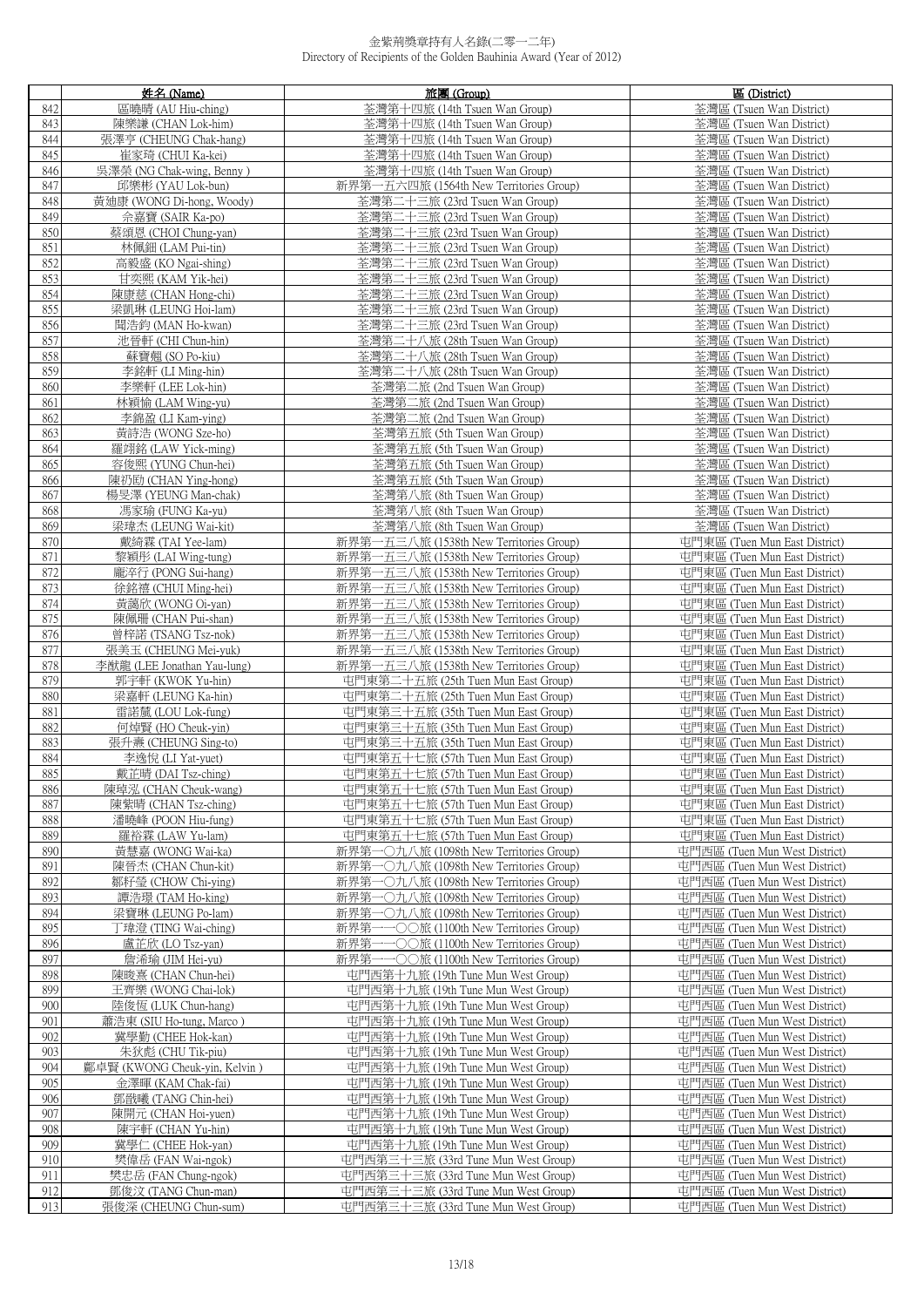# 金紫荊獎章持有人名錄(二零一二年)
Directory of Recipients of the Golden Bauhinia Award (Year of 2012)

| | 姓名 (Name) | 旅團 (Group) | 區 (District) |
|---|---|---|---|
| 842 | 區曉晴 (AU Hiu-ching) | 荃灣第十四旅 (14th Tsuen Wan Group) | 荃灣區 (Tsuen Wan District) |
| 843 | 陳樂謙 (CHAN Lok-him) | 荃灣第十四旅 (14th Tsuen Wan Group) | 荃灣區 (Tsuen Wan District) |
| 844 | 張澤亨 (CHEUNG Chak-hang) | 荃灣第十四旅 (14th Tsuen Wan Group) | 荃灣區 (Tsuen Wan District) |
| 845 | 崔家琦 (CHUI Ka-kei) | 荃灣第十四旅 (14th Tsuen Wan Group) | 荃灣區 (Tsuen Wan District) |
| 846 | 吳澤榮 (NG Chak-wing, Benny ) | 荃灣第十四旅 (14th Tsuen Wan Group) | 荃灣區 (Tsuen Wan District) |
| 847 | 邱樂彬 (YAU Lok-bun) | 新界第一五六四旅 (1564th New Territories Group) | 荃灣區 (Tsuen Wan District) |
| 848 | 黃迪康 (WONG Di-hong, Woody) | 荃灣第二十三旅 (23rd Tsuen Wan Group) | 荃灣區 (Tsuen Wan District) |
| 849 | 佘嘉寶 (SAIR Ka-po) | 荃灣第二十三旅 (23rd Tsuen Wan Group) | 荃灣區 (Tsuen Wan District) |
| 850 | 蔡頌恩 (CHOI Chung-yan) | 荃灣第二十三旅 (23rd Tsuen Wan Group) | 荃灣區 (Tsuen Wan District) |
| 851 | 林佩鈿 (LAM Pui-tin) | 荃灣第二十三旅 (23rd Tsuen Wan Group) | 荃灣區 (Tsuen Wan District) |
| 852 | 高毅盛 (KO Ngai-shing) | 荃灣第二十三旅 (23rd Tsuen Wan Group) | 荃灣區 (Tsuen Wan District) |
| 853 | 甘奕熙 (KAM Yik-hei) | 荃灣第二十三旅 (23rd Tsuen Wan Group) | 荃灣區 (Tsuen Wan District) |
| 854 | 陳康慈 (CHAN Hong-chi) | 荃灣第二十三旅 (23rd Tsuen Wan Group) | 荃灣區 (Tsuen Wan District) |
| 855 | 梁凱琳 (LEUNG Hoi-lam) | 荃灣第二十三旅 (23rd Tsuen Wan Group) | 荃灣區 (Tsuen Wan District) |
| 856 | 聞浩鈞 (MAN Ho-kwan) | 荃灣第二十三旅 (23rd Tsuen Wan Group) | 荃灣區 (Tsuen Wan District) |
| 857 | 池晉軒 (CHI Chun-hin) | 荃灣第二十八旅 (28th Tsuen Wan Group) | 荃灣區 (Tsuen Wan District) |
| 858 | 蘇寶翹 (SO Po-kiu) | 荃灣第二十八旅 (28th Tsuen Wan Group) | 荃灣區 (Tsuen Wan District) |
| 859 | 李銘軒 (LI Ming-hin) | 荃灣第二十八旅 (28th Tsuen Wan Group) | 荃灣區 (Tsuen Wan District) |
| 860 | 李樂軒 (LEE Lok-hin) | 荃灣第二旅 (2nd Tsuen Wan Group) | 荃灣區 (Tsuen Wan District) |
| 861 | 林穎愉 (LAM Wing-yu) | 荃灣第二旅 (2nd Tsuen Wan Group) | 荃灣區 (Tsuen Wan District) |
| 862 | 李錦盈 (LI Kam-ying) | 荃灣第二旅 (2nd Tsuen Wan Group) | 荃灣區 (Tsuen Wan District) |
| 863 | 黃詩浩 (WONG Sze-ho) | 荃灣第五旅 (5th Tsuen Wan Group) | 荃灣區 (Tsuen Wan District) |
| 864 | 羅翊銘 (LAW Yick-ming) | 荃灣第五旅 (5th Tsuen Wan Group) | 荃灣區 (Tsuen Wan District) |
| 865 | 容俊熙 (YUNG Chun-hei) | 荃灣第五旅 (5th Tsuen Wan Group) | 荃灣區 (Tsuen Wan District) |
| 866 | 陳礽劻 (CHAN Ying-hong) | 荃灣第五旅 (5th Tsuen Wan Group) | 荃灣區 (Tsuen Wan District) |
| 867 | 楊旻澤 (YEUNG Man-chak) | 荃灣第八旅 (8th Tsuen Wan Group) | 荃灣區 (Tsuen Wan District) |
| 868 | 馮家瑜 (FUNG Ka-yu) | 荃灣第八旅 (8th Tsuen Wan Group) | 荃灣區 (Tsuen Wan District) |
| 869 | 梁瑋杰 (LEUNG Wai-kit) | 荃灣第八旅 (8th Tsuen Wan Group) | 荃灣區 (Tsuen Wan District) |
| 870 | 戴綺霖 (TAI Yee-lam) | 新界第一五三八旅 (1538th New Territories Group) | 屯門東區 (Tuen Mun East District) |
| 871 | 黎穎彤 (LAI Wing-tung) | 新界第一五三八旅 (1538th New Territories Group) | 屯門東區 (Tuen Mun East District) |
| 872 | 龐淬行 (PONG Sui-hang) | 新界第一五三八旅 (1538th New Territories Group) | 屯門東區 (Tuen Mun East District) |
| 873 | 徐銘禧 (CHUI Ming-hei) | 新界第一五三八旅 (1538th New Territories Group) | 屯門東區 (Tuen Mun East District) |
| 874 | 黃藹欣 (WONG Oi-yan) | 新界第一五三八旅 (1538th New Territories Group) | 屯門東區 (Tuen Mun East District) |
| 875 | 陳佩珊 (CHAN Pui-shan) | 新界第一五三八旅 (1538th New Territories Group) | 屯門東區 (Tuen Mun East District) |
| 876 | 曾梓諾 (TSANG Tsz-nok) | 新界第一五三八旅 (1538th New Territories Group) | 屯門東區 (Tuen Mun East District) |
| 877 | 張美玉 (CHEUNG Mei-yuk) | 新界第一五三八旅 (1538th New Territories Group) | 屯門東區 (Tuen Mun East District) |
| 878 | 李猷龍 (LEE Jonathan Yau-lung) | 新界第一五三八旅 (1538th New Territories Group) | 屯門東區 (Tuen Mun East District) |
| 879 | 郭宇軒 (KWOK Yu-hin) | 屯門東第二十五旅 (25th Tuen Mun East Group) | 屯門東區 (Tuen Mun East District) |
| 880 | 梁嘉軒 (LEUNG Ka-hin) | 屯門東第二十五旅 (25th Tuen Mun East Group) | 屯門東區 (Tuen Mun East District) |
| 881 | 雷諾黛 (LOU Lok-fung) | 屯門東第三十五旅 (35th Tuen Mun East Group) | 屯門東區 (Tuen Mun East District) |
| 882 | 何焯賢 (HO Cheuk-yin) | 屯門東第三十五旅 (35th Tuen Mun East Group) | 屯門東區 (Tuen Mun East District) |
| 883 | 張升燾 (CHEUNG Sing-to) | 屯門東第三十五旅 (35th Tuen Mun East Group) | 屯門東區 (Tuen Mun East District) |
| 884 | 李逸悅 (LI Yat-yuet) | 屯門東第五十七旅 (57th Tuen Mun East Group) | 屯門東區 (Tuen Mun East District) |
| 885 | 戴芷晴 (DAI Tsz-ching) | 屯門東第五十七旅 (57th Tuen Mun East Group) | 屯門東區 (Tuen Mun East District) |
| 886 | 陳焯泓 (CHAN Cheuk-wang) | 屯門東第五十七旅 (57th Tuen Mun East Group) | 屯門東區 (Tuen Mun East District) |
| 887 | 陳紫晴 (CHAN Tsz-ching) | 屯門東第五十七旅 (57th Tuen Mun East Group) | 屯門東區 (Tuen Mun East District) |
| 888 | 潘曉峰 (POON Hiu-fung) | 屯門東第五十七旅 (57th Tuen Mun East Group) | 屯門東區 (Tuen Mun East District) |
| 889 | 羅裕霖 (LAW Yu-lam) | 屯門東第五十七旅 (57th Tuen Mun East Group) | 屯門東區 (Tuen Mun East District) |
| 890 | 黃慧嘉 (WONG Wai-ka) | 新界第一〇九八旅 (1098th New Territories Group) | 屯門西區 (Tuen Mun West District) |
| 891 | 陳晉杰 (CHAN Chun-kit) | 新界第一〇九八旅 (1098th New Territories Group) | 屯門西區 (Tuen Mun West District) |
| 892 | 鄒籽瑩 (CHOW Chi-ying) | 新界第一〇九八旅 (1098th New Territories Group) | 屯門西區 (Tuen Mun West District) |
| 893 | 譚浩璟 (TAM Ho-king) | 新界第一〇九八旅 (1098th New Territories Group) | 屯門西區 (Tuen Mun West District) |
| 894 | 梁寶琳 (LEUNG Po-lam) | 新界第一〇九八旅 (1098th New Territories Group) | 屯門西區 (Tuen Mun West District) |
| 895 | 丁瑋澄 (TING Wai-ching) | 新界第一一〇〇旅 (1100th New Territories Group) | 屯門西區 (Tuen Mun West District) |
| 896 | 盧芷欣 (LO Tsz-yan) | 新界第一一〇〇旅 (1100th New Territories Group) | 屯門西區 (Tuen Mun West District) |
| 897 | 詹浠瑜 (JIM Hei-yu) | 新界第一一〇〇旅 (1100th New Territories Group) | 屯門西區 (Tuen Mun West District) |
| 898 | 陳晙熹 (CHAN Chun-hei) | 屯門西第十九旅 (19th Tune Mun West Group) | 屯門西區 (Tuen Mun West District) |
| 899 | 王齊樂 (WONG Chai-lok) | 屯門西第十九旅 (19th Tune Mun West Group) | 屯門西區 (Tuen Mun West District) |
| 900 | 陸俊恆 (LUK Chun-hang) | 屯門西第十九旅 (19th Tune Mun West Group) | 屯門西區 (Tuen Mun West District) |
| 901 | 蕭浩東 (SIU Ho-tung, Marco ) | 屯門西第十九旅 (19th Tune Mun West Group) | 屯門西區 (Tuen Mun West District) |
| 902 | 冀學勤 (CHEE Hok-kan) | 屯門西第十九旅 (19th Tune Mun West Group) | 屯門西區 (Tuen Mun West District) |
| 903 | 朱狄彪 (CHU Tik-piu) | 屯門西第十九旅 (19th Tune Mun West Group) | 屯門西區 (Tuen Mun West District) |
| 904 | 鄺卓賢 (KWONG Cheuk-yin, Kelvin ) | 屯門西第十九旅 (19th Tune Mun West Group) | 屯門西區 (Tuen Mun West District) |
| 905 | 金澤暉 (KAM Chak-fai) | 屯門西第十九旅 (19th Tune Mun West Group) | 屯門西區 (Tuen Mun West District) |
| 906 | 鄧戩曦 (TANG Chin-hei) | 屯門西第十九旅 (19th Tune Mun West Group) | 屯門西區 (Tuen Mun West District) |
| 907 | 陳開元 (CHAN Hoi-yuen) | 屯門西第十九旅 (19th Tune Mun West Group) | 屯門西區 (Tuen Mun West District) |
| 908 | 陳宇軒 (CHAN Yu-hin) | 屯門西第十九旅 (19th Tune Mun West Group) | 屯門西區 (Tuen Mun West District) |
| 909 | 冀學仁 (CHEE Hok-yan) | 屯門西第十九旅 (19th Tune Mun West Group) | 屯門西區 (Tuen Mun West District) |
| 910 | 樊偉岳 (FAN Wai-ngok) | 屯門西第三十三旅 (33rd Tune Mun West Group) | 屯門西區 (Tuen Mun West District) |
| 911 | 樊忠岳 (FAN Chung-ngok) | 屯門西第三十三旅 (33rd Tune Mun West Group) | 屯門西區 (Tuen Mun West District) |
| 912 | 鄧俊汶 (TANG Chun-man) | 屯門西第三十三旅 (33rd Tune Mun West Group) | 屯門西區 (Tuen Mun West District) |
| 913 | 張俊深 (CHEUNG Chun-sum) | 屯門西第三十三旅 (33rd Tune Mun West Group) | 屯門西區 (Tuen Mun West District) |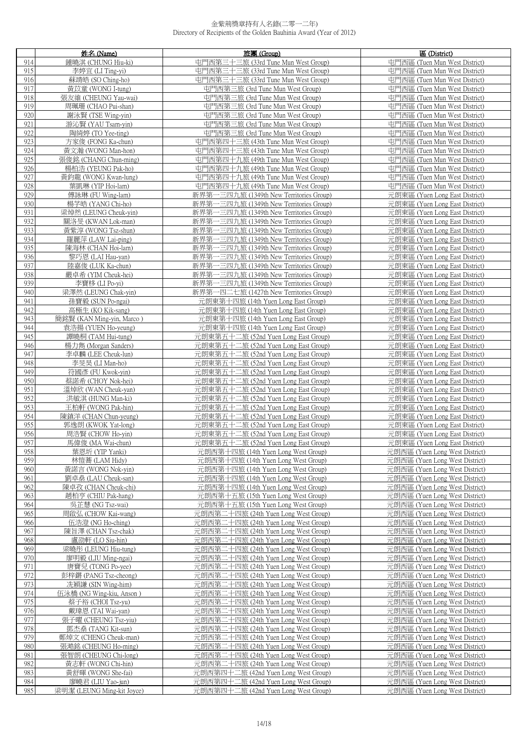金紫荊獎章持有人名錄(二零一二年)
Directory of Recipients of the Golden Bauhinia Award (Year of 2012)

| | 姓名 (Name) | 旅團 (Group) | 區 (District) |
|---|---|---|---|
| 914 | 鍾曉淇 (CHUNG Hiu-ki) | 屯門西第三十三旅 (33rd Tune Mun West Group) | 屯門西區 (Tuen Mun West District) |
| 915 | 李婷宜 (LI Ting-yi) | 屯門西第三十三旅 (33rd Tune Mun West Group) | 屯門西區 (Tuen Mun West District) |
| 916 | 蘇靖皓 (SO Ching-ho) | 屯門西第三十三旅 (33rd Tune Mun West Group) | 屯門西區 (Tuen Mun West District) |
| 917 | 黃苡童 (WONG I-tung) | 屯門西第三旅 (3rd Tune Mun West Group) | 屯門西區 (Tuen Mun West District) |
| 918 | 張友維 (CHEUNG Yau-wai) | 屯門西第三旅 (3rd Tune Mun West Group) | 屯門西區 (Tuen Mun West District) |
| 919 | 周珮珊 (CHAO Pui-shan) | 屯門西第三旅 (3rd Tune Mun West Group) | 屯門西區 (Tuen Mun West District) |
| 920 | 謝泳賢 (TSE Wing-yin) | 屯門西第三旅 (3rd Tune Mun West Group) | 屯門西區 (Tuen Mun West District) |
| 921 | 游沁賢 (YAU Tsam-yin) | 屯門西第三旅 (3rd Tune Mun West Group) | 屯門西區 (Tuen Mun West District) |
| 922 | 陶綺婷 (TO Yee-ting) | 屯門西第三旅 (3rd Tune Mun West Group) | 屯門西區 (Tuen Mun West District) |
| 923 | 方家俊 (FONG Ka-chun) | 屯門西第四十三旅 (43th Tune Mun West Group) | 屯門西區 (Tuen Mun West District) |
| 924 | 黃文瀚 (WONG Man-hon) | 屯門西第四十三旅 (43th Tune Mun West Group) | 屯門西區 (Tuen Mun West District) |
| 925 | 張俊銘 (CHANG Chun-ming) | 屯門西第四十九旅 (49th Tune Mun West Group) | 屯門西區 (Tuen Mun West District) |
| 926 | 楊柏浩 (YEUNG Pak-ho) | 屯門西第四十九旅 (49th Tune Mun West Group) | 屯門西區 (Tuen Mun West District) |
| 927 | 黃鈞龍 (WONG Kwan-lung) | 屯門西第四十九旅 (49th Tune Mun West Group) | 屯門西區 (Tuen Mun West District) |
| 928 | 葉凱琳 (YIP Hoi-lam) | 屯門西第四十九旅 (49th Tune Mun West Group) | 屯門西區 (Tuen Mun West District) |
| 929 | 傅詠琳 (FU Wing-lam) | 新界第一三四九旅 (1349th New Territories Group) | 元朗東區 (Yuen Long East District) |
| 930 | 楊子皓 (YANG Chi-ho) | 新界第一三四九旅 (1349th New Territories Group) | 元朗東區 (Yuen Long East District) |
| 931 | 梁焯然 (LEUNG Cheuk-yin) | 新界第一三四九旅 (1349th New Territories Group) | 元朗東區 (Yuen Long East District) |
| 932 | 關洛旻 (KWAN Lok-man) | 新界第一三四九旅 (1349th New Territories Group) | 元朗東區 (Yuen Long East District) |
| 933 | 黃紫淳 (WONG Tsz-shun) | 新界第一三四九旅 (1349th New Territories Group) | 元朗東區 (Yuen Long East District) |
| 934 | 羅麗萍 (LAW Lai-ping) | 新界第一三四九旅 (1349th New Territories Group) | 元朗東區 (Yuen Long East District) |
| 935 | 陳海林 (CHAN Hoi-lam) | 新界第一三四九旅 (1349th New Territories Group) | 元朗東區 (Yuen Long East District) |
| 936 | 黎巧恩 (LAI Hau-yan) | 新界第一三四九旅 (1349th New Territories Group) | 元朗東區 (Yuen Long East District) |
| 937 | 陸嘉俊 (LUK Ka-chun) | 新界第一三四九旅 (1349th New Territories Group) | 元朗東區 (Yuen Long East District) |
| 938 | 嚴卓希 (YIM Cheuk-hei) | 新界第一三四九旅 (1349th New Territories Group) | 元朗東區 (Yuen Long East District) |
| 939 | 李寶移 (LI Po-yi) | 新界第一三四九旅 (1349th New Territories Group) | 元朗東區 (Yuen Long East District) |
| 940 | 梁澤然 (LEUNG Chak-yin) | 新界第一四二七旅 (1427th New Territories Group) | 元朗東區 (Yuen Long East District) |
| 941 | 孫寶毅 (SUN Po-ngai) | 元朗東第十四旅 (14th Yuen Long East Group) | 元朗東區 (Yuen Long East District) |
| 942 | 高極生 (KO Kik-sang) | 元朗東第十四旅 (14th Yuen Long East Group) | 元朗東區 (Yuen Long East District) |
| 943 | 簡銘賢 (KAN Ming-yin, Marco ) | 元朗東第十四旅 (14th Yuen Long East Group) | 元朗東區 (Yuen Long East District) |
| 944 | 袁浩揚 (YUEN Ho-yeung) | 元朗東第十四旅 (14th Yuen Long East Group) | 元朗東區 (Yuen Long East District) |
| 945 | 譚曉桐 (TAM Hui-tung) | 元朗東第五十二旅 (52nd Yuen Long East Group) | 元朗東區 (Yuen Long East District) |
| 946 | 楊力雋 (Morgan Sanders) | 元朗東第五十二旅 (52nd Yuen Long East Group) | 元朗東區 (Yuen Long East District) |
| 947 | 李卓麟 (LEE Cheuk-lun) | 元朗東第五十二旅 (52nd Yuen Long East Group) | 元朗東區 (Yuen Long East District) |
| 948 | 李旻昊 (LI Man-ho) | 元朗東第五十二旅 (52nd Yuen Long East Group) | 元朗東區 (Yuen Long East District) |
| 949 | 符國彥 (FU Kwok-yin) | 元朗東第五十二旅 (52nd Yuen Long East Group) | 元朗東區 (Yuen Long East District) |
| 950 | 蔡諾希 (CHOY Nok-hei) | 元朗東第五十二旅 (52nd Yuen Long East Group) | 元朗東區 (Yuen Long East District) |
| 951 | 溫焯欣 (WAN Cheuk-yan) | 元朗東第五十二旅 (52nd Yuen Long East Group) | 元朗東區 (Yuen Long East District) |
| 952 | 洪敏淇 (HUNG Man-ki) | 元朗東第五十二旅 (52nd Yuen Long East Group) | 元朗東區 (Yuen Long East District) |
| 953 | 王柏軒 (WONG Pak-hin) | 元朗東第五十二旅 (52nd Yuen Long East Group) | 元朗東區 (Yuen Long East District) |
| 954 | 陳鎮洋 (CHAN Chun-yeung) | 元朗東第五十二旅 (52nd Yuen Long East Group) | 元朗東區 (Yuen Long East District) |
| 955 | 郭逸朗 (KWOK Yat-long) | 元朗東第五十二旅 (52nd Yuen Long East Group) | 元朗東區 (Yuen Long East District) |
| 956 | 周浩賢 (CHOW Ho-yin) | 元朗東第五十二旅 (52nd Yuen Long East Group) | 元朗東區 (Yuen Long East District) |
| 957 | 馬偉俊 (MA Wai-chun) | 元朗東第五十二旅 (52nd Yuen Long East Group) | 元朗東區 (Yuen Long East District) |
| 958 | 葉恩圻 (YIP Yanki) | 元朗西第十四旅 (14th Yuen Long West Group) | 元朗西區 (Yuen Long West District) |
| 959 | 林愷蕎 (LAM Hidy) | 元朗西第十四旅 (14th Yuen Long West Group) | 元朗西區 (Yuen Long West District) |
| 960 | 黃諾言 (WONG Nok-yin) | 元朗西第十四旅 (14th Yuen Long West Group) | 元朗西區 (Yuen Long West District) |
| 961 | 劉卓燊 (LAU Cheuk-san) | 元朗西第十四旅 (14th Yuen Long West Group) | 元朗西區 (Yuen Long West District) |
| 962 | 陳卓孜 (CHAN Cheuk-chi) | 元朗西第十四旅 (14th Yuen Long West Group) | 元朗西區 (Yuen Long West District) |
| 963 | 趙柏亨 (CHIU Pak-hang) | 元朗西第十五旅 (15th Yuen Long West Group) | 元朗西區 (Yuen Long West District) |
| 964 | 吳芷慧 (NG Tsz-wai) | 元朗西第十五旅 (15th Yuen Long West Group) | 元朗西區 (Yuen Long West District) |
| 965 | 周啟弘 (CHOW Kai-wang) | 元朗西第二十四旅 (24th Yuen Long West Group) | 元朗西區 (Yuen Long West District) |
| 966 | 伍浩澄 (NG Ho-ching) | 元朗西第二十四旅 (24th Yuen Long West Group) | 元朗西區 (Yuen Long West District) |
| 967 | 陳旨澤 (CHAN Tsz-chak) | 元朗西第二十四旅 (24th Yuen Long West Group) | 元朗西區 (Yuen Long West District) |
| 968 | 盧劭軒 (LO Siu-hin) | 元朗西第二十四旅 (24th Yuen Long West Group) | 元朗西區 (Yuen Long West District) |
| 969 | 梁曉彤 (LEUNG Hiu-tung) | 元朗西第二十四旅 (24th Yuen Long West Group) | 元朗西區 (Yuen Long West District) |
| 970 | 廖明毅 (LIU Ming-ngai) | 元朗西第二十四旅 (24th Yuen Long West Group) | 元朗西區 (Yuen Long West District) |
| 971 | 唐寶兒 (TONG Po-yee) | 元朗西第二十四旅 (24th Yuen Long West Group) | 元朗西區 (Yuen Long West District) |
| 972 | 彭梓鏘 (PANG Tsz-cheong) | 元朗西第二十四旅 (24th Yuen Long West Group) | 元朗西區 (Yuen Long West District) |
| 973 | 冼穎謙 (SIN Wing-him) | 元朗西第二十四旅 (24th Yuen Long West Group) | 元朗西區 (Yuen Long West District) |
| 974 | 伍泳橋 (NG Wing-kiu, Anson ) | 元朗西第二十四旅 (24th Yuen Long West Group) | 元朗西區 (Yuen Long West District) |
| 975 | 蔡子裕 (CHOI Tsz-yu) | 元朗西第二十四旅 (24th Yuen Long West Group) | 元朗西區 (Yuen Long West District) |
| 976 | 戴瑋恩 (TAI Wai-yan) | 元朗西第二十四旅 (24th Yuen Long West Group) | 元朗西區 (Yuen Long West District) |
| 977 | 張子曜 (CHEUNG Tsz-yiu) | 元朗西第二十四旅 (24th Yuen Long West Group) | 元朗西區 (Yuen Long West District) |
| 978 | 鄧杰燊 (TANG Kit-sun) | 元朗西第二十四旅 (24th Yuen Long West Group) | 元朗西區 (Yuen Long West District) |
| 979 | 鄭焯文 (CHENG Cheuk-man) | 元朗西第二十四旅 (24th Yuen Long West Group) | 元朗西區 (Yuen Long West District) |
| 980 | 張澔銘 (CHEUNG Ho-ming) | 元朗西第二十四旅 (24th Yuen Long West Group) | 元朗西區 (Yuen Long West District) |
| 981 | 張智朗 (CHEUNG Chi-long) | 元朗西第二十四旅 (24th Yuen Long West Group) | 元朗西區 (Yuen Long West District) |
| 982 | 黃志軒 (WONG Chi-hin) | 元朗西第二十四旅 (24th Yuen Long West Group) | 元朗西區 (Yuen Long West District) |
| 983 | 黃舒暉 (WONG She-fai) | 元朗西第四十二旅 (42nd Yuen Long West Group) | 元朗西區 (Yuen Long West District) |
| 984 | 廖曉君 (LIU Yao-jun) | 元朗西第四十二旅 (42nd Yuen Long West Group) | 元朗西區 (Yuen Long West District) |
| 985 | 梁明潔 (LEUNG Ming-kit Joyce) | 元朗西第四十二旅 (42nd Yuen Long West Group) | 元朗西區 (Yuen Long West District) |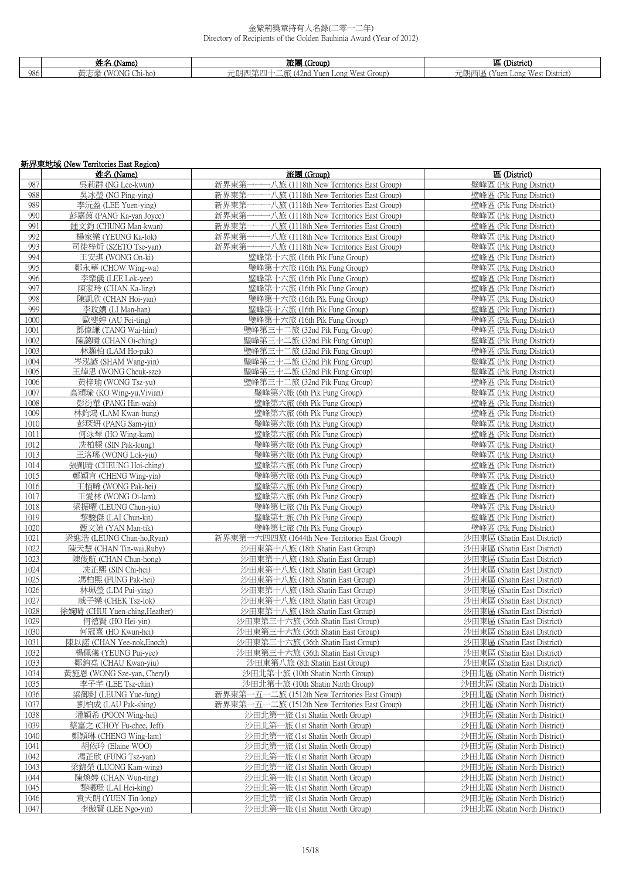| | 姓名 (Name) | 旅團 (Group) | 區 (District) |
|---|---|---|---|
| 986 | 黃志豪 (WONG Chi-ho) | 元朗西第四十二旅 (42nd Yuen Long West Group) | 元朗西區 (Yuen Long West District) |

## 新界東地域 (New Territories East Region)

| | 姓名 (Name) | 旅團 (Group) | 區 (District) |
|---|---|---|---|
| 987 | 吳莉群 (NG Lee-kwun) | 新界東第一一一八旅 (1118th New Territories East Group) | 壁峰區 (Pik Fung District) |
| 988 | 吳冰瑩 (NG Ping-ying) | 新界東第一一一八旅 (1118th New Territories East Group) | 壁峰區 (Pik Fung District) |
| 989 | 李沅盈 (LEE Yuen-ying) | 新界東第一一一八旅 (1118th New Territories East Group) | 壁峰區 (Pik Fung District) |
| 990 | 彭嘉茵 (PANG Ka-yan Joyce) | 新界東第一一一八旅 (1118th New Territories East Group) | 壁峰區 (Pik Fung District) |
| 991 | 鍾文鈞 (CHUNG Man-kwan) | 新界東第一一一八旅 (1118th New Territories East Group) | 壁峰區 (Pik Fung District) |
| 992 | 楊家樂 (YEUNG Ka-lok) | 新界東第一一一八旅 (1118th New Territories East Group) | 壁峰區 (Pik Fung District) |
| 993 | 司徒梓炘 (SZETO Tse-yan) | 新界東第一一一八旅 (1118th New Territories East Group) | 壁峰區 (Pik Fung District) |
| 994 | 王安琪 (WONG On-ki) | 壁峰第十六旅 (16th Pik Fung Group) | 壁峰區 (Pik Fung District) |
| 995 | 鄒永華 (CHOW Wing-wa) | 壁峰第十六旅 (16th Pik Fung Group) | 壁峰區 (Pik Fung District) |
| 996 | 李樂儀 (LEE Lok-yee) | 壁峰第十六旅 (16th Pik Fung Group) | 壁峰區 (Pik Fung District) |
| 997 | 陳家玲 (CHAN Ka-ling) | 壁峰第十六旅 (16th Pik Fung Group) | 壁峰區 (Pik Fung District) |
| 998 | 陳凱欣 (CHAN Hoi-yan) | 壁峰第十六旅 (16th Pik Fung Group) | 壁峰區 (Pik Fung District) |
| 999 | 李玟嫻 (LI Man-han) | 壁峰第十六旅 (16th Pik Fung Group) | 壁峰區 (Pik Fung District) |
| 1000 | 歐斐婷 (AU Fei-ting) | 壁峰第十六旅 (16th Pik Fung Group) | 壁峰區 (Pik Fung District) |
| 1001 | 鄧偉謙 (TANG Wai-him) | 壁峰第三十二旅 (32nd Pik Fung Group) | 壁峰區 (Pik Fung District) |
| 1002 | 陳藹晴 (CHAN Oi-ching) | 壁峰第三十二旅 (32nd Pik Fung Group) | 壁峰區 (Pik Fung District) |
| 1003 | 林灝柏 (LAM Ho-pak) | 壁峰第三十二旅 (32nd Pik Fung Group) | 壁峰區 (Pik Fung District) |
| 1004 | 岑泓諺 (SHAM Wang-yin) | 壁峰第三十二旅 (32nd Pik Fung Group) | 壁峰區 (Pik Fung District) |
| 1005 | 王焯思 (WONG Cheuk-sze) | 壁峰第三十二旅 (32nd Pik Fung Group) | 壁峰區 (Pik Fung District) |
| 1006 | 黃梓瑜 (WONG Tsz-yu) | 壁峰第三十二旅 (32nd Pik Fung Group) | 壁峰區 (Pik Fung District) |
| 1007 | 高穎瑜 (KO Wing-yu,Vivian) | 壁峰第六旅 (6th Pik Fung Group) | 壁峰區 (Pik Fung District) |
| 1008 | 彭衍華 (PANG Hin-wah) | 壁峰第六旅 (6th Pik Fung Group) | 壁峰區 (Pik Fung District) |
| 1009 | 林鈞鴻 (LAM Kwan-hung) | 壁峰第六旅 (6th Pik Fung Group) | 壁峰區 (Pik Fung District) |
| 1010 | 彭琛妍 (PANG Sam-yin) | 壁峰第六旅 (6th Pik Fung Group) | 壁峰區 (Pik Fung District) |
| 1011 | 何泳琴 (HO Wing-kam) | 壁峰第六旅 (6th Pik Fung Group) | 壁峰區 (Pik Fung District) |
| 1012 | 冼柏樑 (SIN Pak-leung) | 壁峰第六旅 (6th Pik Fung Group) | 壁峰區 (Pik Fung District) |
| 1013 | 王洛瑤 (WONG Lok-yiu) | 壁峰第六旅 (6th Pik Fung Group) | 壁峰區 (Pik Fung District) |
| 1014 | 張凱晴 (CHEUNG Hoi-ching) | 壁峰第六旅 (6th Pik Fung Group) | 壁峰區 (Pik Fung District) |
| 1015 | 鄭穎言 (CHENG Wing-yin) | 壁峰第六旅 (6th Pik Fung Group) | 壁峰區 (Pik Fung District) |
| 1016 | 王栢晞 (WONG Pak-hei) | 壁峰第六旅 (6th Pik Fung Group) | 壁峰區 (Pik Fung District) |
| 1017 | 王愛林 (WONG Oi-lam) | 壁峰第六旅 (6th Pik Fung Group) | 壁峰區 (Pik Fung District) |
| 1018 | 梁振曜 (LEUNG Chun-yiu) | 壁峰第七旅 (7th Pik Fung Group) | 壁峰區 (Pik Fung District) |
| 1019 | 黎駿傑 (LAI Chun-kit) | 壁峰第七旅 (7th Pik Fung Group) | 壁峰區 (Pik Fung District) |
| 1020 | 甄文廸 (YAN Man-tik) | 壁峰第七旅 (7th Pik Fung Group) | 壁峰區 (Pik Fung District) |
| 1021 | 梁進浩 (LEUNG Chun-ho,Ryan) | 新界東第一六四四旅 (1644th New Territories East Group) | 沙田東區 (Shatin East District) |
| 1022 | 陳天慧 (CHAN Tin-wai,Ruby) | 沙田東第十八旅 (18th Shatin East Group) | 沙田東區 (Shatin East District) |
| 1023 | 陳俊航 (CHAN Chun-hong) | 沙田東第十八旅 (18th Shatin East Group) | 沙田東區 (Shatin East District) |
| 1024 | 冼芷熙 (SIN Chi-hei) | 沙田東第十八旅 (18th Shatin East Group) | 沙田東區 (Shatin East District) |
| 1025 | 馮柏熙 (FUNG Pak-hei) | 沙田東第十八旅 (18th Shatin East Group) | 沙田東區 (Shatin East District) |
| 1026 | 林珮瑩 (LIM Pui-ying) | 沙田東第十八旅 (18th Shatin East Group) | 沙田東區 (Shatin East District) |
| 1027 | 戚子樂 (CHEK Tsz-lok) | 沙田東第十八旅 (18th Shatin East Group) | 沙田東區 (Shatin East District) |
| 1028 | 徐婉晴 (CHUI Yuen-ching,Heather) | 沙田東第十八旅 (18th Shatin East Group) | 沙田東區 (Shatin East District) |
| 1029 | 何禧賢 (HO Hei-yin) | 沙田東第三十六旅 (36th Shatin East Group) | 沙田東區 (Shatin East District) |
| 1030 | 何冠熹 (HO Kwun-hei) | 沙田東第三十六旅 (36th Shatin East Group) | 沙田東區 (Shatin East District) |
| 1031 | 陳以諾 (CHAN Yee-nok,Enoch) | 沙田東第三十六旅 (36th Shatin East Group) | 沙田東區 (Shatin East District) |
| 1032 | 楊佩儀 (YEUNG Pui-yee) | 沙田東第三十六旅 (36th Shatin East Group) | 沙田東區 (Shatin East District) |
| 1033 | 鄒鈞堯 (CHAU Kwan-yiu) | 沙田東第八旅 (8th Shatin East Group) | 沙田東區 (Shatin East District) |
| 1034 | 黃施恩 (WONG Sze-yan, Cheryl) | 沙田北第十旅 (10th Shatin North Group) | 沙田北區 (Shatin North District) |
| 1035 | 李子芊 (LEE Tsz-chin) | 沙田北第十旅 (10th Shatin North Group) | 沙田北區 (Shatin North District) |
| 1036 | 梁御封 (LEUNG Yue-fung) | 新界東第一五一二旅 (1512th New Territories East Group) | 沙田北區 (Shatin North District) |
| 1037 | 劉柏成 (LAU Pak-shing) | 新界東第一五一二旅 (1512th New Territories East Group) | 沙田北區 (Shatin North District) |
| 1038 | 潘穎希 (POON Wing-hei) | 沙田北第一旅 (1st Shatin North Group) | 沙田北區 (Shatin North District) |
| 1039 | 蔡富之 (CHOY Fu-chee, Jeff) | 沙田北第一旅 (1st Shatin North Group) | 沙田北區 (Shatin North District) |
| 1040 | 鄭頴琳 (CHENG Wing-lam) | 沙田北第一旅 (1st Shatin North Group) | 沙田北區 (Shatin North District) |
| 1041 | 胡依玲 (Elaine WOO) | 沙田北第一旅 (1st Shatin North Group) | 沙田北區 (Shatin North District) |
| 1042 | 馮芷欣 (FUNG Tsz-yan) | 沙田北第一旅 (1st Shatin North Group) | 沙田北區 (Shatin North District) |
| 1043 | 梁錦榮 (LUONG Kam-wing) | 沙田北第一旅 (1st Shatin North Group) | 沙田北區 (Shatin North District) |
| 1044 | 陳煥婷 (CHAN Wun-ting) | 沙田北第一旅 (1st Shatin North Group) | 沙田北區 (Shatin North District) |
| 1045 | 黎曦璟 (LAI Hei-king) | 沙田北第一旅 (1st Shatin North Group) | 沙田北區 (Shatin North District) |
| 1046 | 袁天朗 (YUEN Tin-long) | 沙田北第一旅 (1st Shatin North Group) | 沙田北區 (Shatin North District) |
| 1047 | 李傲賢 (LEE Ngo-yin) | 沙田北第一旅 (1st Shatin North Group) | 沙田北區 (Shatin North District) |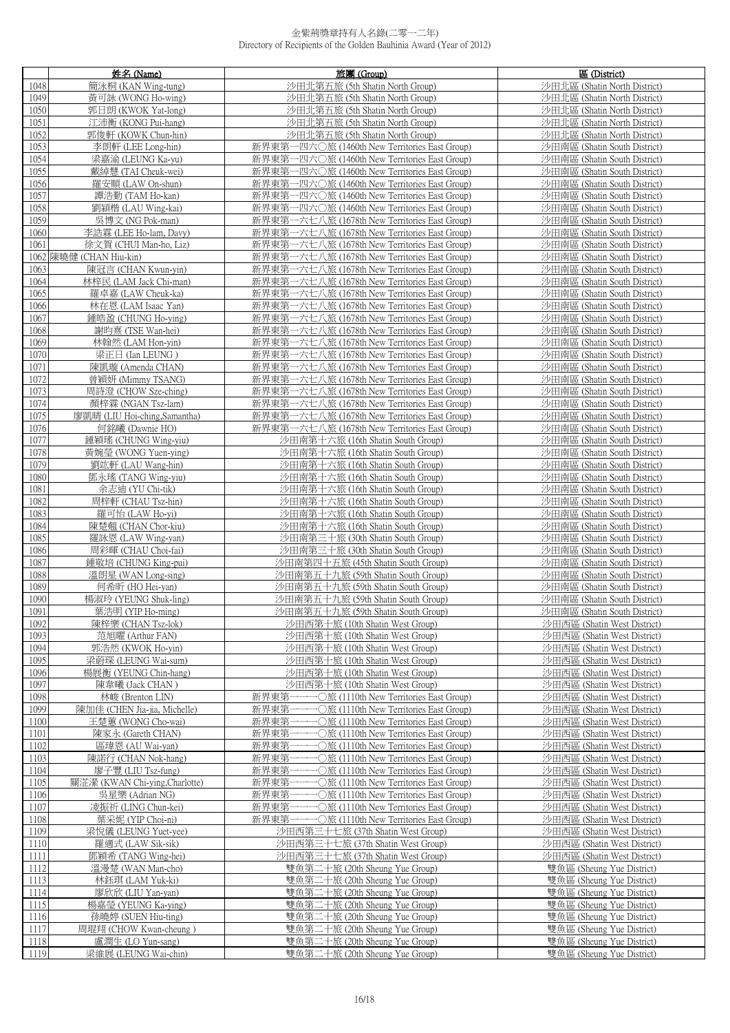金紫荊獎章持有人名錄(二零一二年)
Directory of Recipients of the Golden Bauhinia Award (Year of 2012)

| | 姓名 (Name) | 旅團 (Group) | 區 (District) |
|---|---|---|---|
| 1048 | 簡泳桐 (KAN Wing-tung) | 沙田北第五旅 (5th Shatin North Group) | 沙田北區 (Shatin North District) |
| 1049 | 黃可詠 (WONG Ho-wing) | 沙田北第五旅 (5th Shatin North Group) | 沙田北區 (Shatin North District) |
| 1050 | 郭日朗 (KWOK Yat-long) | 沙田北第五旅 (5th Shatin North Group) | 沙田北區 (Shatin North District) |
| 1051 | 江沛衡 (KONG Pui-hang) | 沙田北第五旅 (5th Shatin North Group) | 沙田北區 (Shatin North District) |
| 1052 | 郭俊軒 (KOWK Chun-hin) | 沙田北第五旅 (5th Shatin North Group) | 沙田北區 (Shatin North District) |
| 1053 | 李朗軒 (LEE Long-hin) | 新界東第一四六〇旅 (1460th New Territories East Group) | 沙田南區 (Shatin South District) |
| 1054 | 梁嘉渝 (LEUNG Ka-yu) | 新界東第一四六〇旅 (1460th New Territories East Group) | 沙田南區 (Shatin South District) |
| 1055 | 戴綽慧 (TAI Cheuk-wei) | 新界東第一四六〇旅 (1460th New Territories East Group) | 沙田南區 (Shatin South District) |
| 1056 | 羅安順 (LAW On-shun) | 新界東第一四六〇旅 (1460th New Territories East Group) | 沙田南區 (Shatin South District) |
| 1057 | 譚浩勤 (TAM Ho-kan) | 新界東第一四六〇旅 (1460th New Territories East Group) | 沙田南區 (Shatin South District) |
| 1058 | 劉穎楷 (LAU Wing-kai) | 新界東第一四六〇旅 (1460th New Territories East Group) | 沙田南區 (Shatin South District) |
| 1059 | 吳博文 (NG Pok-man) | 新界東第一六七八旅 (1678th New Territories East Group) | 沙田南區 (Shatin South District) |
| 1060 | 李諾霖 (LEE Ho-lam, Davy) | 新界東第一六七八旅 (1678th New Territories East Group) | 沙田南區 (Shatin South District) |
| 1061 | 徐文賀 (CHUI Man-ho, Liz) | 新界東第一六七八旅 (1678th New Territories East Group) | 沙田南區 (Shatin South District) |
| 1062 | 陳曉健 (CHAN Hiu-kin) | 新界東第一六七八旅 (1678th New Territories East Group) | 沙田南區 (Shatin South District) |
| 1063 | 陳冠言 (CHAN Kwun-yin) | 新界東第一六七八旅 (1678th New Territories East Group) | 沙田南區 (Shatin South District) |
| 1064 | 林梓民 (LAM Jack Chi-man) | 新界東第一六七八旅 (1678th New Territories East Group) | 沙田南區 (Shatin South District) |
| 1065 | 羅卓嘉 (LAW Cheuk-ka) | 新界東第一六七八旅 (1678th New Territories East Group) | 沙田南區 (Shatin South District) |
| 1066 | 林在恩 (LAM Isaac Yan) | 新界東第一六七八旅 (1678th New Territories East Group) | 沙田南區 (Shatin South District) |
| 1067 | 鍾皓盈 (CHUNG Ho-ying) | 新界東第一六七八旅 (1678th New Territories East Group) | 沙田南區 (Shatin South District) |
| 1068 | 謝昀熹 (TSE Wan-hei) | 新界東第一六七八旅 (1678th New Territories East Group) | 沙田南區 (Shatin South District) |
| 1069 | 林翰然 (LAM Hon-yin) | 新界東第一六七八旅 (1678th New Territories East Group) | 沙田南區 (Shatin South District) |
| 1070 | 梁正日 (Ian LEUNG ) | 新界東第一六七八旅 (1678th New Territories East Group) | 沙田南區 (Shatin South District) |
| 1071 | 陳凱璇 (Amenda CHAN) | 新界東第一六七八旅 (1678th New Territories East Group) | 沙田南區 (Shatin South District) |
| 1072 | 曾穎妍 (Mimmy TSANG) | 新界東第一六七八旅 (1678th New Territories East Group) | 沙田南區 (Shatin South District) |
| 1073 | 周詩澄 (CHOW Sze-ching) | 新界東第一六七八旅 (1678th New Territories East Group) | 沙田南區 (Shatin South District) |
| 1074 | 顏梓霖 (NGAN Tsz-lam) | 新界東第一六七八旅 (1678th New Territories East Group) | 沙田南區 (Shatin South District) |
| 1075 | 廖凱晴 (LIU Hoi-ching,Samantha) | 新界東第一六七八旅 (1678th New Territories East Group) | 沙田南區 (Shatin South District) |
| 1076 | 何銘曦 (Dawnie HO) | 新界東第一六七八旅 (1678th New Territories East Group) | 沙田南區 (Shatin South District) |
| 1077 | 鍾穎瑤 (CHUNG Wing-yiu) | 沙田南第十六旅 (16th Shatin South Group) | 沙田南區 (Shatin South District) |
| 1078 | 黃婉瑩 (WONG Yuen-ying) | 沙田南第十六旅 (16th Shatin South Group) | 沙田南區 (Shatin South District) |
| 1079 | 劉竑軒 (LAU Wang-hin) | 沙田南第十六旅 (16th Shatin South Group) | 沙田南區 (Shatin South District) |
| 1080 | 鄧永瑤 (TANG Wing-yiu) | 沙田南第十六旅 (16th Shatin South Group) | 沙田南區 (Shatin South District) |
| 1081 | 余志迪 (YU Chi-tik) | 沙田南第十六旅 (16th Shatin South Group) | 沙田南區 (Shatin South District) |
| 1082 | 周梓軒 (CHAU Tsz-hin) | 沙田南第十六旅 (16th Shatin South Group) | 沙田南區 (Shatin South District) |
| 1083 | 羅可怡 (LAW Ho-yi) | 沙田南第十六旅 (16th Shatin South Group) | 沙田南區 (Shatin South District) |
| 1084 | 陳楚翹 (CHAN Chor-kiu) | 沙田南第十六旅 (16th Shatin South Group) | 沙田南區 (Shatin South District) |
| 1085 | 羅詠恩 (LAW Wing-yan) | 沙田南第三十旅 (30th Shatin South Group) | 沙田南區 (Shatin South District) |
| 1086 | 周彩暉 (CHAU Choi-fai) | 沙田南第三十旅 (30th Shatin South Group) | 沙田南區 (Shatin South District) |
| 1087 | 鍾敬培 (CHUNG King-pui) | 沙田南第四十五旅 (45th Shatin South Group) | 沙田南區 (Shatin South District) |
| 1088 | 溫朗星 (WAN Long-sing) | 沙田南第五十九旅 (59th Shatin South Group) | 沙田南區 (Shatin South District) |
| 1089 | 何希昕 (HO Hei-yan) | 沙田南第五十九旅 (59th Shatin South Group) | 沙田南區 (Shatin South District) |
| 1090 | 楊淑玲 (YEUNG Shuk-ling) | 沙田南第五十九旅 (59th Shatin South Group) | 沙田南區 (Shatin South District) |
| 1091 | 葉浩明 (YIP Ho-ming) | 沙田南第五十九旅 (59th Shatin South Group) | 沙田南區 (Shatin South District) |
| 1092 | 陳梓樂 (CHAN Tsz-lok) | 沙田西第十旅 (10th Shatin West Group) | 沙田西區 (Shatin West District) |
| 1093 | 范旭曜 (Arthur FAN) | 沙田西第十旅 (10th Shatin West Group) | 沙田西區 (Shatin West District) |
| 1094 | 郭浩然 (KWOK Ho-yin) | 沙田西第十旅 (10th Shatin West Group) | 沙田西區 (Shatin West District) |
| 1095 | 梁蔚琛 (LEUNG Wai-sum) | 沙田西第十旅 (10th Shatin West Group) | 沙田西區 (Shatin West District) |
| 1096 | 楊展衡 (YEUNG Chin-hang) | 沙田西第十旅 (10th Shatin West Group) | 沙田西區 (Shatin West District) |
| 1097 | 陳韋曦 (Jack CHAN ) | 沙田西第十旅 (10th Shatin West Group) | 沙田西區 (Shatin West District) |
| 1098 | 林峻 (Brenton LIN) | 新界東第一一一〇旅 (1110th New Territories East Group) | 沙田西區 (Shatin West District) |
| 1099 | 陳加佳 (CHEN Jia-jia, Michelle) | 新界東第一一一〇旅 (1110th New Territories East Group) | 沙田西區 (Shatin West District) |
| 1100 | 王楚蕙 (WONG Cho-wai) | 新界東第一一一〇旅 (1110th New Territories East Group) | 沙田西區 (Shatin West District) |
| 1101 | 陳家永 (Gareth CHAN) | 新界東第一一一〇旅 (1110th New Territories East Group) | 沙田西區 (Shatin West District) |
| 1102 | 區瑋恩 (AU Wai-yan) | 新界東第一一一〇旅 (1110th New Territories East Group) | 沙田西區 (Shatin West District) |
| 1103 | 陳諾行 (CHAN Nok-hang) | 新界東第一一一〇旅 (1110th New Territories East Group) | 沙田西區 (Shatin West District) |
| 1104 | 廖子豐 (LIU Tsz-fung) | 新界東第一一一〇旅 (1110th New Territories East Group) | 沙田西區 (Shatin West District) |
| 1105 | 關芷瀅 (KWAN Chi-ying,Charlotte) | 新界東第一一一〇旅 (1110th New Territories East Group) | 沙田西區 (Shatin West District) |
| 1106 | 吳星樂 (Adrian NG) | 新界東第一一一〇旅 (1110th New Territories East Group) | 沙田西區 (Shatin West District) |
| 1107 | 凌振祈 (LING Chun-kei) | 新界東第一一一〇旅 (1110th New Territories East Group) | 沙田西區 (Shatin West District) |
| 1108 | 葉采妮 (YIP Choi-ni) | 新界東第一一一〇旅 (1110th New Territories East Group) | 沙田西區 (Shatin West District) |
| 1109 | 梁悅儀 (LEUNG Yuet-yee) | 沙田西第三十七旅 (37th Shatin West Group) | 沙田西區 (Shatin West District) |
| 1110 | 羅適式 (LAW Sik-sik) | 沙田西第三十七旅 (37th Shatin West Group) | 沙田西區 (Shatin West District) |
| 1111 | 鄧穎希 (TANG Wing-hei) | 沙田西第三十七旅 (37th Shatin West Group) | 沙田西區 (Shatin West District) |
| 1112 | 溫漫楚 (WAN Man-cho) | 雙魚第二十旅 (20th Sheung Yue Group) | 雙魚區 (Sheung Yue District) |
| 1113 | 林鈺琪 (LAM Yuk-ki) | 雙魚第二十旅 (20th Sheung Yue Group) | 雙魚區 (Sheung Yue District) |
| 1114 | 廖欣欣 (LIU Yan-yan) | 雙魚第二十旅 (20th Sheung Yue Group) | 雙魚區 (Sheung Yue District) |
| 1115 | 楊嘉瑩 (YEUNG Ka-ying) | 雙魚第二十旅 (20th Sheung Yue Group) | 雙魚區 (Sheung Yue District) |
| 1116 | 孫曉婷 (SUEN Hiu-ting) | 雙魚第二十旅 (20th Sheung Yue Group) | 雙魚區 (Sheung Yue District) |
| 1117 | 周焜翔 (CHOW Kwan-cheung ) | 雙魚第二十旅 (20th Sheung Yue Group) | 雙魚區 (Sheung Yue District) |
| 1118 | 盧潤生 (LO Yun-sang) | 雙魚第二十旅 (20th Sheung Yue Group) | 雙魚區 (Sheung Yue District) |
| 1119 | 梁維展 (LEUNG Wai-chin) | 雙魚第二十旅 (20th Sheung Yue Group) | 雙魚區 (Sheung Yue District) |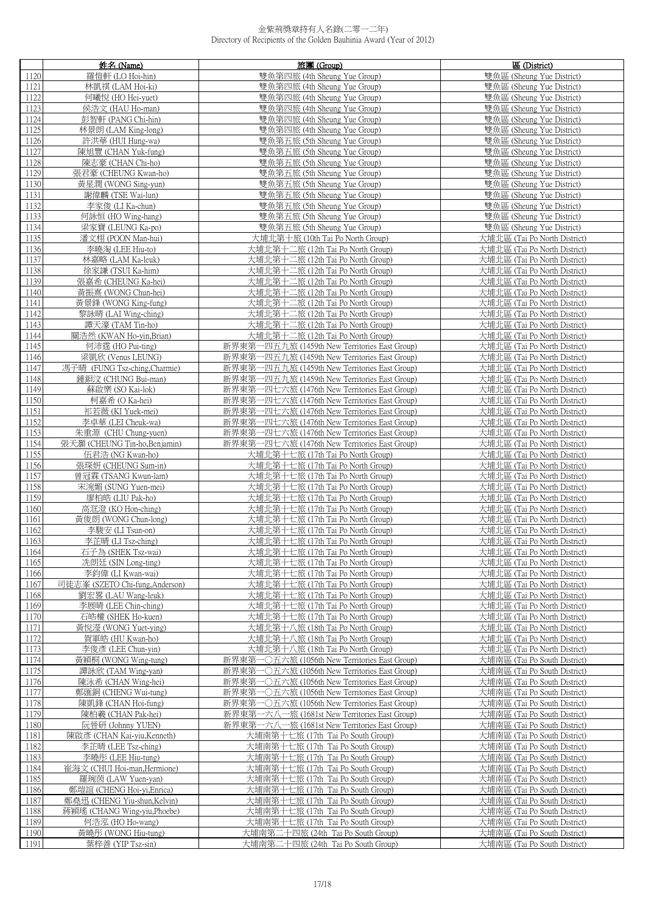# 金紫荊獎章持有人名錄(二零一二年)
Directory of Recipients of the Golden Bauhinia Award (Year of 2012)

| | 姓名 (Name) | 旅團 (Group) | 區 (District) |
|---|---|---|---|
| 1120 | 羅愷軒 (LO Hoi-hin) | 雙魚第四旅 (4th Sheung Yue Group) | 雙魚區 (Sheung Yue District) |
| 1121 | 林凱祺 (LAM Hoi-ki) | 雙魚第四旅 (4th Sheung Yue Group) | 雙魚區 (Sheung Yue District) |
| 1122 | 何曦悅 (HO Hei-yuet) | 雙魚第四旅 (4th Sheung Yue Group) | 雙魚區 (Sheung Yue District) |
| 1123 | 侯浩文 (HAU Ho-man) | 雙魚第四旅 (4th Sheung Yue Group) | 雙魚區 (Sheung Yue District) |
| 1124 | 彭智軒 (PANG Chi-hin) | 雙魚第四旅 (4th Sheung Yue Group) | 雙魚區 (Sheung Yue District) |
| 1125 | 林景朗 (LAM King-long) | 雙魚第四旅 (4th Sheung Yue Group) | 雙魚區 (Sheung Yue District) |
| 1126 | 許洪華 (HUI Hung-wa) | 雙魚第五旅 (5th Sheung Yue Group) | 雙魚區 (Sheung Yue District) |
| 1127 | 陳旭豐 (CHAN Yuk-fung) | 雙魚第五旅 (5th Sheung Yue Group) | 雙魚區 (Sheung Yue District) |
| 1128 | 陳志豪 (CHAN Chi-ho) | 雙魚第五旅 (5th Sheung Yue Group) | 雙魚區 (Sheung Yue District) |
| 1129 | 張君豪 (CHEUNG Kwan-ho) | 雙魚第五旅 (5th Sheung Yue Group) | 雙魚區 (Sheung Yue District) |
| 1130 | 黃星潤 (WONG Sing-yun) | 雙魚第五旅 (5th Sheung Yue Group) | 雙魚區 (Sheung Yue District) |
| 1131 | 謝偉麟 (TSE Wai-lun) | 雙魚第五旅 (5th Sheung Yue Group) | 雙魚區 (Sheung Yue District) |
| 1132 | 李家俊 (LI Ka-chun) | 雙魚第五旅 (5th Sheung Yue Group) | 雙魚區 (Sheung Yue District) |
| 1133 | 何詠恒 (HO Wing-hang) | 雙魚第五旅 (5th Sheung Yue Group) | 雙魚區 (Sheung Yue District) |
| 1134 | 梁家寶 (LEUNG Ka-po) | 雙魚第五旅 (5th Sheung Yue Group) | 雙魚區 (Sheung Yue District) |
| 1135 | 潘文栩 (POON Man-hui) | 大埔北第十旅 (10th Tai Po North Group) | 大埔北區 (Tai Po North District) |
| 1136 | 李曉淘 (LEE Hiu-to) | 大埔北第十二旅 (12th Tai Po North Group) | 大埔北區 (Tai Po North District) |
| 1137 | 林嘉略 (LAM Ka-leuk) | 大埔北第十二旅 (12th Tai Po North Group) | 大埔北區 (Tai Po North District) |
| 1138 | 徐家謙 (TSUI Ka-him) | 大埔北第十二旅 (12th Tai Po North Group) | 大埔北區 (Tai Po North District) |
| 1139 | 張嘉希 (CHEUNG Ka-hei) | 大埔北第十二旅 (12th Tai Po North Group) | 大埔北區 (Tai Po North District) |
| 1140 | 黃振熹 (WONG Chun-hei) | 大埔北第十二旅 (12th Tai Po North Group) | 大埔北區 (Tai Po North District) |
| 1141 | 黃景鋒 (WONG King-fung) | 大埔北第十二旅 (12th Tai Po North Group) | 大埔北區 (Tai Po North District) |
| 1142 | 黎詠晴 (LAI Wing-ching) | 大埔北第十二旅 (12th Tai Po North Group) | 大埔北區 (Tai Po North District) |
| 1143 | 譚天濠 (TAM Tin-ho) | 大埔北第十二旅 (12th Tai Po North Group) | 大埔北區 (Tai Po North District) |
| 1144 | 關浩然 (KWAN Ho-yin,Brian) | 大埔北第十二旅 (12th Tai Po North Group) | 大埔北區 (Tai Po North District) |
| 1145 | 何沛霆 (HO Pui-ting) | 新界東第一四五九旅 (1459th New Territories East Group) | 大埔北區 (Tai Po North District) |
| 1146 | 梁凱欣 (Venus LEUNG) | 新界東第一四五九旅 (1459th New Territories East Group) | 大埔北區 (Tai Po North District) |
| 1147 | 馮子晴 (FUNG Tsz-ching,Charmie) | 新界東第一四五九旅 (1459th New Territories East Group) | 大埔北區 (Tai Po North District) |
| 1148 | 鍾鋇汶 (CHUNG Bui-man) | 新界東第一四五九旅 (1459th New Territories East Group) | 大埔北區 (Tai Po North District) |
| 1149 | 蘇啟樂 (SO Kai-lok) | 新界東第一四七六旅 (1476th New Territories East Group) | 大埔北區 (Tai Po North District) |
| 1150 | 柯嘉希 (O Ka-hei) | 新界東第一四七六旅 (1476th New Territories East Group) | 大埔北區 (Tai Po North District) |
| 1151 | 祁若薇 (KI Yuek-mei) | 新界東第一四七六旅 (1476th New Territories East Group) | 大埔北區 (Tai Po North District) |
| 1152 | 李卓華 (LEI Cheuk-wa) | 新界東第一四七六旅 (1476th New Territories East Group) | 大埔北區 (Tai Po North District) |
| 1153 | 朱重源 (CHU Chung-yuen) | 新界東第一四七六旅 (1476th New Territories East Group) | 大埔北區 (Tai Po North District) |
| 1154 | 張天灝 (CHEUNG Tin-ho,Benjamin) | 新界東第一四七六旅 (1476th New Territories East Group) | 大埔北區 (Tai Po North District) |
| 1155 | 伍君浩 (NG Kwan-ho) | 大埔北第十七旅 (17th Tai Po North Group) | 大埔北區 (Tai Po North District) |
| 1156 | 張琛妍 (CHEUNG Sum-in) | 大埔北第十七旅 (17th Tai Po North Group) | 大埔北區 (Tai Po North District) |
| 1157 | 曾冠霖 (TSANG Kwun-lam) | 大埔北第十七旅 (17th Tai Po North Group) | 大埔北區 (Tai Po North District) |
| 1158 | 宋涴媚 (SUNG Yuen-mei) | 大埔北第十七旅 (17th Tai Po North Group) | 大埔北區 (Tai Po North District) |
| 1159 | 廖柏皓 (LIU Pak-ho) | 大埔北第十七旅 (17th Tai Po North Group) | 大埔北區 (Tai Po North District) |
| 1160 | 高涯澄 (KO Hon-ching) | 大埔北第十七旅 (17th Tai Po North Group) | 大埔北區 (Tai Po North District) |
| 1161 | 黃俊朗 (WONG Chun-long) | 大埔北第十七旅 (17th Tai Po North Group) | 大埔北區 (Tai Po North District) |
| 1162 | 李駿安 (LI Tsun-on) | 大埔北第十七旅 (17th Tai Po North Group) | 大埔北區 (Tai Po North District) |
| 1163 | 李芷晴 (LI Tsz-ching) | 大埔北第十七旅 (17th Tai Po North Group) | 大埔北區 (Tai Po North District) |
| 1164 | 石子為 (SHEK Tsz-wai) | 大埔北第十七旅 (17th Tai Po North Group) | 大埔北區 (Tai Po North District) |
| 1165 | 冼朗廷 (SIN Long-ting) | 大埔北第十七旅 (17th Tai Po North Group) | 大埔北區 (Tai Po North District) |
| 1166 | 李鈞偉 (LI Kwan-wai) | 大埔北第十七旅 (17th Tai Po North Group) | 大埔北區 (Tai Po North District) |
| 1167 | 司徒志峯 (SZETO Chi-fung,Anderson) | 大埔北第十七旅 (17th Tai Po North Group) | 大埔北區 (Tai Po North District) |
| 1168 | 劉宏畧 (LAU Wang-leuk) | 大埔北第十七旅 (17th Tai Po North Group) | 大埔北區 (Tai Po North District) |
| 1169 | 李展晴 (LEE Chin-ching) | 大埔北第十七旅 (17th Tai Po North Group) | 大埔北區 (Tai Po North District) |
| 1170 | 石皓權 (SHEK Ho-kuen) | 大埔北第十七旅 (17th Tai Po North Group) | 大埔北區 (Tai Po North District) |
| 1171 | 黃悅瀅 (WONG Yuet-ying) | 大埔北第十八旅 (18th Tai Po North Group) | 大埔北區 (Tai Po North District) |
| 1172 | 賀軍皓 (HU Kwan-ho) | 大埔北第十八旅 (18th Tai Po North Group) | 大埔北區 (Tai Po North District) |
| 1173 | 李俊彥 (LEE Chun-yin) | 大埔北第十八旅 (18th Tai Po North Group) | 大埔北區 (Tai Po North District) |
| 1174 | 黃穎桐 (WONG Wing-tung) | 新界東第一〇五六旅 (1056th New Territories East Group) | 大埔南區 (Tai Po South District) |
| 1175 | 譚詠欣 (TAM Wing-yan) | 新界東第一〇五六旅 (1056th New Territories East Group) | 大埔南區 (Tai Po South District) |
| 1176 | 陳泳希 (CHAN Wing-hei) | 新界東第一〇五六旅 (1056th New Territories East Group) | 大埔南區 (Tai Po South District) |
| 1177 | 鄭匯銅 (CHENG Wui-tung) | 新界東第一〇五六旅 (1056th New Territories East Group) | 大埔南區 (Tai Po South District) |
| 1178 | 陳凱鋒 (CHAN Hoi-fung) | 新界東第一〇五六旅 (1056th New Territories East Group) | 大埔南區 (Tai Po South District) |
| 1179 | 陳柏羲 (CHAN Pak-hei) | 新界東第一六八一旅 (1681st New Territories East Group) | 大埔南區 (Tai Po South District) |
| 1180 | 阮晉研 (Johnny YUEN) | 新界東第一六八一旅 (1681st New Territories East Group) | 大埔南區 (Tai Po South District) |
| 1181 | 陳啟彥 (CHAN Kai-yiu,Kenneth) | 大埔南第十七旅 (17th Tai Po South Group) | 大埔南區 (Tai Po South District) |
| 1182 | 李芷晴 (LEE Tsz-ching) | 大埔南第十七旅 (17th Tai Po South Group) | 大埔南區 (Tai Po South District) |
| 1183 | 李曉彤 (LEE Hiu-tung) | 大埔南第十七旅 (17th Tai Po South Group) | 大埔南區 (Tai Po South District) |
| 1184 | 崔海文 (CHUI Hoi-man,Hermione) | 大埔南第十七旅 (17th Tai Po South Group) | 大埔南區 (Tai Po South District) |
| 1185 | 羅琬茵 (LAW Yuen-yan) | 大埔南第十七旅 (17th Tai Po South Group) | 大埔南區 (Tai Po South District) |
| 1186 | 鄭塏誼 (CHENG Hoi-yi,Enrica) | 大埔南第十七旅 (17th Tai Po South Group) | 大埔南區 (Tai Po South District) |
| 1187 | 鄭堯迅 (CHENG Yiu-shun,Kelvin) | 大埔南第十七旅 (17th Tai Po South Group) | 大埔南區 (Tai Po South District) |
| 1188 | 蔣穎瑤 (CHANG Wing-yiu,Phoebe) | 大埔南第十七旅 (17th Tai Po South Group) | 大埔南區 (Tai Po South District) |
| 1189 | 何浩泓 (HO Ho-wang) | 大埔南第十七旅 (17th Tai Po South Group) | 大埔南區 (Tai Po South District) |
| 1190 | 黃曉彤 (WONG Hiu-tung) | 大埔南第二十四旅 (24th Tai Po South Group) | 大埔南區 (Tai Po South District) |
| 1191 | 葉梓善 (YIP Tsz-sin) | 大埔南第二十四旅 (24th Tai Po South Group) | 大埔南區 (Tai Po South District) |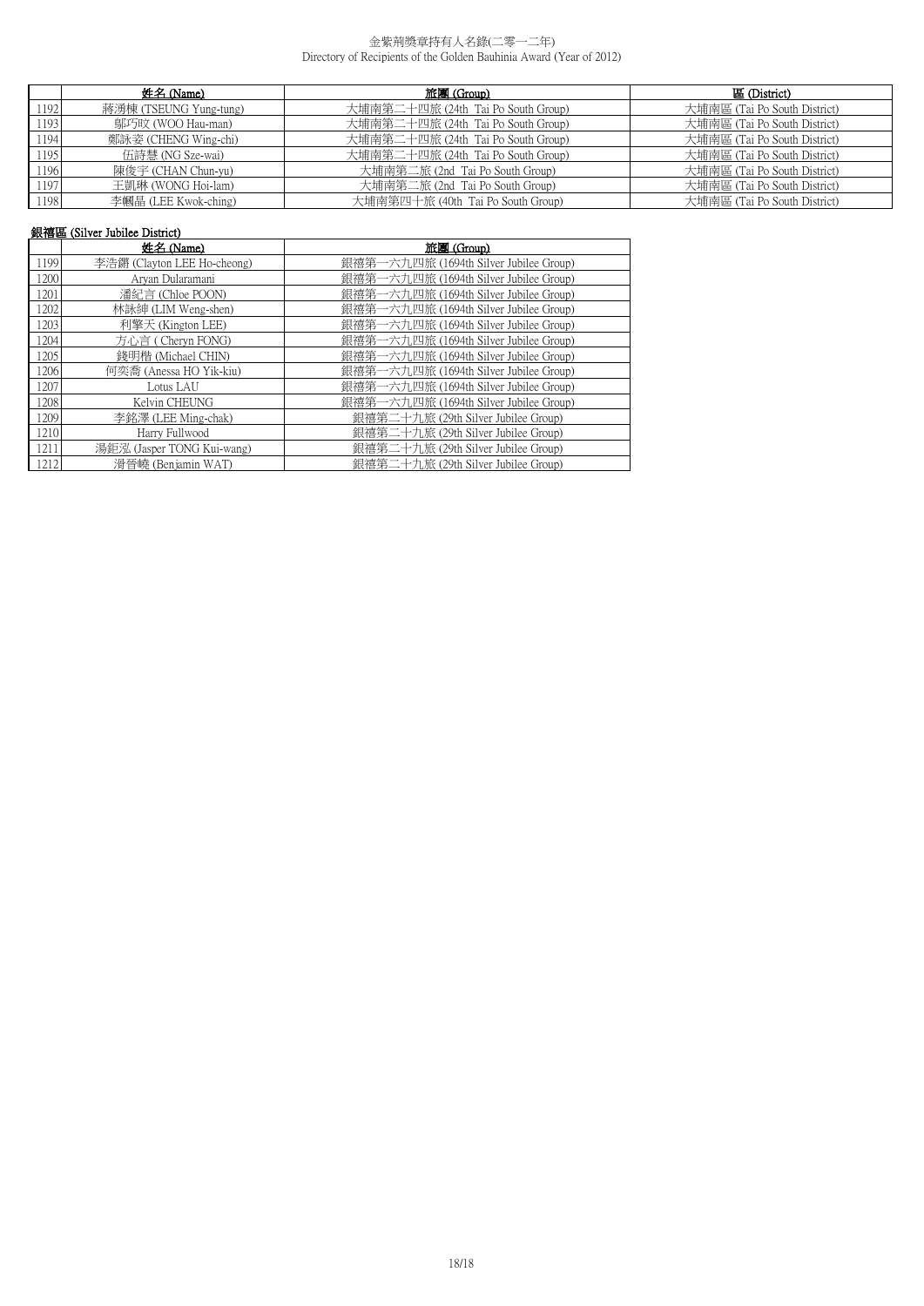金紫荊獎章持有人名錄(二零一二年)
Directory of Recipients of the Golden Bauhinia Award (Year of 2012)

| | 姓名 (Name) | 旅團 (Group) | 區 (District) |
|---|---|---|---|
| 1192 | 蔣湧棟 (TSEUNG Yung-tung) | 大埔南第二十四旅 (24th Tai Po South Group) | 大埔南區 (Tai Po South District) |
| 1193 | 鄔巧旼 (WOO Hau-man) | 大埔南第二十四旅 (24th Tai Po South Group) | 大埔南區 (Tai Po South District) |
| 1194 | 鄭詠姿 (CHENG Wing-chi) | 大埔南第二十四旅 (24th Tai Po South Group) | 大埔南區 (Tai Po South District) |
| 1195 | 伍詩慧 (NG Sze-wai) | 大埔南第二十四旅 (24th Tai Po South Group) | 大埔南區 (Tai Po South District) |
| 1196 | 陳俊宇 (CHAN Chun-yu) | 大埔南第二旅 (2nd Tai Po South Group) | 大埔南區 (Tai Po South District) |
| 1197 | 王凱琳 (WONG Hoi-lam) | 大埔南第二旅 (2nd Tai Po South Group) | 大埔南區 (Tai Po South District) |
| 1198 | 李幗晶 (LEE Kwok-ching) | 大埔南第四十旅 (40th Tai Po South Group) | 大埔南區 (Tai Po South District) |

## 銀禧區 (Silver Jubilee District)

| | 姓名 (Name) | 旅團 (Group) |
|---|---|---|
| 1199 | 李浩鏘 (Clayton LEE Ho-cheong) | 銀禧第一六九四旅 (1694th Silver Jubilee Group) |
| 1200 | Aryan Dularamani | 銀禧第一六九四旅 (1694th Silver Jubilee Group) |
| 1201 | 潘紀言 (Chloe POON) | 銀禧第一六九四旅 (1694th Silver Jubilee Group) |
| 1202 | 林詠紳 (LIM Weng-shen) | 銀禧第一六九四旅 (1694th Silver Jubilee Group) |
| 1203 | 利擎天 (Kington LEE) | 銀禧第一六九四旅 (1694th Silver Jubilee Group) |
| 1204 | 方心言 ( Cheryn FONG) | 銀禧第一六九四旅 (1694th Silver Jubilee Group) |
| 1205 | 錢明楷 (Michael CHIN) | 銀禧第一六九四旅 (1694th Silver Jubilee Group) |
| 1206 | 何奕喬 (Anessa HO Yik-kiu) | 銀禧第一六九四旅 (1694th Silver Jubilee Group) |
| 1207 | Lotus LAU | 銀禧第一六九四旅 (1694th Silver Jubilee Group) |
| 1208 | Kelvin CHEUNG | 銀禧第一六九四旅 (1694th Silver Jubilee Group) |
| 1209 | 李銘澤 (LEE Ming-chak) | 銀禧第二十九旅 (29th Silver Jubilee Group) |
| 1210 | Harry Fullwood | 銀禧第二十九旅 (29th Silver Jubilee Group) |
| 1211 | 湯鉅泓 (Jasper TONG Kui-wang) | 銀禧第二十九旅 (29th Silver Jubilee Group) |
| 1212 | 滑晉嶢 (Benjamin WAT) | 銀禧第二十九旅 (29th Silver Jubilee Group) |